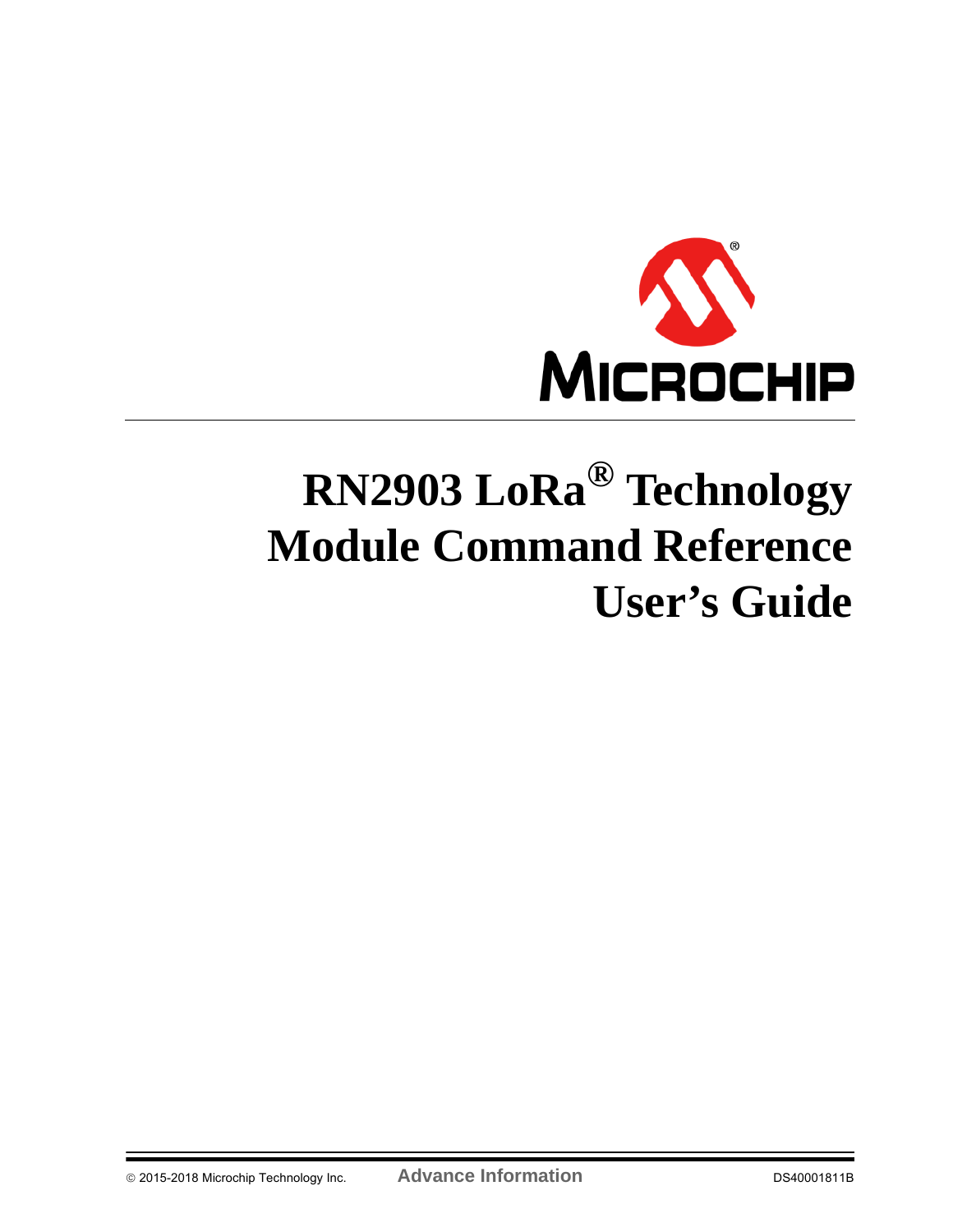# RN2903 LoRa® Technology Module Command Reference User's Guide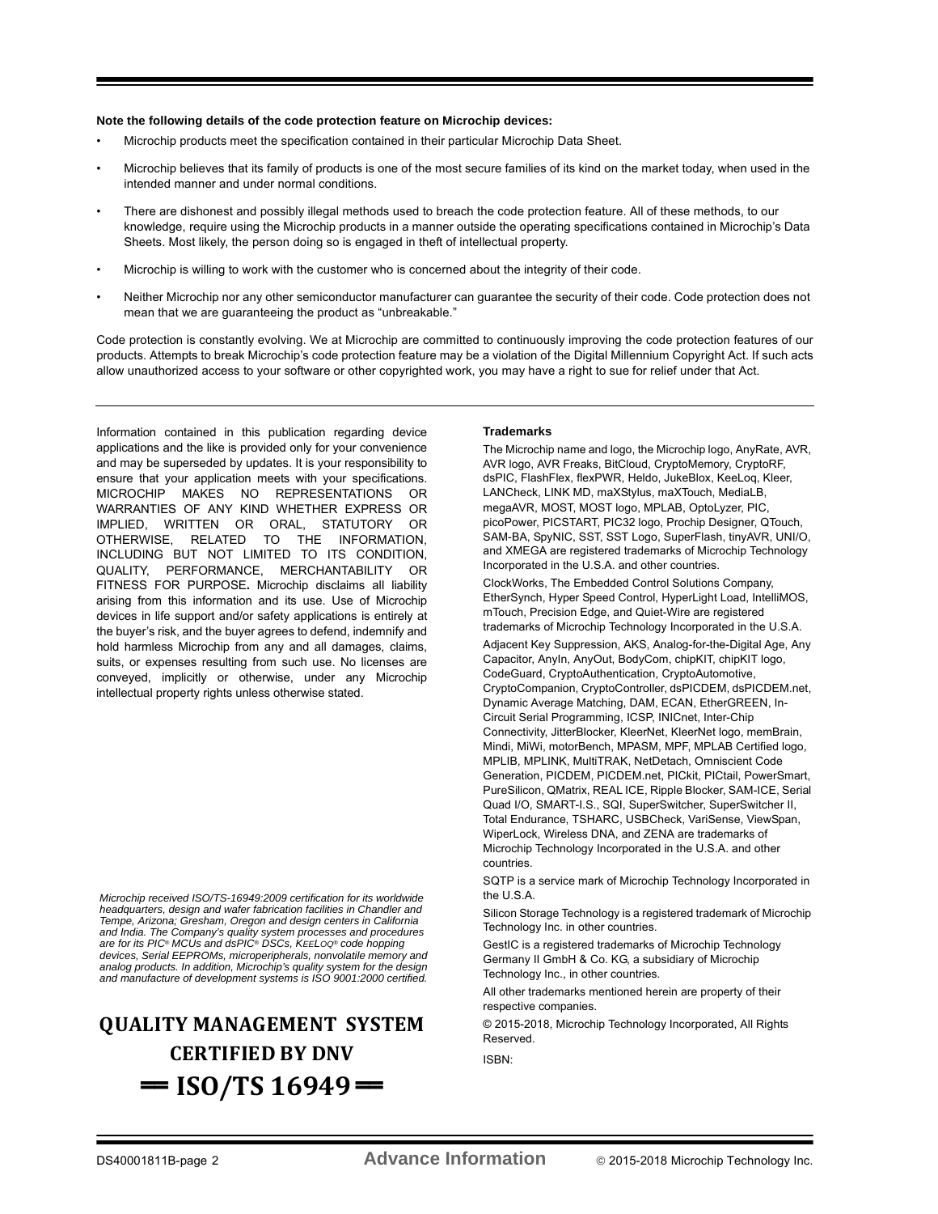**Note the following details of the code protection feature on Microchip devices:**

- Microchip products meet the specification contained in their particular Microchip Data Sheet.
- Microchip believes that its family of products is one of the most secure families of its kind on the market today, when used in the intended manner and under normal conditions.
- There are dishonest and possibly illegal methods used to breach the code protection feature. All of these methods, to our knowledge, require using the Microchip products in a manner outside the operating specifications contained in Microchip's Data Sheets. Most likely, the person doing so is engaged in theft of intellectual property.
- Microchip is willing to work with the customer who is concerned about the integrity of their code.
- Neither Microchip nor any other semiconductor manufacturer can guarantee the security of their code. Code protection does not mean that we are guaranteeing the product as "unbreakable."

Code protection is constantly evolving. We at Microchip are committed to continuously improving the code protection features of our products. Attempts to break Microchip's code protection feature may be a violation of the Digital Millennium Copyright Act. If such acts allow unauthorized access to your software or other copyrighted work, you may have a right to sue for relief under that Act.

---

Information contained in this publication regarding device applications and the like is provided only for your convenience and may be superseded by updates. It is your responsibility to ensure that your application meets with your specifications. MICROCHIP MAKES NO REPRESENTATIONS OR WARRANTIES OF ANY KIND WHETHER EXPRESS OR IMPLIED, WRITTEN OR ORAL, STATUTORY OR OTHERWISE, RELATED TO THE INFORMATION, INCLUDING BUT NOT LIMITED TO ITS CONDITION, QUALITY, PERFORMANCE, MERCHANTABILITY OR FITNESS FOR PURPOSE**.** Microchip disclaims all liability arising from this information and its use. Use of Microchip devices in life support and/or safety applications is entirely at the buyer's risk, and the buyer agrees to defend, indemnify and hold harmless Microchip from any and all damages, claims, suits, or expenses resulting from such use. No licenses are conveyed, implicitly or otherwise, under any Microchip intellectual property rights unless otherwise stated.

*Microchip received ISO/TS-16949:2009 certification for its worldwide headquarters, design and wafer fabrication facilities in Chandler and Tempe, Arizona; Gresham, Oregon and design centers in California and India. The Company's quality system processes and procedures are for its PIC® MCUs and dsPIC® DSCs, KEELOQ® code hopping devices, Serial EEPROMs, microperipherals, nonvolatile memory and analog products. In addition, Microchip's quality system for the design and manufacture of development systems is ISO 9001:2000 certified.*

**QUALITY MANAGEMENT SYSTEM CERTIFIED BY DNV**

**== ISO/TS 16949 ==**

**Trademarks**

The Microchip name and logo, the Microchip logo, AnyRate, AVR, AVR logo, AVR Freaks, BitCloud, CryptoMemory, CryptoRF, dsPIC, FlashFlex, flexPWR, Heldo, JukeBlox, KeeLoq, Kleer, LANCheck, LINK MD, maXStylus, maXTouch, MediaLB, megaAVR, MOST, MOST logo, MPLAB, OptoLyzer, PIC, picoPower, PICSTART, PIC32 logo, Prochip Designer, QTouch, SAM-BA, SpyNIC, SST, SST Logo, SuperFlash, tinyAVR, UNI/O, and XMEGA are registered trademarks of Microchip Technology Incorporated in the U.S.A. and other countries.

ClockWorks, The Embedded Control Solutions Company, EtherSynch, Hyper Speed Control, HyperLight Load, IntelliMOS, mTouch, Precision Edge, and Quiet-Wire are registered trademarks of Microchip Technology Incorporated in the U.S.A.

Adjacent Key Suppression, AKS, Analog-for-the-Digital Age, Any Capacitor, AnyIn, AnyOut, BodyCom, chipKIT, chipKIT logo, CodeGuard, CryptoAuthentication, CryptoAutomotive, CryptoCompanion, CryptoController, dsPICDEM, dsPICDEM.net, Dynamic Average Matching, DAM, ECAN, EtherGREEN, In-Circuit Serial Programming, ICSP, INICnet, Inter-Chip Connectivity, JitterBlocker, KleerNet, KleerNet logo, memBrain, Mindi, MiWi, motorBench, MPASM, MPF, MPLAB Certified logo, MPLIB, MPLINK, MultiTRAK, NetDetach, Omniscient Code Generation, PICDEM, PICDEM.net, PICkit, PICtail, PowerSmart, PureSilicon, QMatrix, REAL ICE, Ripple Blocker, SAM-ICE, Serial Quad I/O, SMART-I.S., SQI, SuperSwitcher, SuperSwitcher II, Total Endurance, TSHARC, USBCheck, VariSense, ViewSpan, WiperLock, Wireless DNA, and ZENA are trademarks of Microchip Technology Incorporated in the U.S.A. and other countries.

SQTP is a service mark of Microchip Technology Incorporated in the U.S.A.

Silicon Storage Technology is a registered trademark of Microchip Technology Inc. in other countries.

GestIC is a registered trademarks of Microchip Technology Germany II GmbH & Co. KG, a subsidiary of Microchip Technology Inc., in other countries.

All other trademarks mentioned herein are property of their respective companies.

© 2015-2018, Microchip Technology Incorporated, All Rights Reserved.

ISBN: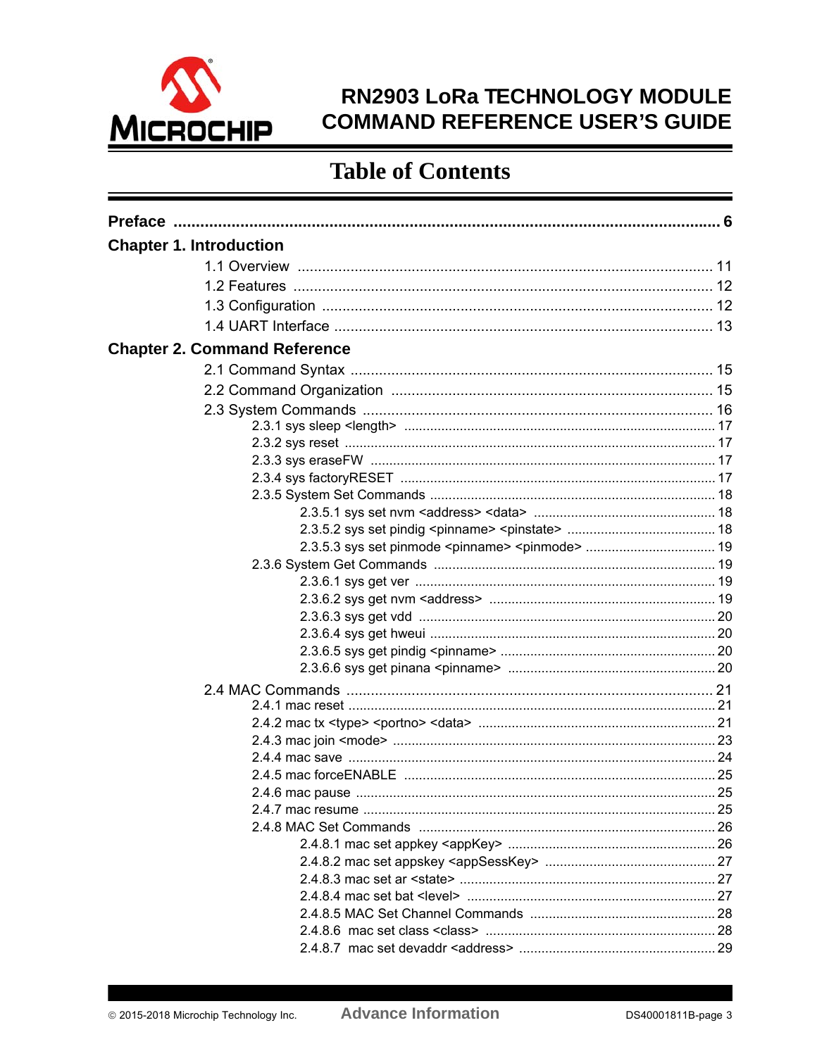# RN2903 LoRa TECHNOLOGY MODULE COMMAND REFERENCE USER'S GUIDE

## Table of Contents

**Preface** ........................................................................................................................ 6

**Chapter 1. Introduction**

- 1.1 Overview ........................................................................................................ 11
- 1.2 Features ......................................................................................................... 12
- 1.3 Configuration ................................................................................................. 12
- 1.4 UART Interface .............................................................................................. 13

**Chapter 2. Command Reference**

- 2.1 Command Syntax .......................................................................................... 15
- 2.2 Command Organization ................................................................................ 15
- 2.3 System Commands ........................................................................................ 16
  - 2.3.1 sys sleep <length> ................................................................................ 17
  - 2.3.2 sys reset ................................................................................................. 17
  - 2.3.3 sys eraseFW .......................................................................................... 17
  - 2.3.4 sys factoryRESET .................................................................................. 17
  - 2.3.5 System Set Commands .......................................................................... 18
    - 2.3.5.1 sys set nvm <address> <data> ................................................ 18
    - 2.3.5.2 sys set pindig <pinname> <pinstate> ....................................... 18
    - 2.3.5.3 sys set pinmode <pinname> <pinmode> .................................. 19
  - 2.3.6 System Get Commands ......................................................................... 19
    - 2.3.6.1 sys get ver ................................................................................ 19
    - 2.3.6.2 sys get nvm <address> ............................................................ 19
    - 2.3.6.3 sys get vdd ............................................................................... 20
    - 2.3.6.4 sys get hweui ............................................................................ 20
    - 2.3.6.5 sys get pindig <pinname> ......................................................... 20
    - 2.3.6.6 sys get pinana <pinname> ....................................................... 20
- 2.4 MAC Commands ............................................................................................ 21
  - 2.4.1 mac reset ............................................................................................... 21
  - 2.4.2 mac tx <type> <portno> <data> ............................................................ 21
  - 2.4.3 mac join <mode> ................................................................................... 23
  - 2.4.4 mac save ................................................................................................ 24
  - 2.4.5 mac forceENABLE ................................................................................. 25
  - 2.4.6 mac pause .............................................................................................. 25
  - 2.4.7 mac resume ............................................................................................ 25
  - 2.4.8 MAC Set Commands .............................................................................. 26
    - 2.4.8.1 mac set appkey <appKey> ....................................................... 26
    - 2.4.8.2 mac set appskey <appSessKey> ............................................. 27
    - 2.4.8.3 mac set ar <state> .................................................................... 27
    - 2.4.8.4 mac set bat <level> .................................................................. 27
    - 2.4.8.5 MAC Set Channel Commands ................................................. 28
    - 2.4.8.6 mac set class <class> .............................................................. 28
    - 2.4.8.7 mac set devaddr <address> .................................................... 29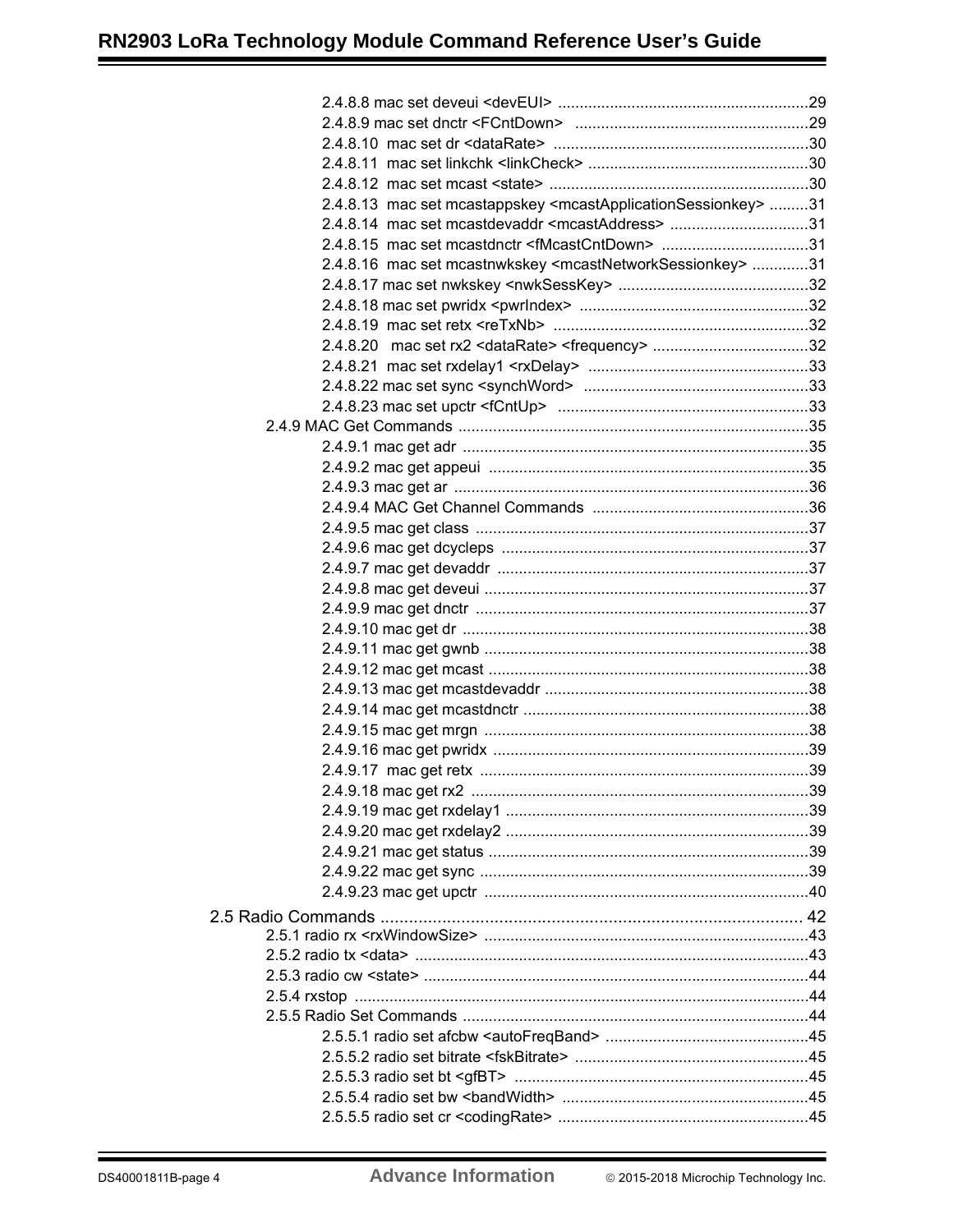2.4.8.8 mac set deveui <devEUI> ..........................................................29
2.4.8.9 mac set dnctr <FCntDown> ......................................................29
2.4.8.10 mac set dr <dataRate> ..........................................................30
2.4.8.11 mac set linkchk <linkCheck> ...................................................30
2.4.8.12 mac set mcast <state> ...........................................................30
2.4.8.13 mac set mcastappskey <mcastApplicationSessionkey> .........31
2.4.8.14 mac set mcastdevaddr <mcastAddress> ................................31
2.4.8.15 mac set mcastdnctr <fMcastCntDown> ..................................31
2.4.8.16 mac set mcastnwkskey <mcastNetworkSessionkey> .............31
2.4.8.17 mac set nwkskey <nwkSessKey> ............................................32
2.4.8.18 mac set pwridx <pwrIndex> .....................................................32
2.4.8.19 mac set retx <reTxNb> ...........................................................32
2.4.8.20 mac set rx2 <dataRate> <frequency> ....................................32
2.4.8.21 mac set rxdelay1 <rxDelay> ...................................................33
2.4.8.22 mac set sync <synchWord> ....................................................33
2.4.8.23 mac set upctr <fCntUp> ..........................................................33

2.4.9 MAC Get Commands .................................................................................35
2.4.9.1 mac get adr ...............................................................................35
2.4.9.2 mac get appeui ..........................................................................35
2.4.9.3 mac get ar .................................................................................36
2.4.9.4 MAC Get Channel Commands ..................................................36
2.4.9.5 mac get class ............................................................................37
2.4.9.6 mac get dcycleps .......................................................................37
2.4.9.7 mac get devaddr .......................................................................37
2.4.9.8 mac get deveui ..........................................................................37
2.4.9.9 mac get dnctr ............................................................................37
2.4.9.10 mac get dr ...............................................................................38
2.4.9.11 mac get gwnb ..........................................................................38
2.4.9.12 mac get mcast .........................................................................38
2.4.9.13 mac get mcastdevaddr ............................................................38
2.4.9.14 mac get mcastdnctr .................................................................38
2.4.9.15 mac get mrgn ..........................................................................38
2.4.9.16 mac get pwridx ........................................................................39
2.4.9.17 mac get retx ...........................................................................39
2.4.9.18 mac get rx2 .............................................................................39
2.4.9.19 mac get rxdelay1 .....................................................................39
2.4.9.20 mac get rxdelay2 .....................................................................39
2.4.9.21 mac get status .........................................................................39
2.4.9.22 mac get sync ...........................................................................39
2.4.9.23 mac get upctr ..........................................................................40

2.5 Radio Commands .......................................................................................... 42

2.5.1 radio rx <rxWindowSize> ..........................................................................43
2.5.2 radio tx <data> ..........................................................................................43
2.5.3 radio cw <state> ........................................................................................44
2.5.4 rxstop ........................................................................................................44
2.5.5 Radio Set Commands ...............................................................................44
2.5.5.1 radio set afcbw <autoFreqBand> ..............................................45
2.5.5.2 radio set bitrate <fskBitrate> .....................................................45
2.5.5.3 radio set bt <gfBT> ...................................................................45
2.5.5.4 radio set bw <bandWidth> ........................................................45
2.5.5.5 radio set cr <codingRate> .........................................................45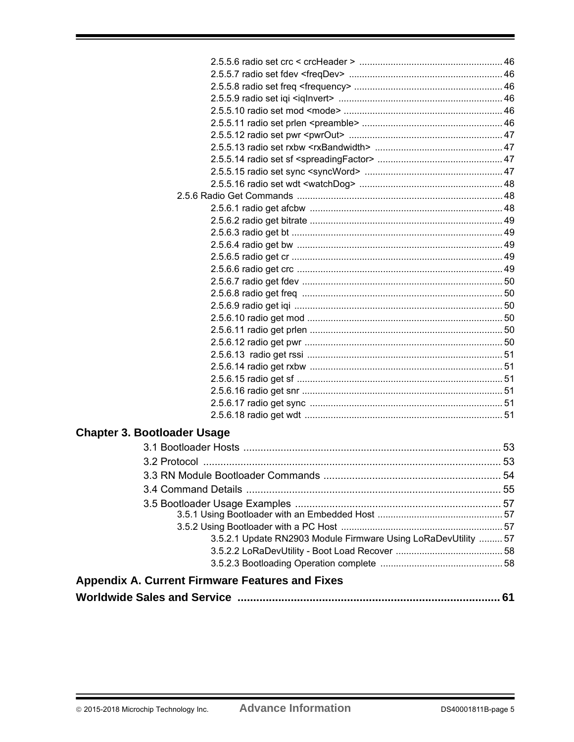2.5.5.6 radio set crc < crcHeader > ....................................................... 46
2.5.5.7 radio set fdev <freqDev> ............................................................ 46
2.5.5.8 radio set freq <frequency> ......................................................... 46
2.5.5.9 radio set iqi <iqInvert> ............................................................... 46
2.5.5.10 radio set mod <mode> ............................................................. 46
2.5.5.11 radio set prlen <preamble> ...................................................... 46
2.5.5.12 radio set pwr <pwrOut> ............................................................ 47
2.5.5.13 radio set rxbw <rxBandwidth> ................................................. 47
2.5.5.14 radio set sf <spreadingFactor> ................................................ 47
2.5.5.15 radio set sync <syncWord> ...................................................... 47
2.5.5.16 radio set wdt <watchDog> ........................................................ 48

2.5.6 Radio Get Commands ................................................................................ 48
2.5.6.1 radio get afcbw ............................................................................ 48
2.5.6.2 radio get bitrate ........................................................................... 49
2.5.6.3 radio get bt .................................................................................. 49
2.5.6.4 radio get bw ................................................................................ 49
2.5.6.5 radio get cr .................................................................................. 49
2.5.6.6 radio get crc ................................................................................ 49
2.5.6.7 radio get fdev .............................................................................. 50
2.5.6.8 radio get freq .............................................................................. 50
2.5.6.9 radio get iqi ................................................................................. 50
2.5.6.10 radio get mod ............................................................................ 50
2.5.6.11 radio get prlen ........................................................................... 50
2.5.6.12 radio get pwr ............................................................................. 50
2.5.6.13 radio get rssi ............................................................................ 51
2.5.6.14 radio get rxbw ........................................................................... 51
2.5.6.15 radio get sf ................................................................................ 51
2.5.6.16 radio get snr .............................................................................. 51
2.5.6.17 radio get sync ........................................................................... 51
2.5.6.18 radio get wdt ............................................................................. 51

## Chapter 3. Bootloader Usage

3.1 Bootloader Hosts ............................................................................................ 53
3.2 Protocol .......................................................................................................... 53
3.3 RN Module Bootloader Commands ............................................................... 54
3.4 Command Details ........................................................................................... 55
3.5 Bootloader Usage Examples ......................................................................... 57
3.5.1 Using Bootloader with an Embedded Host ................................................ 57
3.5.2 Using Bootloader with a PC Host .............................................................. 57
3.5.2.1 Update RN2903 Module Firmware Using LoRaDevUtility .......... 57
3.5.2.2 LoRaDevUtility - Boot Load Recover ......................................... 58
3.5.2.3 Bootloading Operation complete ............................................... 58

## Appendix A. Current Firmware Features and Fixes

## Worldwide Sales and Service .................................................................................. 61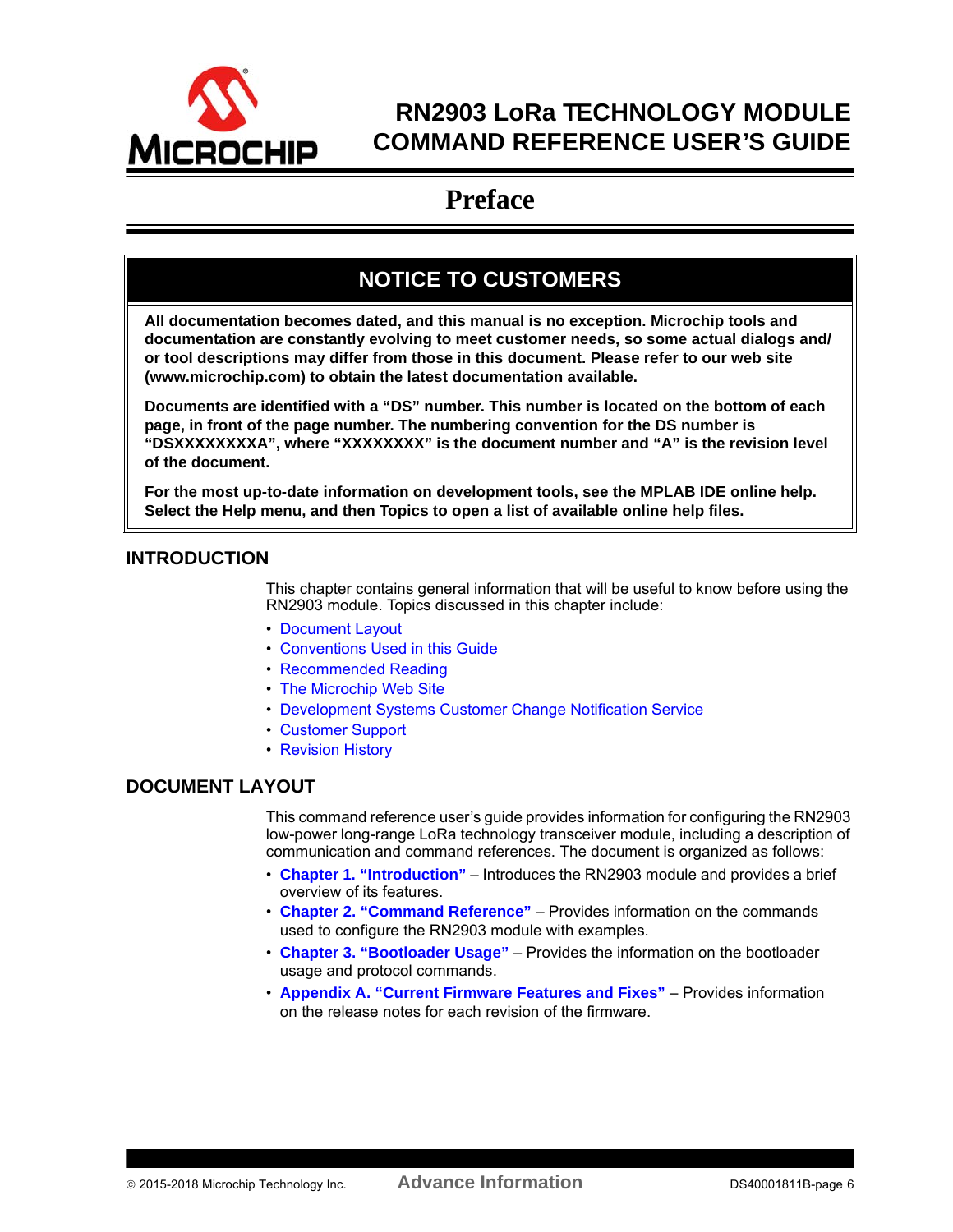# Preface

## NOTICE TO CUSTOMERS

**All documentation becomes dated, and this manual is no exception. Microchip tools and documentation are constantly evolving to meet customer needs, so some actual dialogs and/or tool descriptions may differ from those in this document. Please refer to our web site (www.microchip.com) to obtain the latest documentation available.**

**Documents are identified with a "DS" number. This number is located on the bottom of each page, in front of the page number. The numbering convention for the DS number is "DSXXXXXXXXA", where "XXXXXXXX" is the document number and "A" is the revision level of the document.**

**For the most up-to-date information on development tools, see the MPLAB IDE online help. Select the Help menu, and then Topics to open a list of available online help files.**

## INTRODUCTION

This chapter contains general information that will be useful to know before using the RN2903 module. Topics discussed in this chapter include:

- Document Layout
- Conventions Used in this Guide
- Recommended Reading
- The Microchip Web Site
- Development Systems Customer Change Notification Service
- Customer Support
- Revision History

## DOCUMENT LAYOUT

This command reference user's guide provides information for configuring the RN2903 low-power long-range LoRa technology transceiver module, including a description of communication and command references. The document is organized as follows:

- **Chapter 1. "Introduction"** – Introduces the RN2903 module and provides a brief overview of its features.
- **Chapter 2. "Command Reference"** – Provides information on the commands used to configure the RN2903 module with examples.
- **Chapter 3. "Bootloader Usage"** – Provides the information on the bootloader usage and protocol commands.
- **Appendix A. "Current Firmware Features and Fixes"** – Provides information on the release notes for each revision of the firmware.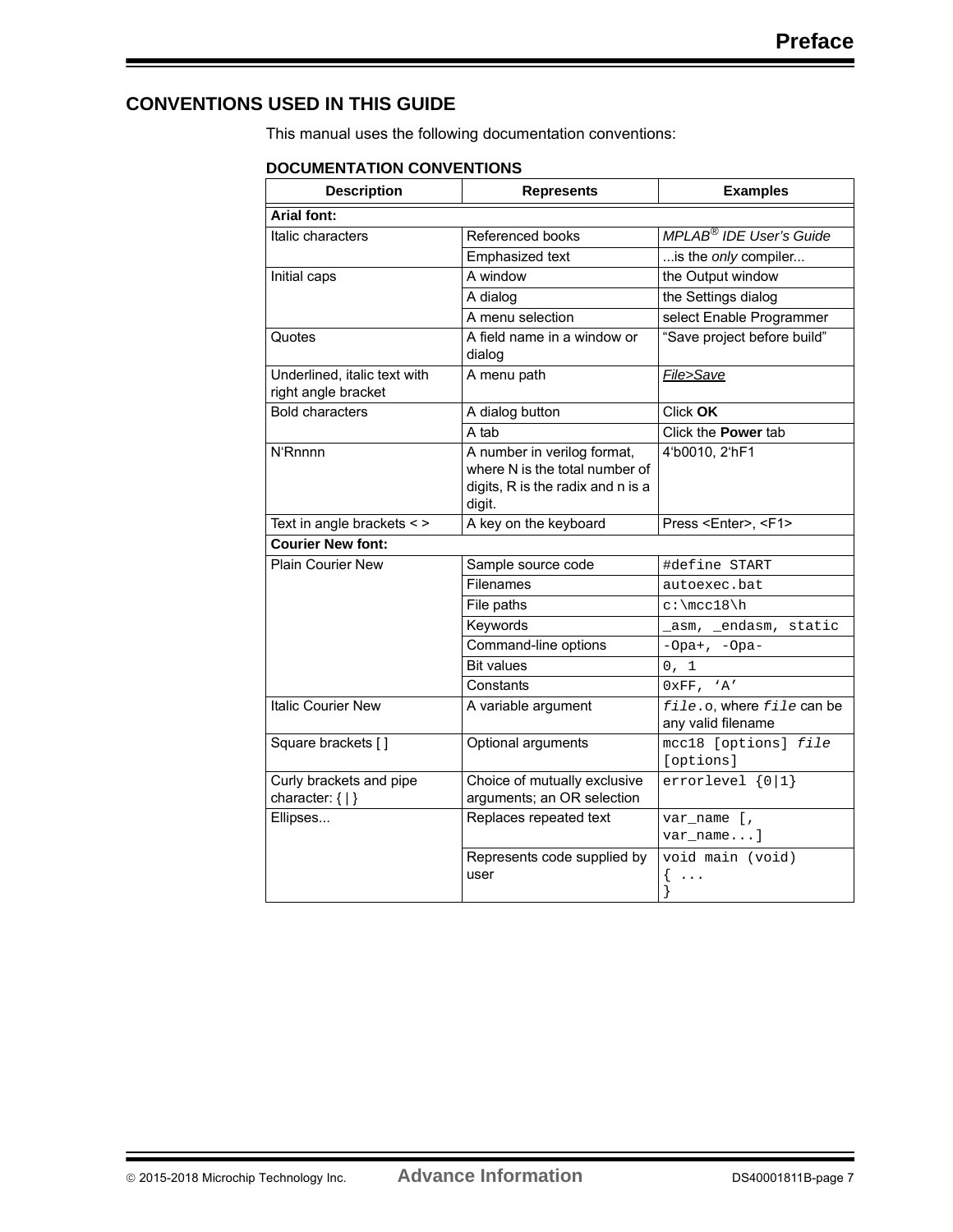## CONVENTIONS USED IN THIS GUIDE

This manual uses the following documentation conventions:

**DOCUMENTATION CONVENTIONS**

| Description | Represents | Examples |
|---|---|---|
| **Arial font:** | | |
| Italic characters | Referenced books | *MPLAB® IDE User's Guide* |
| | Emphasized text | ...is the *only* compiler... |
| Initial caps | A window | the Output window |
| | A dialog | the Settings dialog |
| | A menu selection | select Enable Programmer |
| Quotes | A field name in a window or dialog | "Save project before build" |
| Underlined, italic text with right angle bracket | A menu path | <u>*File>Save*</u> |
| Bold characters | A dialog button | Click **OK** |
| | A tab | Click the **Power** tab |
| N'Rnnnn | A number in verilog format, where N is the total number of digits, R is the radix and n is a digit. | 4'b0010, 2'hF1 |
| Text in angle brackets < > | A key on the keyboard | Press <Enter>, <F1> |
| **Courier New font:** | | |
| Plain Courier New | Sample source code | `#define START` |
| | Filenames | `autoexec.bat` |
| | File paths | `c:\mcc18\h` |
| | Keywords | `_asm, _endasm, static` |
| | Command-line options | `-Opa+, -Opa-` |
| | Bit values | `0, 1` |
| | Constants | `0xFF, 'A'` |
| Italic Courier New | A variable argument | *`file`*`.o`, where *`file`* can be any valid filename |
| Square brackets [ ] | Optional arguments | `mcc18 [options]` *`file`* `[options]` |
| Curly brackets and pipe character: { \| } | Choice of mutually exclusive arguments; an OR selection | `errorlevel {0\|1}` |
| Ellipses... | Replaces repeated text | `var_name [, var_name...]` |
| | Represents code supplied by user | `void main (void) { ... }` |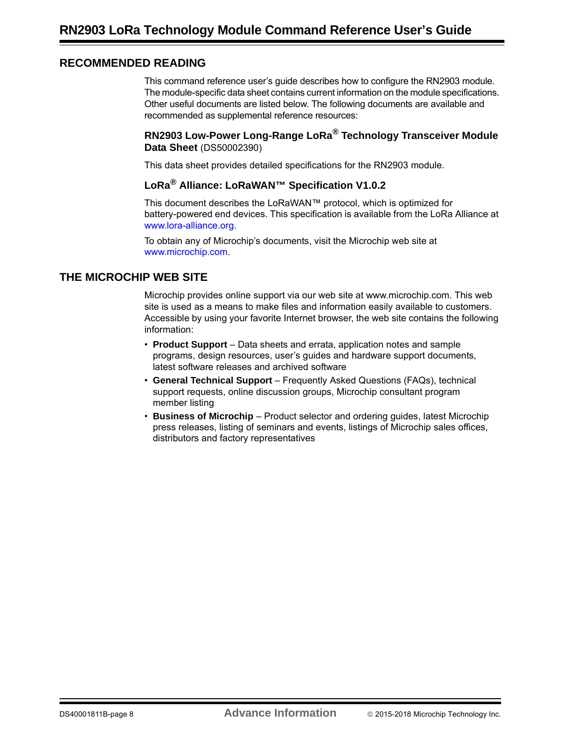## RECOMMENDED READING

This command reference user's guide describes how to configure the RN2903 module. The module-specific data sheet contains current information on the module specifications. Other useful documents are listed below. The following documents are available and recommended as supplemental reference resources:

### RN2903 Low-Power Long-Range LoRa® Technology Transceiver Module Data Sheet (DS50002390)

This data sheet provides detailed specifications for the RN2903 module.

### LoRa® Alliance: LoRaWAN™ Specification V1.0.2

This document describes the LoRaWAN™ protocol, which is optimized for battery-powered end devices. This specification is available from the LoRa Alliance at www.lora-alliance.org.

To obtain any of Microchip's documents, visit the Microchip web site at www.microchip.com.

## THE MICROCHIP WEB SITE

Microchip provides online support via our web site at www.microchip.com. This web site is used as a means to make files and information easily available to customers. Accessible by using your favorite Internet browser, the web site contains the following information:

- **Product Support** – Data sheets and errata, application notes and sample programs, design resources, user's guides and hardware support documents, latest software releases and archived software
- **General Technical Support** – Frequently Asked Questions (FAQs), technical support requests, online discussion groups, Microchip consultant program member listing
- **Business of Microchip** – Product selector and ordering guides, latest Microchip press releases, listing of seminars and events, listings of Microchip sales offices, distributors and factory representatives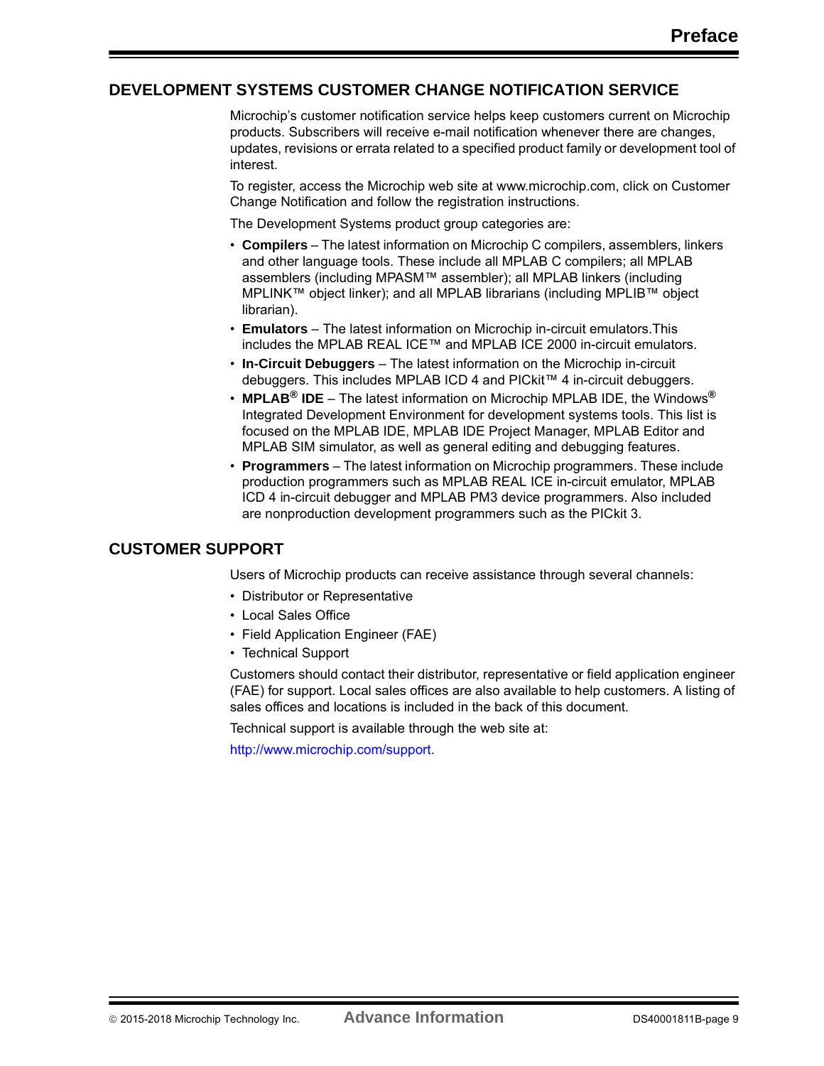## DEVELOPMENT SYSTEMS CUSTOMER CHANGE NOTIFICATION SERVICE

Microchip's customer notification service helps keep customers current on Microchip products. Subscribers will receive e-mail notification whenever there are changes, updates, revisions or errata related to a specified product family or development tool of interest.

To register, access the Microchip web site at www.microchip.com, click on Customer Change Notification and follow the registration instructions.

The Development Systems product group categories are:

- **Compilers** – The latest information on Microchip C compilers, assemblers, linkers and other language tools. These include all MPLAB C compilers; all MPLAB assemblers (including MPASM™ assembler); all MPLAB linkers (including MPLINK™ object linker); and all MPLAB librarians (including MPLIB™ object librarian).
- **Emulators** – The latest information on Microchip in-circuit emulators.This includes the MPLAB REAL ICE™ and MPLAB ICE 2000 in-circuit emulators.
- **In-Circuit Debuggers** – The latest information on the Microchip in-circuit debuggers. This includes MPLAB ICD 4 and PICkit™ 4 in-circuit debuggers.
- **MPLAB® IDE** – The latest information on Microchip MPLAB IDE, the Windows® Integrated Development Environment for development systems tools. This list is focused on the MPLAB IDE, MPLAB IDE Project Manager, MPLAB Editor and MPLAB SIM simulator, as well as general editing and debugging features.
- **Programmers** – The latest information on Microchip programmers. These include production programmers such as MPLAB REAL ICE in-circuit emulator, MPLAB ICD 4 in-circuit debugger and MPLAB PM3 device programmers. Also included are nonproduction development programmers such as the PICkit 3.

## CUSTOMER SUPPORT

Users of Microchip products can receive assistance through several channels:

- Distributor or Representative
- Local Sales Office
- Field Application Engineer (FAE)
- Technical Support

Customers should contact their distributor, representative or field application engineer (FAE) for support. Local sales offices are also available to help customers. A listing of sales offices and locations is included in the back of this document.

Technical support is available through the web site at:

http://www.microchip.com/support.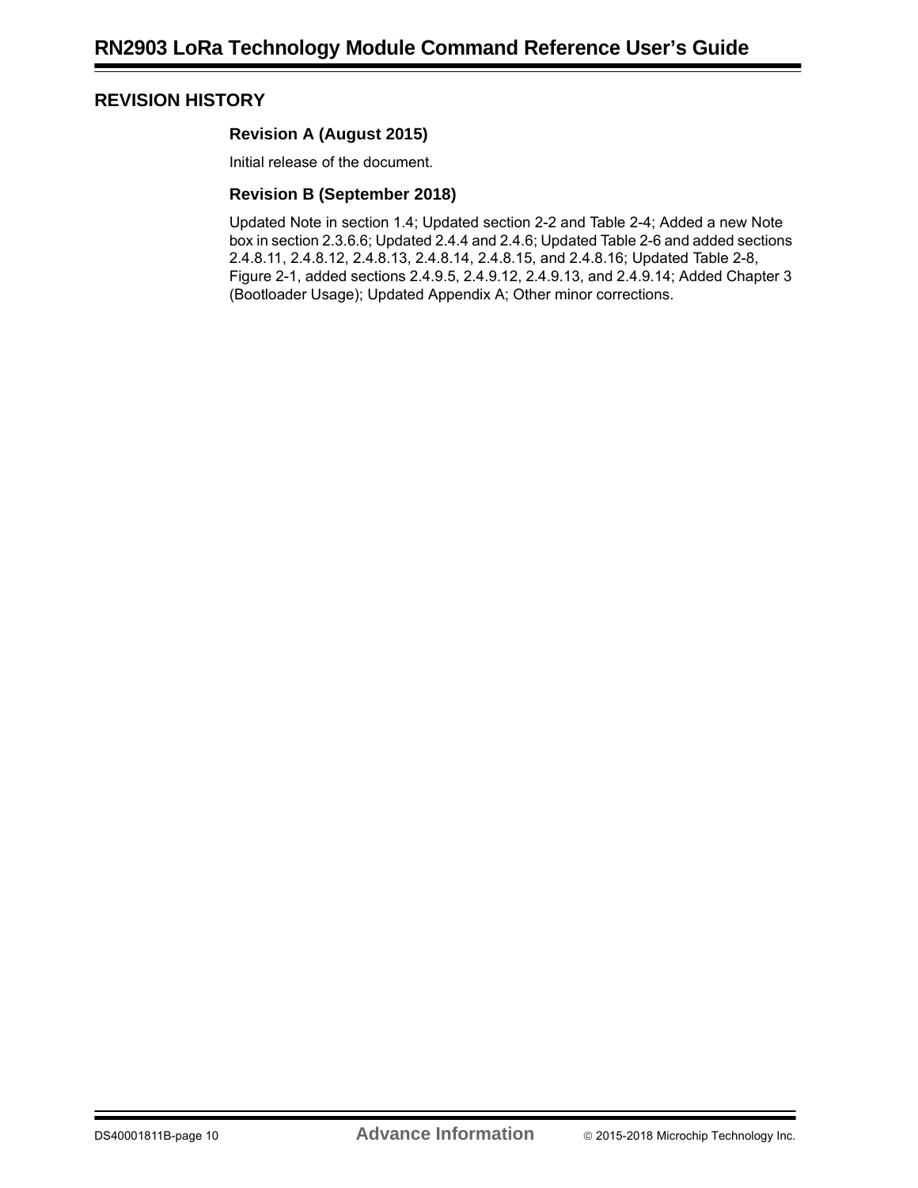## REVISION HISTORY

### Revision A (August 2015)

Initial release of the document.

### Revision B (September 2018)

Updated Note in section 1.4; Updated section 2-2 and Table 2-4; Added a new Note box in section 2.3.6.6; Updated 2.4.4 and 2.4.6; Updated Table 2-6 and added sections 2.4.8.11, 2.4.8.12, 2.4.8.13, 2.4.8.14, 2.4.8.15, and 2.4.8.16; Updated Table 2-8, Figure 2-1, added sections 2.4.9.5, 2.4.9.12, 2.4.9.13, and 2.4.9.14; Added Chapter 3 (Bootloader Usage); Updated Appendix A; Other minor corrections.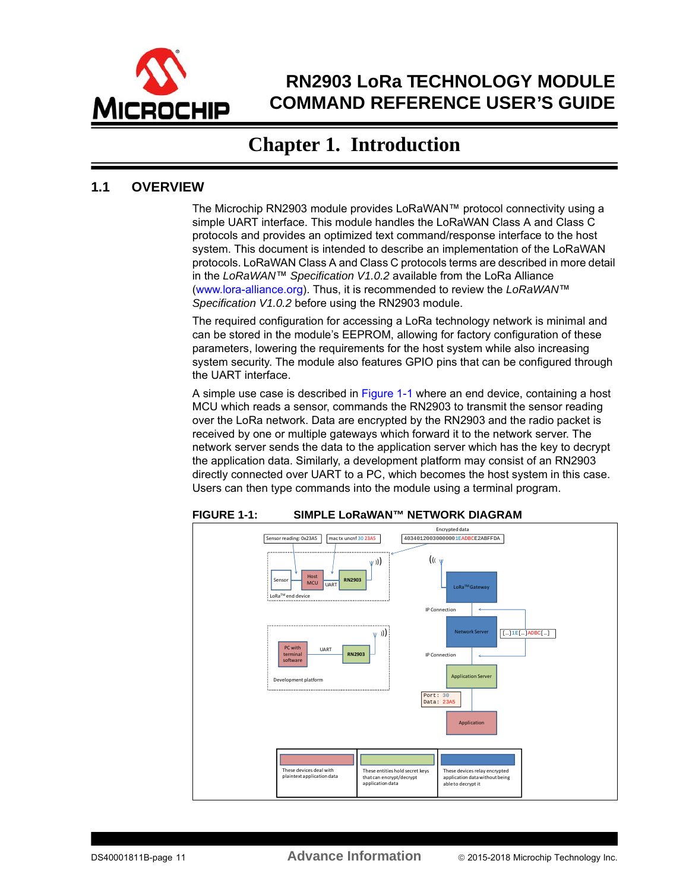# Chapter 1. Introduction

## 1.1 OVERVIEW

The Microchip RN2903 module provides LoRaWAN™ protocol connectivity using a simple UART interface. This module handles the LoRaWAN Class A and Class C protocols and provides an optimized text command/response interface to the host system. This document is intended to describe an implementation of the LoRaWAN protocols. LoRaWAN Class A and Class C protocols terms are described in more detail in the *LoRaWAN™ Specification V1.0.2* available from the LoRa Alliance (www.lora-alliance.org). Thus, it is recommended to review the *LoRaWAN™ Specification V1.0.2* before using the RN2903 module.

The required configuration for accessing a LoRa technology network is minimal and can be stored in the module's EEPROM, allowing for factory configuration of these parameters, lowering the requirements for the host system while also increasing system security. The module also features GPIO pins that can be configured through the UART interface.

A simple use case is described in Figure 1-1 where an end device, containing a host MCU which reads a sensor, commands the RN2903 to transmit the sensor reading over the LoRa network. Data are encrypted by the RN2903 and the radio packet is received by one or multiple gateways which forward it to the network server. The network server sends the data to the application server which has the key to decrypt the application data. Similarly, a development platform may consist of an RN2903 directly connected over UART to a PC, which becomes the host system in this case. Users can then type commands into the module using a terminal program.

**FIGURE 1-1: SIMPLE LoRaWAN™ NETWORK DIAGRAM**

Sensor reading: 0x23A5 | mac tx uncnf 30 23A5 | Encrypted data: 40340120030000001EADBCE2ABFFDA

Sensor — Host MCU — UART — RN2903 (LoRa™ end device)

PC with terminal software — UART — RN2903 (Development platform)

LoRa™ Gateway — IP Connection — Network Server [...]1E[...]ADBC[...] — IP Connection — Application Server — Port: 30, Data: 23A5 — Application

These devices deal with plaintext application data | These entities hold secret keys that can encrypt/decrypt application data | These devices relay encrypted application data without being able to decrypt it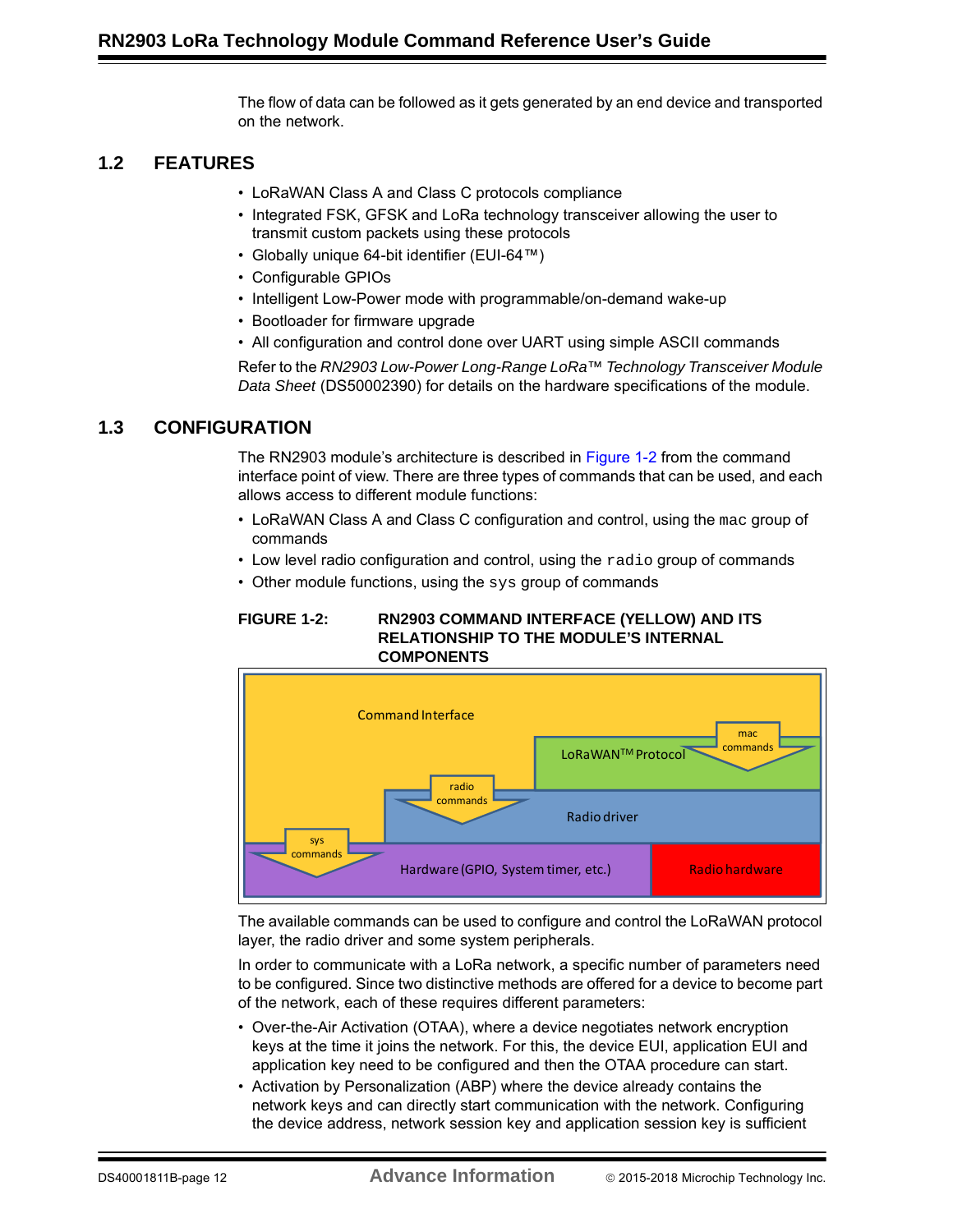The flow of data can be followed as it gets generated by an end device and transported on the network.

## 1.2 FEATURES

- LoRaWAN Class A and Class C protocols compliance
- Integrated FSK, GFSK and LoRa technology transceiver allowing the user to transmit custom packets using these protocols
- Globally unique 64-bit identifier (EUI-64™)
- Configurable GPIOs
- Intelligent Low-Power mode with programmable/on-demand wake-up
- Bootloader for firmware upgrade
- All configuration and control done over UART using simple ASCII commands

Refer to the *RN2903 Low-Power Long-Range LoRa™ Technology Transceiver Module Data Sheet* (DS50002390) for details on the hardware specifications of the module.

## 1.3 CONFIGURATION

The RN2903 module's architecture is described in Figure 1-2 from the command interface point of view. There are three types of commands that can be used, and each allows access to different module functions:

- LoRaWAN Class A and Class C configuration and control, using the `mac` group of commands
- Low level radio configuration and control, using the `radio` group of commands
- Other module functions, using the `sys` group of commands

**FIGURE 1-2: RN2903 COMMAND INTERFACE (YELLOW) AND ITS RELATIONSHIP TO THE MODULE'S INTERNAL COMPONENTS**

Command Interface | LoRaWAN™ Protocol | mac commands | radio commands | Radio driver | sys commands | Hardware (GPIO, System timer, etc.) | Radio hardware

The available commands can be used to configure and control the LoRaWAN protocol layer, the radio driver and some system peripherals.

In order to communicate with a LoRa network, a specific number of parameters need to be configured. Since two distinctive methods are offered for a device to become part of the network, each of these requires different parameters:

- Over-the-Air Activation (OTAA), where a device negotiates network encryption keys at the time it joins the network. For this, the device EUI, application EUI and application key need to be configured and then the OTAA procedure can start.
- Activation by Personalization (ABP) where the device already contains the network keys and can directly start communication with the network. Configuring the device address, network session key and application session key is sufficient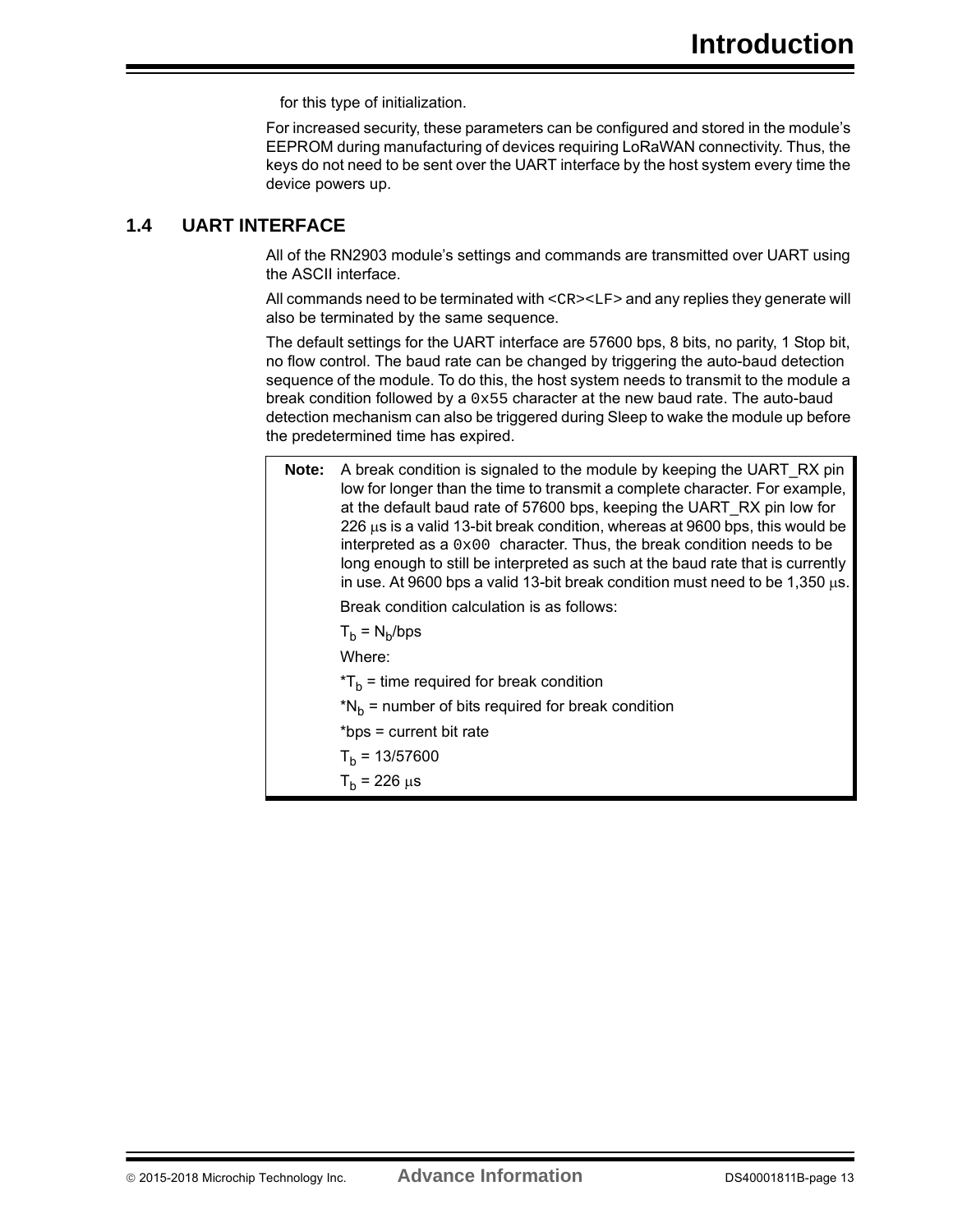for this type of initialization.

For increased security, these parameters can be configured and stored in the module's EEPROM during manufacturing of devices requiring LoRaWAN connectivity. Thus, the keys do not need to be sent over the UART interface by the host system every time the device powers up.

## 1.4 UART INTERFACE

All of the RN2903 module's settings and commands are transmitted over UART using the ASCII interface.

All commands need to be terminated with `<CR><LF>` and any replies they generate will also be terminated by the same sequence.

The default settings for the UART interface are 57600 bps, 8 bits, no parity, 1 Stop bit, no flow control. The baud rate can be changed by triggering the auto-baud detection sequence of the module. To do this, the host system needs to transmit to the module a break condition followed by a `0x55` character at the new baud rate. The auto-baud detection mechanism can also be triggered during Sleep to wake the module up before the predetermined time has expired.

> **Note:** A break condition is signaled to the module by keeping the UART_RX pin low for longer than the time to transmit a complete character. For example, at the default baud rate of 57600 bps, keeping the UART_RX pin low for 226 µs is a valid 13-bit break condition, whereas at 9600 bps, this would be interpreted as a `0x00` character. Thus, the break condition needs to be long enough to still be interpreted as such at the baud rate that is currently in use. At 9600 bps a valid 13-bit break condition must need to be 1,350 µs.
>
> Break condition calculation is as follows:
>
> $T_b = N_b/bps$
>
> Where:
>
> *$T_b$ = time required for break condition
>
> *$N_b$ = number of bits required for break condition
>
> *bps = current bit rate
>
> $T_b = 13/57600$
>
> $T_b = 226\ \mu s$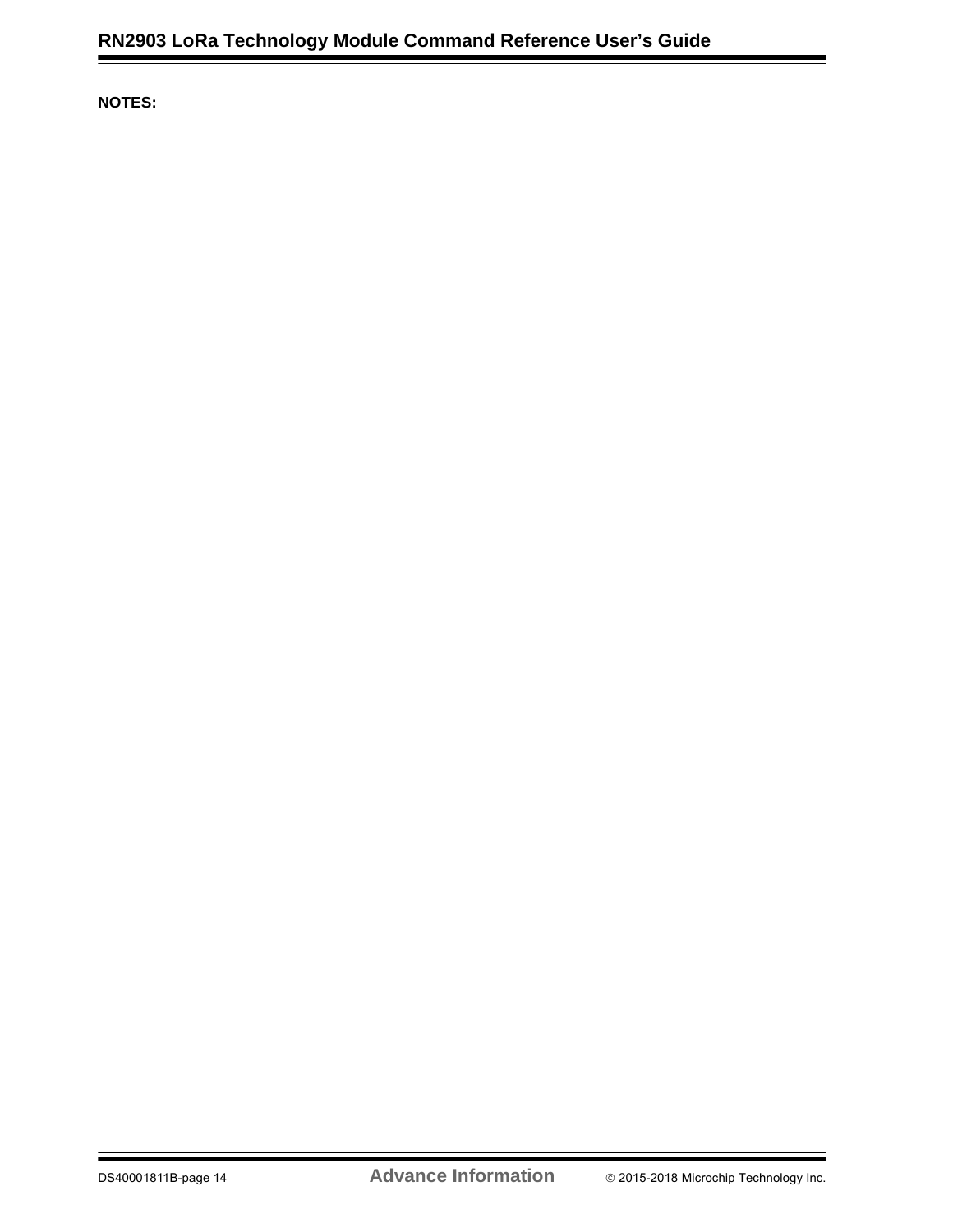**NOTES:**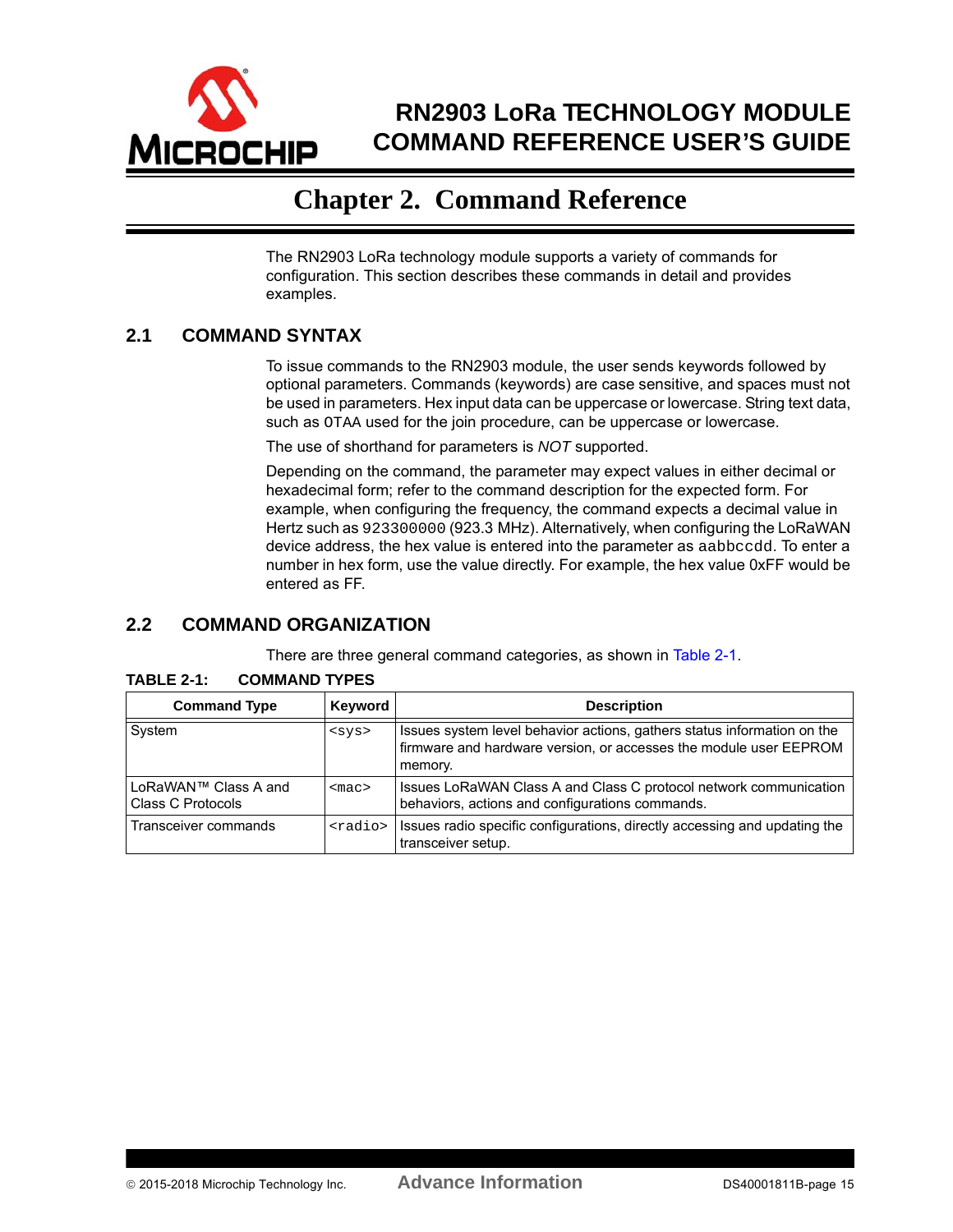# Chapter 2. Command Reference

The RN2903 LoRa technology module supports a variety of commands for configuration. This section describes these commands in detail and provides examples.

## 2.1 COMMAND SYNTAX

To issue commands to the RN2903 module, the user sends keywords followed by optional parameters. Commands (keywords) are case sensitive, and spaces must not be used in parameters. Hex input data can be uppercase or lowercase. String text data, such as `OTAA` used for the join procedure, can be uppercase or lowercase.

The use of shorthand for parameters is *NOT* supported.

Depending on the command, the parameter may expect values in either decimal or hexadecimal form; refer to the command description for the expected form. For example, when configuring the frequency, the command expects a decimal value in Hertz such as `923300000` (923.3 MHz). Alternatively, when configuring the LoRaWAN device address, the hex value is entered into the parameter as `aabbccdd`. To enter a number in hex form, use the value directly. For example, the hex value 0xFF would be entered as FF.

## 2.2 COMMAND ORGANIZATION

There are three general command categories, as shown in Table 2-1.

**TABLE 2-1: COMMAND TYPES**

| Command Type | Keyword | Description |
|---|---|---|
| System | `<sys>` | Issues system level behavior actions, gathers status information on the firmware and hardware version, or accesses the module user EEPROM memory. |
| LoRaWAN™ Class A and Class C Protocols | `<mac>` | Issues LoRaWAN Class A and Class C protocol network communication behaviors, actions and configurations commands. |
| Transceiver commands | `<radio>` | Issues radio specific configurations, directly accessing and updating the transceiver setup. |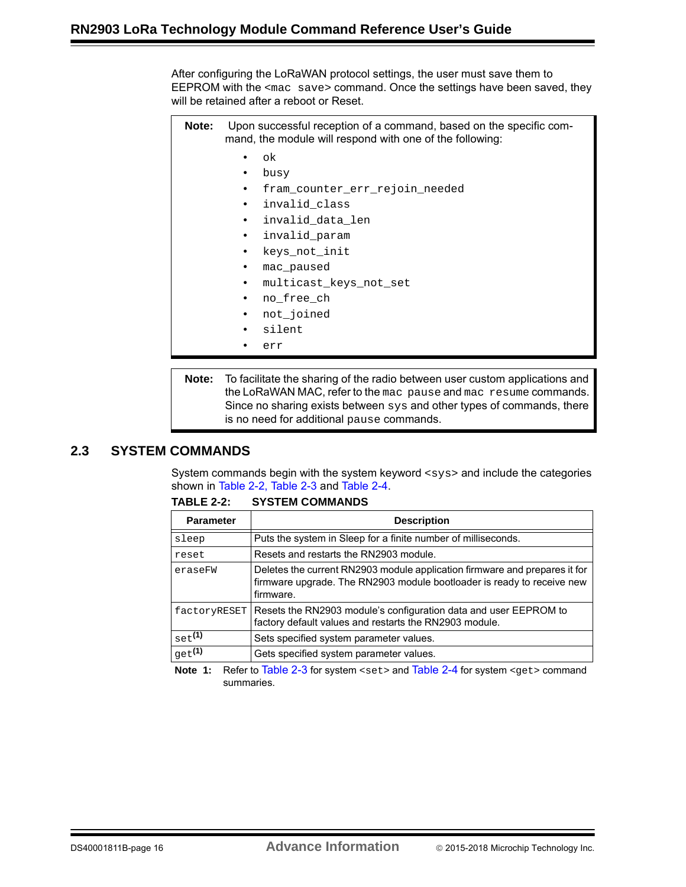After configuring the LoRaWAN protocol settings, the user must save them to EEPROM with the <mac save> command. Once the settings have been saved, they will be retained after a reboot or Reset.

> **Note:** Upon successful reception of a command, based on the specific command, the module will respond with one of the following:
>
> - `ok`
> - `busy`
> - `fram_counter_err_rejoin_needed`
> - `invalid_class`
> - `invalid_data_len`
> - `invalid_param`
> - `keys_not_init`
> - `mac_paused`
> - `multicast_keys_not_set`
> - `no_free_ch`
> - `not_joined`
> - `silent`
> - `err`

> **Note:** To facilitate the sharing of the radio between user custom applications and the LoRaWAN MAC, refer to the `mac pause` and `mac resume` commands. Since no sharing exists between `sys` and other types of commands, there is no need for additional `pause` commands.

## 2.3 SYSTEM COMMANDS

System commands begin with the system keyword <sys> and include the categories shown in Table 2-2, Table 2-3 and Table 2-4.

**TABLE 2-2: SYSTEM COMMANDS**

| Parameter | Description |
|---|---|
| `sleep` | Puts the system in Sleep for a finite number of milliseconds. |
| `reset` | Resets and restarts the RN2903 module. |
| `eraseFW` | Deletes the current RN2903 module application firmware and prepares it for firmware upgrade. The RN2903 module bootloader is ready to receive new firmware. |
| `factoryRESET` | Resets the RN2903 module's configuration data and user EEPROM to factory default values and restarts the RN2903 module. |
| `set`(1) | Sets specified system parameter values. |
| `get`(1) | Gets specified system parameter values. |

**Note 1:** Refer to Table 2-3 for system <set> and Table 2-4 for system <get> command summaries.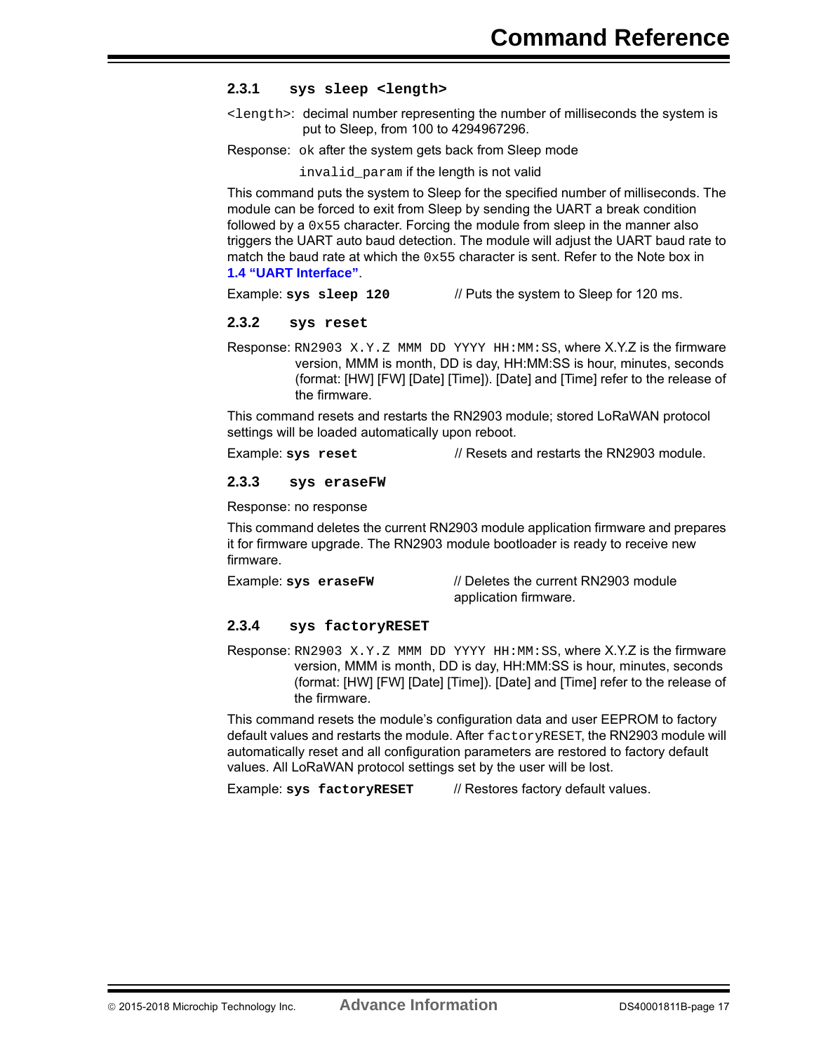### 2.3.1 `sys sleep <length>`

`<length>`: decimal number representing the number of milliseconds the system is put to Sleep, from 100 to 4294967296.

Response: `ok` after the system gets back from Sleep mode

`invalid_param` if the length is not valid

This command puts the system to Sleep for the specified number of milliseconds. The module can be forced to exit from Sleep by sending the UART a break condition followed by a `0x55` character. Forcing the module from sleep in the manner also triggers the UART auto baud detection. The module will adjust the UART baud rate to match the baud rate at which the `0x55` character is sent. Refer to the Note box in **1.4 "UART Interface"**.

Example: **`sys sleep 120`** // Puts the system to Sleep for 120 ms.

### 2.3.2 `sys reset`

Response: `RN2903 X.Y.Z MMM DD YYYY HH:MM:SS`, where X.Y.Z is the firmware version, MMM is month, DD is day, HH:MM:SS is hour, minutes, seconds (format: [HW] [FW] [Date] [Time]). [Date] and [Time] refer to the release of the firmware.

This command resets and restarts the RN2903 module; stored LoRaWAN protocol settings will be loaded automatically upon reboot.

Example: **`sys reset`** // Resets and restarts the RN2903 module.

### 2.3.3 `sys eraseFW`

Response: no response

This command deletes the current RN2903 module application firmware and prepares it for firmware upgrade. The RN2903 module bootloader is ready to receive new firmware.

Example: **`sys eraseFW`** // Deletes the current RN2903 module application firmware.

### 2.3.4 `sys factoryRESET`

Response: `RN2903 X.Y.Z MMM DD YYYY HH:MM:SS`, where X.Y.Z is the firmware version, MMM is month, DD is day, HH:MM:SS is hour, minutes, seconds (format: [HW] [FW] [Date] [Time]). [Date] and [Time] refer to the release of the firmware.

This command resets the module's configuration data and user EEPROM to factory default values and restarts the module. After `factoryRESET`, the RN2903 module will automatically reset and all configuration parameters are restored to factory default values. All LoRaWAN protocol settings set by the user will be lost.

Example: **`sys factoryRESET`** // Restores factory default values.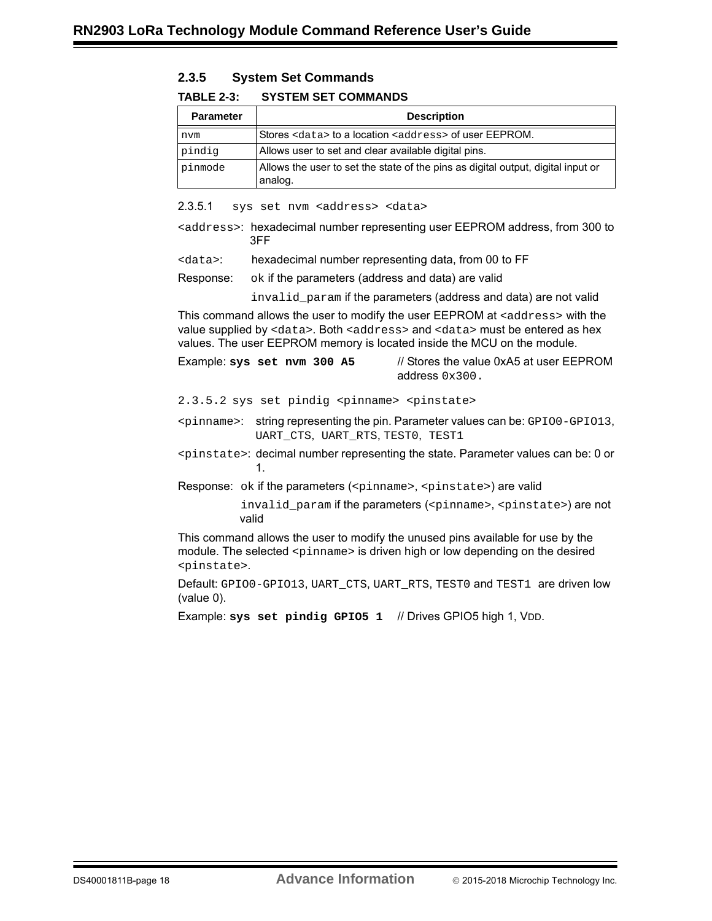### 2.3.5 System Set Commands

**TABLE 2-3: SYSTEM SET COMMANDS**

| Parameter | Description |
|---|---|
| `nvm` | Stores `<data>` to a location `<address>` of user EEPROM. |
| `pindig` | Allows user to set and clear available digital pins. |
| `pinmode` | Allows the user to set the state of the pins as digital output, digital input or analog. |

#### 2.3.5.1 `sys set nvm <address> <data>`

`<address>`: hexadecimal number representing user EEPROM address, from 300 to 3FF

`<data>`: hexadecimal number representing data, from 00 to FF

Response: `ok` if the parameters (address and data) are valid

`invalid_param` if the parameters (address and data) are not valid

This command allows the user to modify the user EEPROM at `<address>` with the value supplied by `<data>`. Both `<address>` and `<data>` must be entered as hex values. The user EEPROM memory is located inside the MCU on the module.

Example: **`sys set nvm 300 A5`** // Stores the value 0xA5 at user EEPROM address `0x300`.

#### 2.3.5.2 `sys set pindig <pinname> <pinstate>`

`<pinname>`: string representing the pin. Parameter values can be: `GPIO0-GPIO13`, `UART_CTS`, `UART_RTS`, `TEST0`, `TEST1`

`<pinstate>`: decimal number representing the state. Parameter values can be: 0 or 1.

Response: `ok` if the parameters (`<pinname>`, `<pinstate>`) are valid

`invalid_param` if the parameters (`<pinname>`, `<pinstate>`) are not valid

This command allows the user to modify the unused pins available for use by the module. The selected `<pinname>` is driven high or low depending on the desired `<pinstate>`.

Default: `GPIO0-GPIO13`, `UART_CTS`, `UART_RTS`, `TEST0` and `TEST1` are driven low (value 0).

Example: **`sys set pindig GPIO5 1`** // Drives GPIO5 high 1, $V_{DD}$.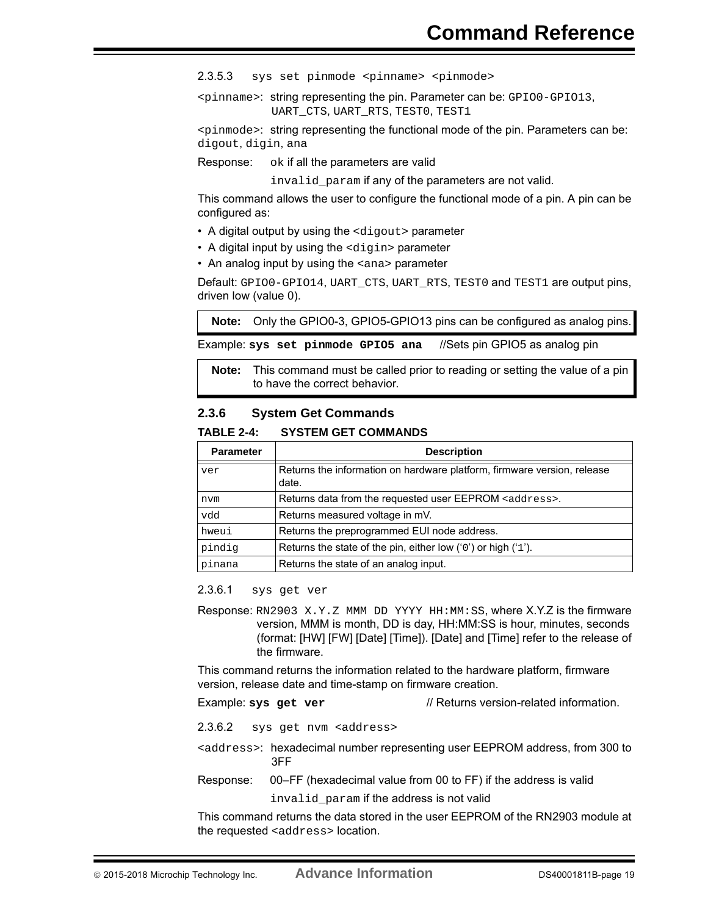#### 2.3.5.3 `sys set pinmode <pinname> <pinmode>`

`<pinname>`: string representing the pin. Parameter can be: `GPIO0-GPIO13`, `UART_CTS`, `UART_RTS`, `TEST0`, `TEST1`

`<pinmode>`: string representing the functional mode of the pin. Parameters can be: `digout`, `digin`, `ana`

Response: `ok` if all the parameters are valid

`invalid_param` if any of the parameters are not valid.

This command allows the user to configure the functional mode of a pin. A pin can be configured as:

- A digital output by using the `<digout>` parameter
- A digital input by using the `<digin>` parameter
- An analog input by using the `<ana>` parameter

Default: `GPIO0-GPIO14`, `UART_CTS`, `UART_RTS`, `TEST0` and `TEST1` are output pins, driven low (value 0).

> **Note:** Only the GPIO0-3, GPIO5-GPIO13 pins can be configured as analog pins.

Example: **`sys set pinmode GPIO5 ana`** //Sets pin GPIO5 as analog pin

> **Note:** This command must be called prior to reading or setting the value of a pin to have the correct behavior.

### 2.3.6 System Get Commands

**TABLE 2-4: SYSTEM GET COMMANDS**

| Parameter | Description |
|---|---|
| `ver` | Returns the information on hardware platform, firmware version, release date. |
| `nvm` | Returns data from the requested user EEPROM `<address>`. |
| `vdd` | Returns measured voltage in mV. |
| `hweui` | Returns the preprogrammed EUI node address. |
| `pindig` | Returns the state of the pin, either low ('`0`') or high ('`1`'). |
| `pinana` | Returns the state of an analog input. |

#### 2.3.6.1 `sys get ver`

Response: `RN2903 X.Y.Z MMM DD YYYY HH:MM:SS`, where X.Y.Z is the firmware version, MMM is month, DD is day, HH:MM:SS is hour, minutes, seconds (format: [HW] [FW] [Date] [Time]). [Date] and [Time] refer to the release of the firmware.

This command returns the information related to the hardware platform, firmware version, release date and time-stamp on firmware creation.

Example: **`sys get ver`** // Returns version-related information.

#### 2.3.6.2 `sys get nvm <address>`

`<address>`: hexadecimal number representing user EEPROM address, from 300 to 3FF

Response: 00–FF (hexadecimal value from 00 to FF) if the address is valid

`invalid_param` if the address is not valid

This command returns the data stored in the user EEPROM of the RN2903 module at the requested `<address>` location.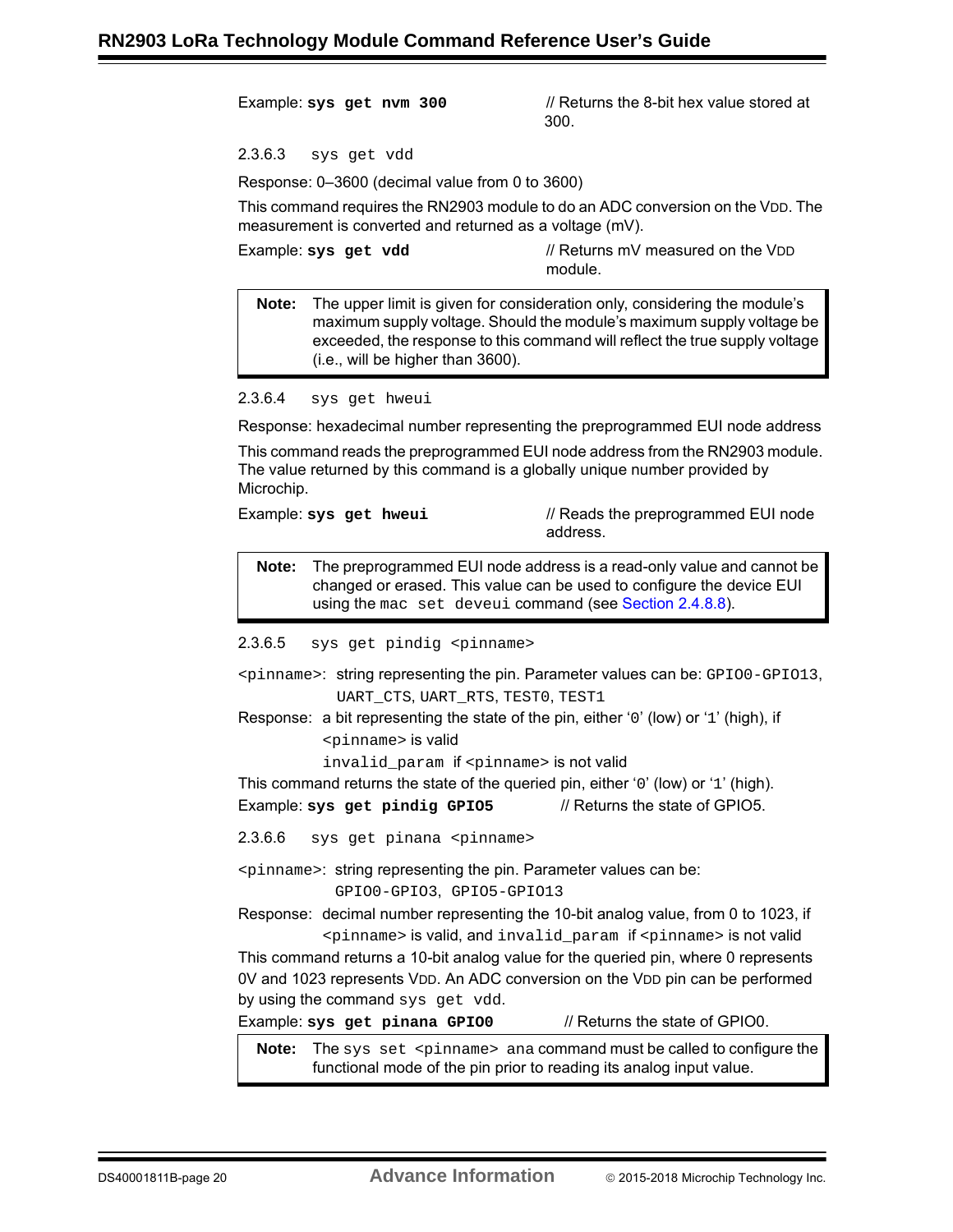Example: **sys get nvm 300** // Returns the 8-bit hex value stored at 300.

#### 2.3.6.3 `sys get vdd`

Response: 0–3600 (decimal value from 0 to 3600)

This command requires the RN2903 module to do an ADC conversion on the VDD. The measurement is converted and returned as a voltage (mV).

Example: **sys get vdd** // Returns mV measured on the VDD module.

> **Note:** The upper limit is given for consideration only, considering the module's maximum supply voltage. Should the module's maximum supply voltage be exceeded, the response to this command will reflect the true supply voltage (i.e., will be higher than 3600).

#### 2.3.6.4 `sys get hweui`

Response: hexadecimal number representing the preprogrammed EUI node address

This command reads the preprogrammed EUI node address from the RN2903 module. The value returned by this command is a globally unique number provided by Microchip.

Example: **sys get hweui** // Reads the preprogrammed EUI node address.

> **Note:** The preprogrammed EUI node address is a read-only value and cannot be changed or erased. This value can be used to configure the device EUI using the `mac set deveui` command (see Section 2.4.8.8).

#### 2.3.6.5 `sys get pindig <pinname>`

`<pinname>`: string representing the pin. Parameter values can be: `GPIO0-GPIO13`, `UART_CTS`, `UART_RTS`, `TEST0`, `TEST1`

Response: a bit representing the state of the pin, either '`0`' (low) or '`1`' (high), if `<pinname>` is valid
`invalid_param` if `<pinname>` is not valid

This command returns the state of the queried pin, either '`0`' (low) or '`1`' (high).

Example: **sys get pindig GPIO5** // Returns the state of GPIO5.

#### 2.3.6.6 `sys get pinana <pinname>`

`<pinname>`: string representing the pin. Parameter values can be: `GPIO0-GPIO3`, `GPIO5-GPIO13`

Response: decimal number representing the 10-bit analog value, from 0 to 1023, if `<pinname>` is valid, and `invalid_param` if `<pinname>` is not valid

This command returns a 10-bit analog value for the queried pin, where 0 represents 0V and 1023 represents VDD. An ADC conversion on the VDD pin can be performed by using the command `sys get vdd`.

Example: **sys get pinana GPIO0** // Returns the state of GPIO0.

> **Note:** The `sys set <pinname> ana` command must be called to configure the functional mode of the pin prior to reading its analog input value.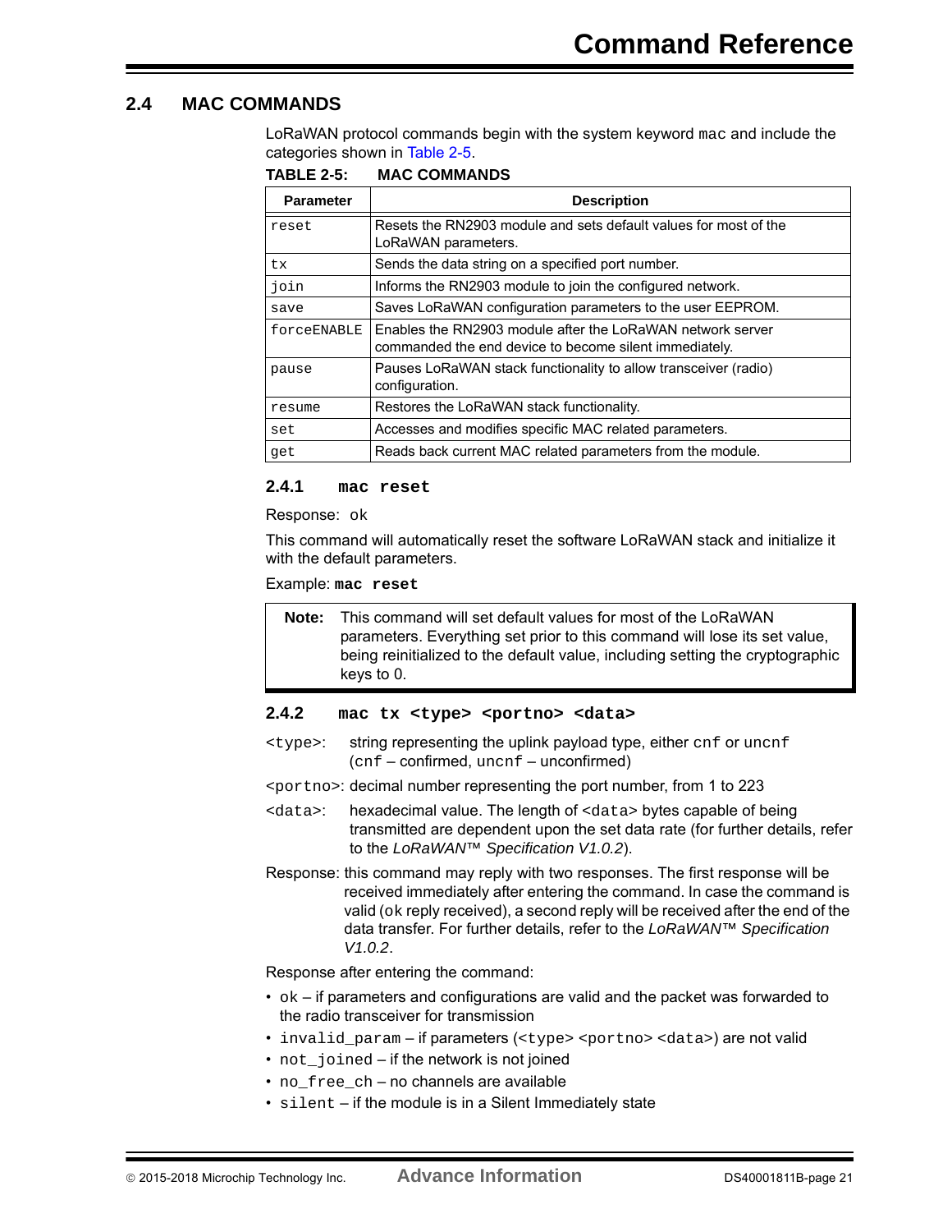## 2.4 MAC COMMANDS

LoRaWAN protocol commands begin with the system keyword `mac` and include the categories shown in Table 2-5.

**TABLE 2-5: MAC COMMANDS**

| Parameter | Description |
|---|---|
| `reset` | Resets the RN2903 module and sets default values for most of the LoRaWAN parameters. |
| `tx` | Sends the data string on a specified port number. |
| `join` | Informs the RN2903 module to join the configured network. |
| `save` | Saves LoRaWAN configuration parameters to the user EEPROM. |
| `forceENABLE` | Enables the RN2903 module after the LoRaWAN network server commanded the end device to become silent immediately. |
| `pause` | Pauses LoRaWAN stack functionality to allow transceiver (radio) configuration. |
| `resume` | Restores the LoRaWAN stack functionality. |
| `set` | Accesses and modifies specific MAC related parameters. |
| `get` | Reads back current MAC related parameters from the module. |

### 2.4.1 `mac reset`

Response: `ok`

This command will automatically reset the software LoRaWAN stack and initialize it with the default parameters.

Example: **`mac reset`**

> **Note:** This command will set default values for most of the LoRaWAN parameters. Everything set prior to this command will lose its set value, being reinitialized to the default value, including setting the cryptographic keys to 0.

### 2.4.2 `mac tx <type> <portno> <data>`

`<type>`: string representing the uplink payload type, either `cnf` or `uncnf` (`cnf` – confirmed, `uncnf` – unconfirmed)

`<portno>`: decimal number representing the port number, from 1 to 223

`<data>`: hexadecimal value. The length of `<data>` bytes capable of being transmitted are dependent upon the set data rate (for further details, refer to the *LoRaWAN™ Specification V1.0.2*).

Response: this command may reply with two responses. The first response will be received immediately after entering the command. In case the command is valid (`ok` reply received), a second reply will be received after the end of the data transfer. For further details, refer to the *LoRaWAN™ Specification V1.0.2*.

Response after entering the command:

- `ok` – if parameters and configurations are valid and the packet was forwarded to the radio transceiver for transmission
- `invalid_param` – if parameters (`<type>` `<portno>` `<data>`) are not valid
- `not_joined` – if the network is not joined
- `no_free_ch` – no channels are available
- `silent` – if the module is in a Silent Immediately state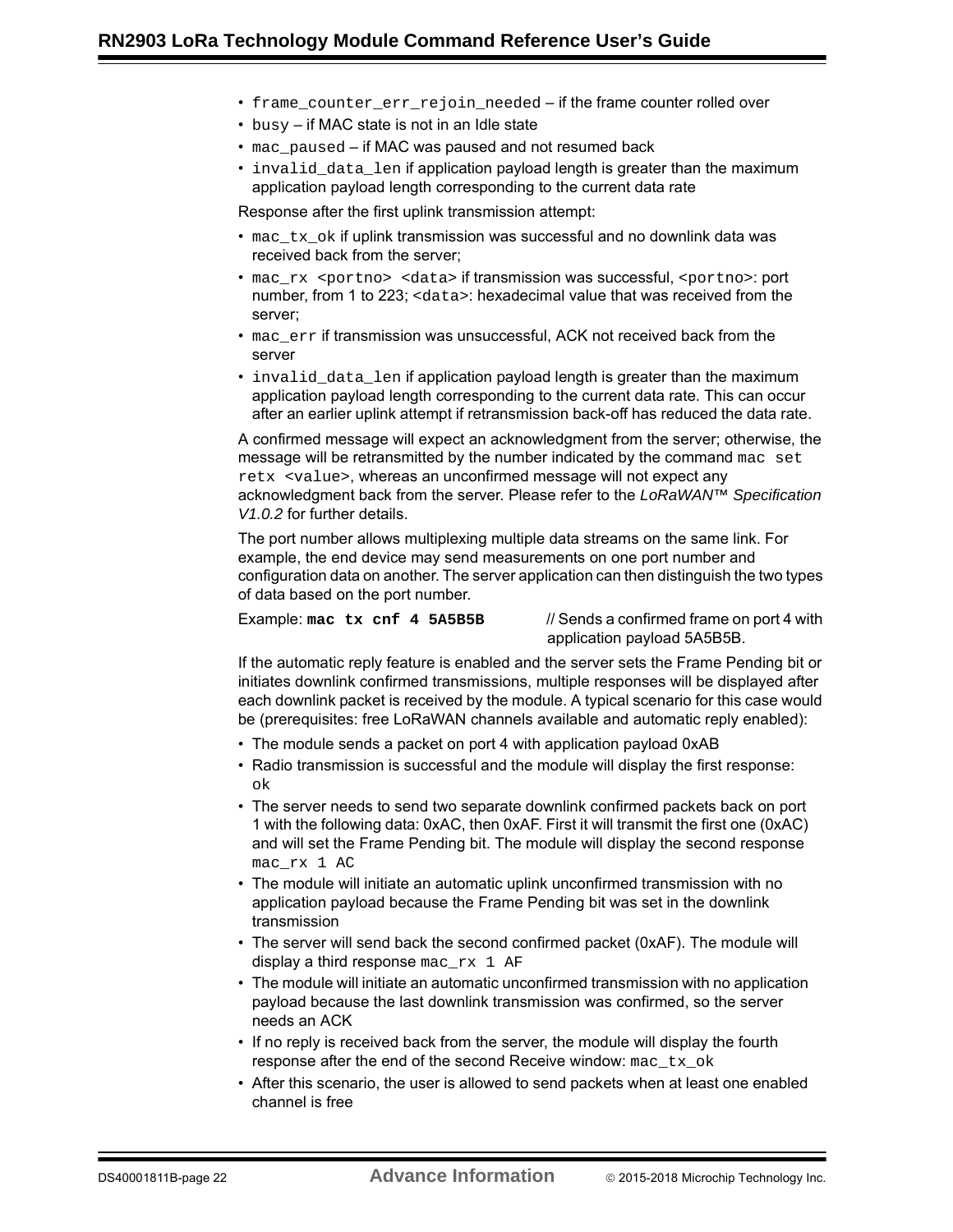- `frame_counter_err_rejoin_needed` – if the frame counter rolled over
- `busy` – if MAC state is not in an Idle state
- `mac_paused` – if MAC was paused and not resumed back
- `invalid_data_len` if application payload length is greater than the maximum application payload length corresponding to the current data rate

Response after the first uplink transmission attempt:

- `mac_tx_ok` if uplink transmission was successful and no downlink data was received back from the server;
- `mac_rx <portno> <data>` if transmission was successful, `<portno>`: port number, from 1 to 223; `<data>`: hexadecimal value that was received from the server;
- `mac_err` if transmission was unsuccessful, ACK not received back from the server
- `invalid_data_len` if application payload length is greater than the maximum application payload length corresponding to the current data rate. This can occur after an earlier uplink attempt if retransmission back-off has reduced the data rate.

A confirmed message will expect an acknowledgment from the server; otherwise, the message will be retransmitted by the number indicated by the command `mac set retx <value>`, whereas an unconfirmed message will not expect any acknowledgment back from the server. Please refer to the *LoRaWAN™ Specification V1.0.2* for further details.

The port number allows multiplexing multiple data streams on the same link. For example, the end device may send measurements on one port number and configuration data on another. The server application can then distinguish the two types of data based on the port number.

Example: **`mac tx cnf 4 5A5B5B`** // Sends a confirmed frame on port 4 with application payload 5A5B5B.

If the automatic reply feature is enabled and the server sets the Frame Pending bit or initiates downlink confirmed transmissions, multiple responses will be displayed after each downlink packet is received by the module. A typical scenario for this case would be (prerequisites: free LoRaWAN channels available and automatic reply enabled):

- The module sends a packet on port 4 with application payload 0xAB
- Radio transmission is successful and the module will display the first response: `ok`
- The server needs to send two separate downlink confirmed packets back on port 1 with the following data: 0xAC, then 0xAF. First it will transmit the first one (0xAC) and will set the Frame Pending bit. The module will display the second response `mac_rx 1 AC`
- The module will initiate an automatic uplink unconfirmed transmission with no application payload because the Frame Pending bit was set in the downlink transmission
- The server will send back the second confirmed packet (0xAF). The module will display a third response `mac_rx 1 AF`
- The module will initiate an automatic unconfirmed transmission with no application payload because the last downlink transmission was confirmed, so the server needs an ACK
- If no reply is received back from the server, the module will display the fourth response after the end of the second Receive window: `mac_tx_ok`
- After this scenario, the user is allowed to send packets when at least one enabled channel is free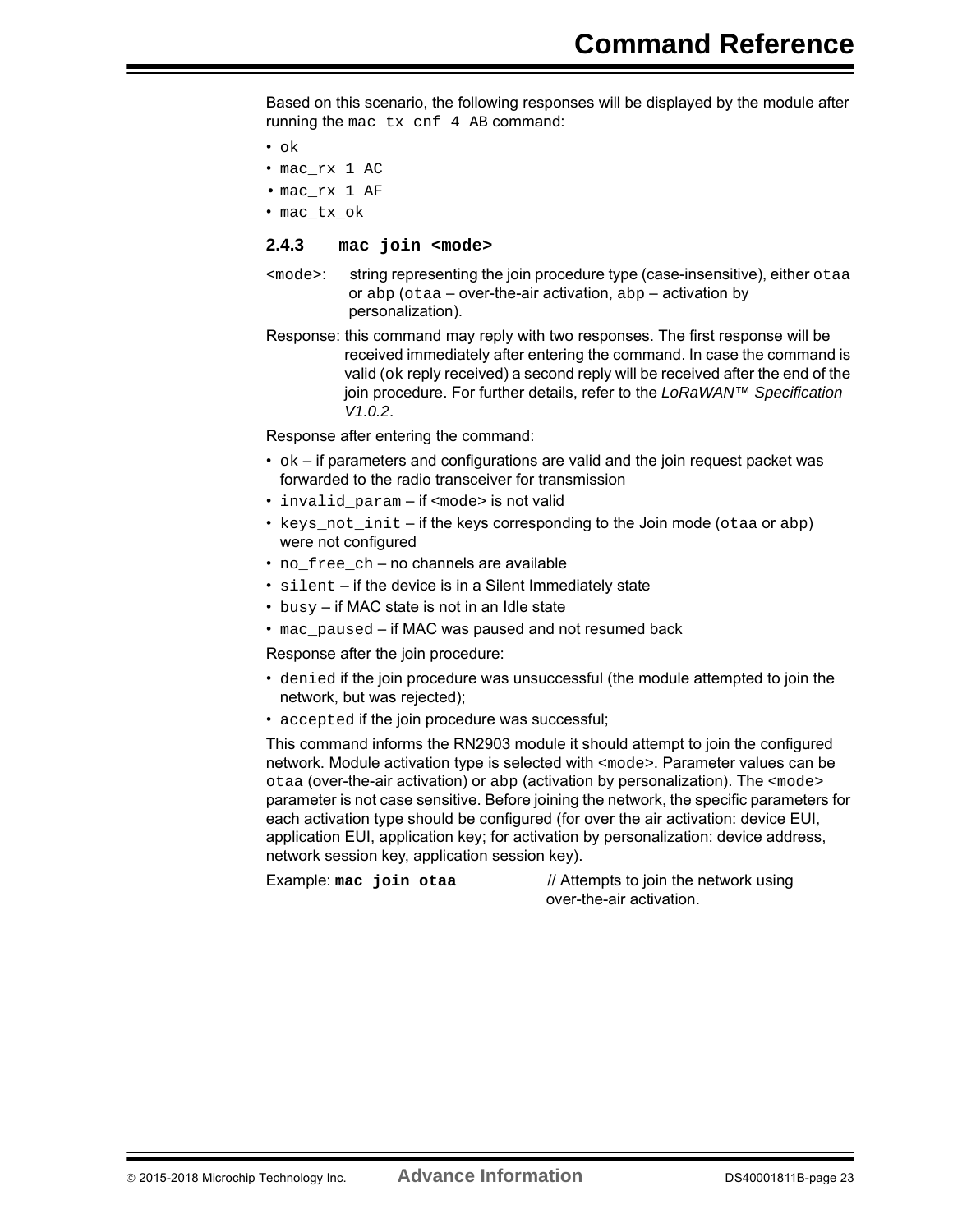Based on this scenario, the following responses will be displayed by the module after running the `mac tx cnf 4 AB` command:

- `ok`
- `mac_rx 1 AC`
- `mac_rx 1 AF`
- `mac_tx_ok`

### 2.4.3 mac join <mode>

`<mode>`: string representing the join procedure type (case-insensitive), either `otaa` or `abp` (`otaa` – over-the-air activation, `abp` – activation by personalization).

Response: this command may reply with two responses. The first response will be received immediately after entering the command. In case the command is valid (`ok` reply received) a second reply will be received after the end of the join procedure. For further details, refer to the *LoRaWAN™ Specification V1.0.2*.

Response after entering the command:

- `ok` – if parameters and configurations are valid and the join request packet was forwarded to the radio transceiver for transmission
- `invalid_param` – if `<mode>` is not valid
- `keys_not_init` – if the keys corresponding to the Join mode (`otaa` or `abp`) were not configured
- `no_free_ch` – no channels are available
- `silent` – if the device is in a Silent Immediately state
- `busy` – if MAC state is not in an Idle state
- `mac_paused` – if MAC was paused and not resumed back

Response after the join procedure:

- `denied` if the join procedure was unsuccessful (the module attempted to join the network, but was rejected);
- `accepted` if the join procedure was successful;

This command informs the RN2903 module it should attempt to join the configured network. Module activation type is selected with `<mode>`. Parameter values can be `otaa` (over-the-air activation) or `abp` (activation by personalization). The `<mode>` parameter is not case sensitive. Before joining the network, the specific parameters for each activation type should be configured (for over the air activation: device EUI, application EUI, application key; for activation by personalization: device address, network session key, application session key).

Example: **`mac join otaa`** // Attempts to join the network using over-the-air activation.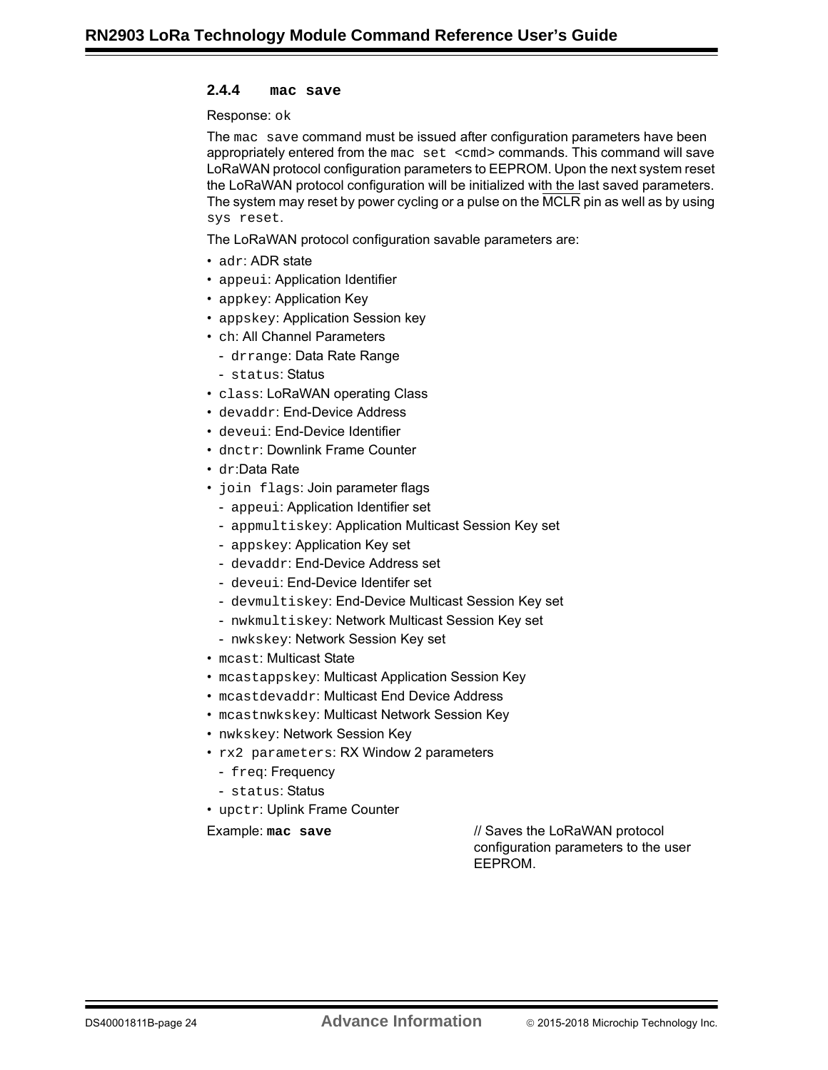### 2.4.4 mac save

Response: `ok`

The `mac save` command must be issued after configuration parameters have been appropriately entered from the `mac set <cmd>` commands. This command will save LoRaWAN protocol configuration parameters to EEPROM. Upon the next system reset the LoRaWAN protocol configuration will be initialized with the last saved parameters. The system may reset by power cycling or a pulse on the MCLR pin as well as by using `sys reset`.

The LoRaWAN protocol configuration savable parameters are:

- `adr`: ADR state
- `appeui`: Application Identifier
- `appkey`: Application Key
- `appskey`: Application Session key
- `ch`: All Channel Parameters
  - `drrange`: Data Rate Range
  - `status`: Status
- `class`: LoRaWAN operating Class
- `devaddr`: End-Device Address
- `deveui`: End-Device Identifier
- `dnctr`: Downlink Frame Counter
- `dr`:Data Rate
- `join flags`: Join parameter flags
  - `appeui`: Application Identifier set
  - `appmultiskey`: Application Multicast Session Key set
  - `appskey`: Application Key set
  - `devaddr`: End-Device Address set
  - `deveui`: End-Device Identifer set
  - `devmultiskey`: End-Device Multicast Session Key set
  - `nwkmultiskey`: Network Multicast Session Key set
  - `nwkskey`: Network Session Key set
- `mcast`: Multicast State
- `mcastappskey`: Multicast Application Session Key
- `mcastdevaddr`: Multicast End Device Address
- `mcastnwkskey`: Multicast Network Session Key
- `nwkskey`: Network Session Key
- `rx2 parameters`: RX Window 2 parameters
  - `freq`: Frequency
  - `status`: Status
- `upctr`: Uplink Frame Counter

Example: **`mac save`** // Saves the LoRaWAN protocol configuration parameters to the user EEPROM.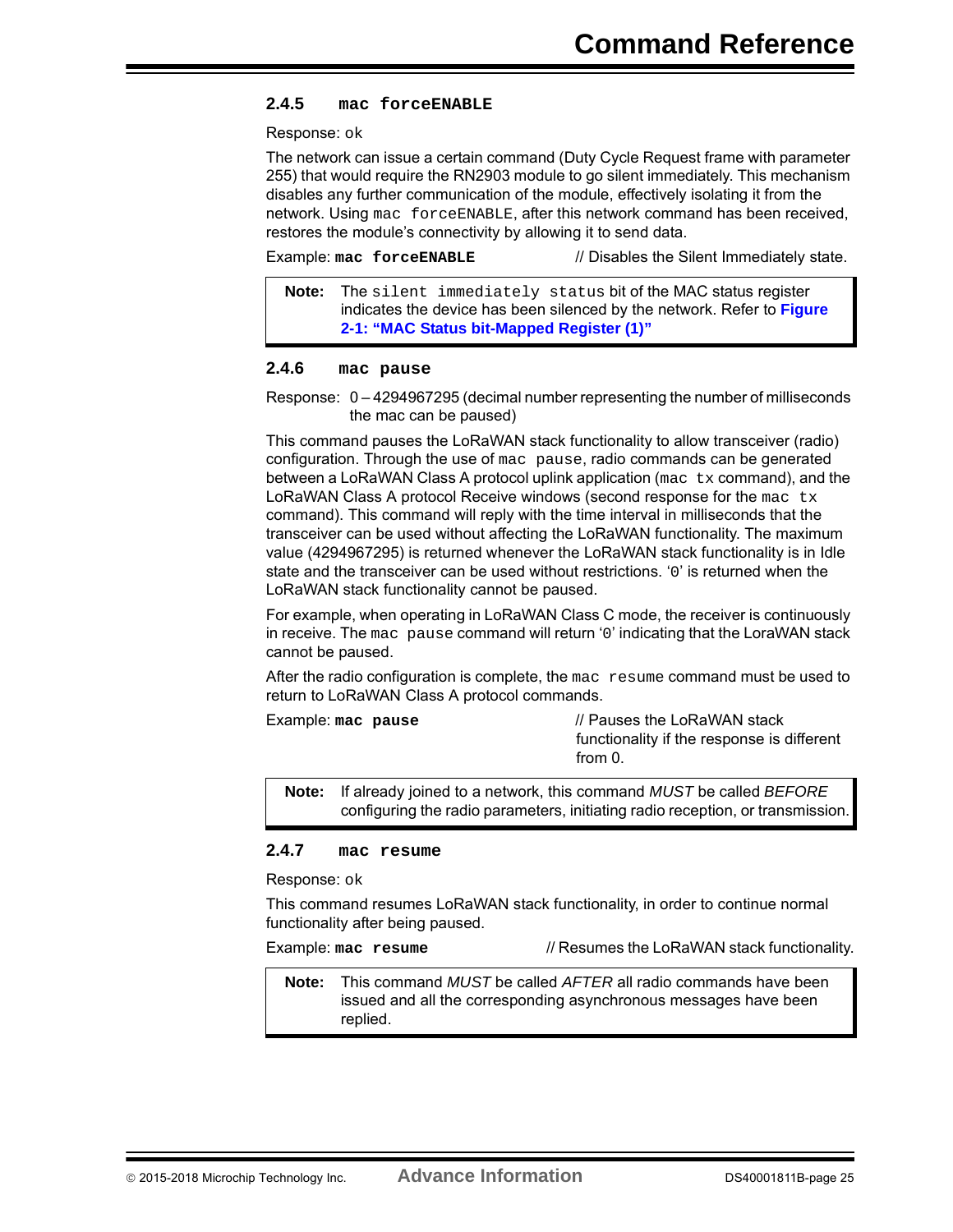### 2.4.5 mac forceENABLE

Response: ok

The network can issue a certain command (Duty Cycle Request frame with parameter 255) that would require the RN2903 module to go silent immediately. This mechanism disables any further communication of the module, effectively isolating it from the network. Using `mac forceENABLE`, after this network command has been received, restores the module's connectivity by allowing it to send data.

Example: **`mac forceENABLE`** // Disables the Silent Immediately state.

> **Note:** The `silent immediately status` bit of the MAC status register indicates the device has been silenced by the network. Refer to **Figure 2-1: "MAC Status bit-Mapped Register (1)"**

### 2.4.6 mac pause

Response: 0 – 4294967295 (decimal number representing the number of milliseconds the mac can be paused)

This command pauses the LoRaWAN stack functionality to allow transceiver (radio) configuration. Through the use of `mac pause`, radio commands can be generated between a LoRaWAN Class A protocol uplink application (`mac tx` command), and the LoRaWAN Class A protocol Receive windows (second response for the `mac tx` command). This command will reply with the time interval in milliseconds that the transceiver can be used without affecting the LoRaWAN functionality. The maximum value (4294967295) is returned whenever the LoRaWAN stack functionality is in Idle state and the transceiver can be used without restrictions. '0' is returned when the LoRaWAN stack functionality cannot be paused.

For example, when operating in LoRaWAN Class C mode, the receiver is continuously in receive. The `mac pause` command will return '0' indicating that the LoraWAN stack cannot be paused.

After the radio configuration is complete, the `mac resume` command must be used to return to LoRaWAN Class A protocol commands.

Example: **`mac pause`** // Pauses the LoRaWAN stack functionality if the response is different from 0.

> **Note:** If already joined to a network, this command *MUST* be called *BEFORE* configuring the radio parameters, initiating radio reception, or transmission.

### 2.4.7 mac resume

Response: ok

This command resumes LoRaWAN stack functionality, in order to continue normal functionality after being paused.

Example: **`mac resume`** // Resumes the LoRaWAN stack functionality.

> **Note:** This command *MUST* be called *AFTER* all radio commands have been issued and all the corresponding asynchronous messages have been replied.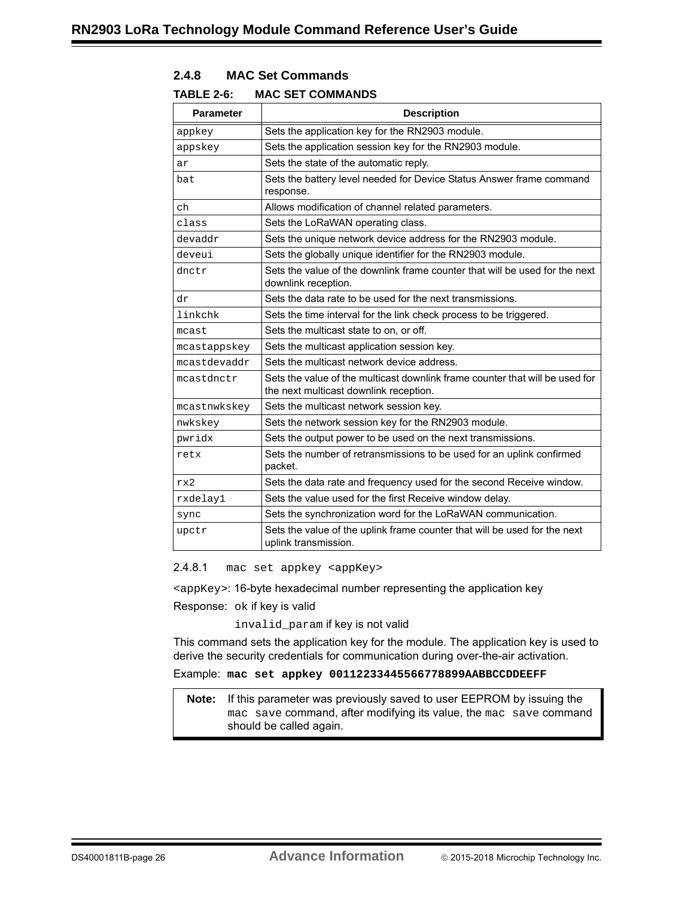### 2.4.8 MAC Set Commands

**TABLE 2-6: MAC SET COMMANDS**

| Parameter | Description |
|---|---|
| `appkey` | Sets the application key for the RN2903 module. |
| `appskey` | Sets the application session key for the RN2903 module. |
| `ar` | Sets the state of the automatic reply. |
| `bat` | Sets the battery level needed for Device Status Answer frame command response. |
| `ch` | Allows modification of channel related parameters. |
| `class` | Sets the LoRaWAN operating class. |
| `devaddr` | Sets the unique network device address for the RN2903 module. |
| `deveui` | Sets the globally unique identifier for the RN2903 module. |
| `dnctr` | Sets the value of the downlink frame counter that will be used for the next downlink reception. |
| `dr` | Sets the data rate to be used for the next transmissions. |
| `linkchk` | Sets the time interval for the link check process to be triggered. |
| `mcast` | Sets the multicast state to on, or off. |
| `mcastappskey` | Sets the multicast application session key. |
| `mcastdevaddr` | Sets the multicast network device address. |
| `mcastdnctr` | Sets the value of the multicast downlink frame counter that will be used for the next multicast downlink reception. |
| `mcastnwkskey` | Sets the multicast network session key. |
| `nwkskey` | Sets the network session key for the RN2903 module. |
| `pwridx` | Sets the output power to be used on the next transmissions. |
| `retx` | Sets the number of retransmissions to be used for an uplink confirmed packet. |
| `rx2` | Sets the data rate and frequency used for the second Receive window. |
| `rxdelay1` | Sets the value used for the first Receive window delay. |
| `sync` | Sets the synchronization word for the LoRaWAN communication. |
| `upctr` | Sets the value of the uplink frame counter that will be used for the next uplink transmission. |

#### 2.4.8.1 `mac set appkey <appKey>`

`<appKey>`: 16-byte hexadecimal number representing the application key

Response: `ok` if key is valid

`invalid_param` if key is not valid

This command sets the application key for the module. The application key is used to derive the security credentials for communication during over-the-air activation.

Example: **`mac set appkey 00112233445566778899AABBCCDDEEFF`**

> **Note:** If this parameter was previously saved to user EEPROM by issuing the `mac save` command, after modifying its value, the `mac save` command should be called again.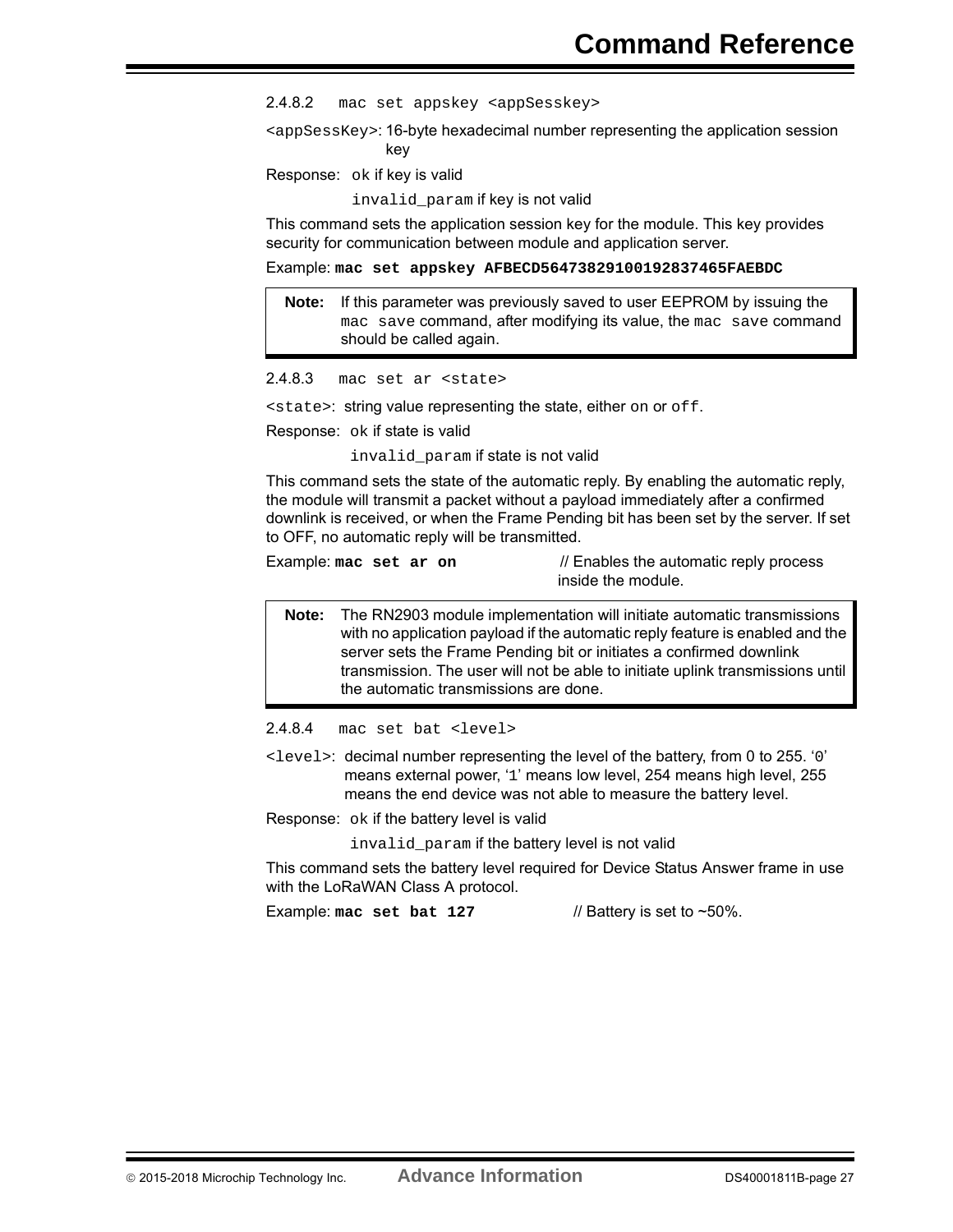#### 2.4.8.2 `mac set appskey <appSesskey>`

`<appSessKey>`: 16-byte hexadecimal number representing the application session key

Response: `ok` if key is valid

`invalid_param` if key is not valid

This command sets the application session key for the module. This key provides security for communication between module and application server.

Example: **`mac set appskey AFBECD56473829100192837465FAEBDC`**

> **Note:** If this parameter was previously saved to user EEPROM by issuing the `mac save` command, after modifying its value, the `mac save` command should be called again.

#### 2.4.8.3 `mac set ar <state>`

`<state>`: string value representing the state, either `on` or `off`.

Response: `ok` if state is valid

`invalid_param` if state is not valid

This command sets the state of the automatic reply. By enabling the automatic reply, the module will transmit a packet without a payload immediately after a confirmed downlink is received, or when the Frame Pending bit has been set by the server. If set to OFF, no automatic reply will be transmitted.

Example: **`mac set ar on`** // Enables the automatic reply process inside the module.

> **Note:** The RN2903 module implementation will initiate automatic transmissions with no application payload if the automatic reply feature is enabled and the server sets the Frame Pending bit or initiates a confirmed downlink transmission. The user will not be able to initiate uplink transmissions until the automatic transmissions are done.

#### 2.4.8.4 `mac set bat <level>`

`<level>`: decimal number representing the level of the battery, from 0 to 255. '`0`' means external power, '`1`' means low level, 254 means high level, 255 means the end device was not able to measure the battery level.

Response: `ok` if the battery level is valid

`invalid_param` if the battery level is not valid

This command sets the battery level required for Device Status Answer frame in use with the LoRaWAN Class A protocol.

Example: **`mac set bat 127`** // Battery is set to ~50%.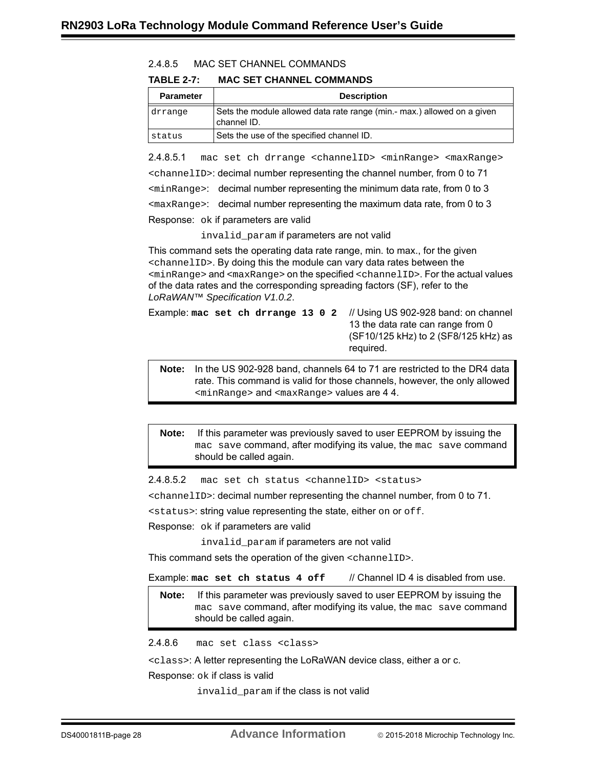#### 2.4.8.5 MAC SET CHANNEL COMMANDS

**TABLE 2-7: MAC SET CHANNEL COMMANDS**

| Parameter | Description |
|---|---|
| `drrange` | Sets the module allowed data rate range (min.- max.) allowed on a given channel ID. |
| `status` | Sets the use of the specified channel ID. |

##### 2.4.8.5.1 `mac set ch drrange <channelID> <minRange> <maxRange>`

`<channelID>`: decimal number representing the channel number, from 0 to 71

`<minRange>`: decimal number representing the minimum data rate, from 0 to 3

`<maxRange>`: decimal number representing the maximum data rate, from 0 to 3

Response: `ok` if parameters are valid

`invalid_param` if parameters are not valid

This command sets the operating data rate range, min. to max., for the given `<channelID>`. By doing this the module can vary data rates between the `<minRange>` and `<maxRange>` on the specified `<channelID>`. For the actual values of the data rates and the corresponding spreading factors (SF), refer to the *LoRaWAN™ Specification V1.0.2*.

Example: **`mac set ch drrange 13 0 2`** // Using US 902-928 band: on channel 13 the data rate can range from 0 (SF10/125 kHz) to 2 (SF8/125 kHz) as required.

> **Note:** In the US 902-928 band, channels 64 to 71 are restricted to the DR4 data rate. This command is valid for those channels, however, the only allowed `<minRange>` and `<maxRange>` values are 4 4.

> **Note:** If this parameter was previously saved to user EEPROM by issuing the `mac save` command, after modifying its value, the `mac save` command should be called again.

##### 2.4.8.5.2 `mac set ch status <channelID> <status>`

`<channelID>`: decimal number representing the channel number, from 0 to 71.

`<status>`: string value representing the state, either `on` or `off`.

Response: `ok` if parameters are valid

`invalid_param` if parameters are not valid

This command sets the operation of the given `<channelID>`.

Example: **`mac set ch status 4 off`** // Channel ID 4 is disabled from use.

> **Note:** If this parameter was previously saved to user EEPROM by issuing the `mac save` command, after modifying its value, the `mac save` command should be called again.

#### 2.4.8.6 `mac set class <class>`

`<class>`: A letter representing the LoRaWAN device class, either a or c.

Response: `ok` if class is valid

`invalid_param` if the class is not valid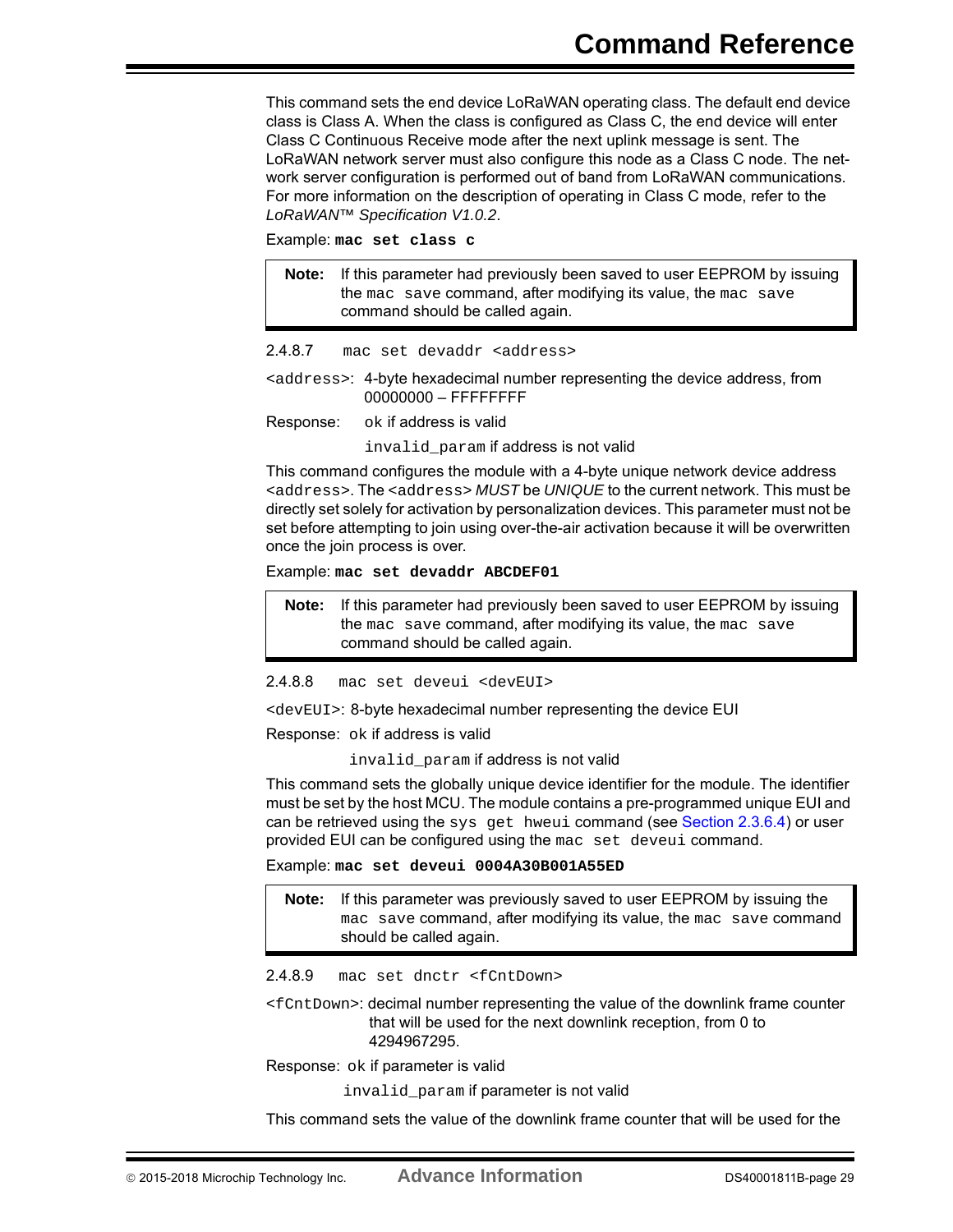This command sets the end device LoRaWAN operating class. The default end device class is Class A. When the class is configured as Class C, the end device will enter Class C Continuous Receive mode after the next uplink message is sent. The LoRaWAN network server must also configure this node as a Class C node. The network server configuration is performed out of band from LoRaWAN communications. For more information on the description of operating in Class C mode, refer to the *LoRaWAN™ Specification V1.0.2*.

Example: **`mac set class c`**

> **Note:** If this parameter had previously been saved to user EEPROM by issuing the `mac save` command, after modifying its value, the `mac save` command should be called again.

#### 2.4.8.7 `mac set devaddr <address>`

`<address>`: 4-byte hexadecimal number representing the device address, from 00000000 – FFFFFFFF

Response: `ok` if address is valid

`invalid_param` if address is not valid

This command configures the module with a 4-byte unique network device address `<address>`. The `<address>` *MUST* be *UNIQUE* to the current network. This must be directly set solely for activation by personalization devices. This parameter must not be set before attempting to join using over-the-air activation because it will be overwritten once the join process is over.

Example: **`mac set devaddr ABCDEF01`**

> **Note:** If this parameter had previously been saved to user EEPROM by issuing the `mac save` command, after modifying its value, the `mac save` command should be called again.

#### 2.4.8.8 `mac set deveui <devEUI>`

`<devEUI>`: 8-byte hexadecimal number representing the device EUI

Response: `ok` if address is valid

`invalid_param` if address is not valid

This command sets the globally unique device identifier for the module. The identifier must be set by the host MCU. The module contains a pre-programmed unique EUI and can be retrieved using the `sys get hweui` command (see Section 2.3.6.4) or user provided EUI can be configured using the `mac set deveui` command.

Example: **`mac set deveui 0004A30B001A55ED`**

> **Note:** If this parameter was previously saved to user EEPROM by issuing the `mac save` command, after modifying its value, the `mac save` command should be called again.

#### 2.4.8.9 `mac set dnctr <fCntDown>`

`<fCntDown>`: decimal number representing the value of the downlink frame counter that will be used for the next downlink reception, from 0 to 4294967295.

Response: `ok` if parameter is valid

`invalid_param` if parameter is not valid

This command sets the value of the downlink frame counter that will be used for the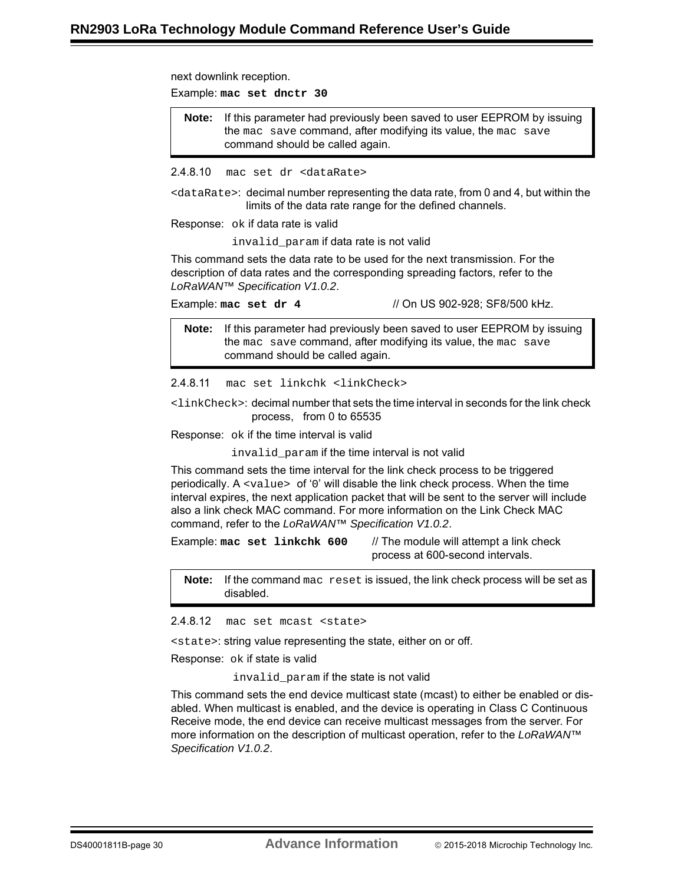next downlink reception.

Example: **`mac set dnctr 30`**

> **Note:** If this parameter had previously been saved to user EEPROM by issuing the `mac save` command, after modifying its value, the `mac save` command should be called again.

#### 2.4.8.10 `mac set dr <dataRate>`

`<dataRate>`: decimal number representing the data rate, from 0 and 4, but within the limits of the data rate range for the defined channels.

Response: `ok` if data rate is valid

`invalid_param` if data rate is not valid

This command sets the data rate to be used for the next transmission. For the description of data rates and the corresponding spreading factors, refer to the *LoRaWAN™ Specification V1.0.2*.

Example: **`mac set dr 4`** // On US 902-928; SF8/500 kHz.

> **Note:** If this parameter had previously been saved to user EEPROM by issuing the `mac save` command, after modifying its value, the `mac save` command should be called again.

#### 2.4.8.11 `mac set linkchk <linkCheck>`

`<linkCheck>`: decimal number that sets the time interval in seconds for the link check process, from 0 to 65535

Response: `ok` if the time interval is valid

`invalid_param` if the time interval is not valid

This command sets the time interval for the link check process to be triggered periodically. A `<value>` of '`0`' will disable the link check process. When the time interval expires, the next application packet that will be sent to the server will include also a link check MAC command. For more information on the Link Check MAC command, refer to the *LoRaWAN™ Specification V1.0.2*.

Example: **`mac set linkchk 600`** // The module will attempt a link check process at 600-second intervals.

> **Note:** If the command `mac reset` is issued, the link check process will be set as disabled.

#### 2.4.8.12 `mac set mcast <state>`

`<state>`: string value representing the state, either on or off.

Response: `ok` if state is valid

`invalid_param` if the state is not valid

This command sets the end device multicast state (mcast) to either be enabled or disabled. When multicast is enabled, and the device is operating in Class C Continuous Receive mode, the end device can receive multicast messages from the server. For more information on the description of multicast operation, refer to the *LoRaWAN™ Specification V1.0.2*.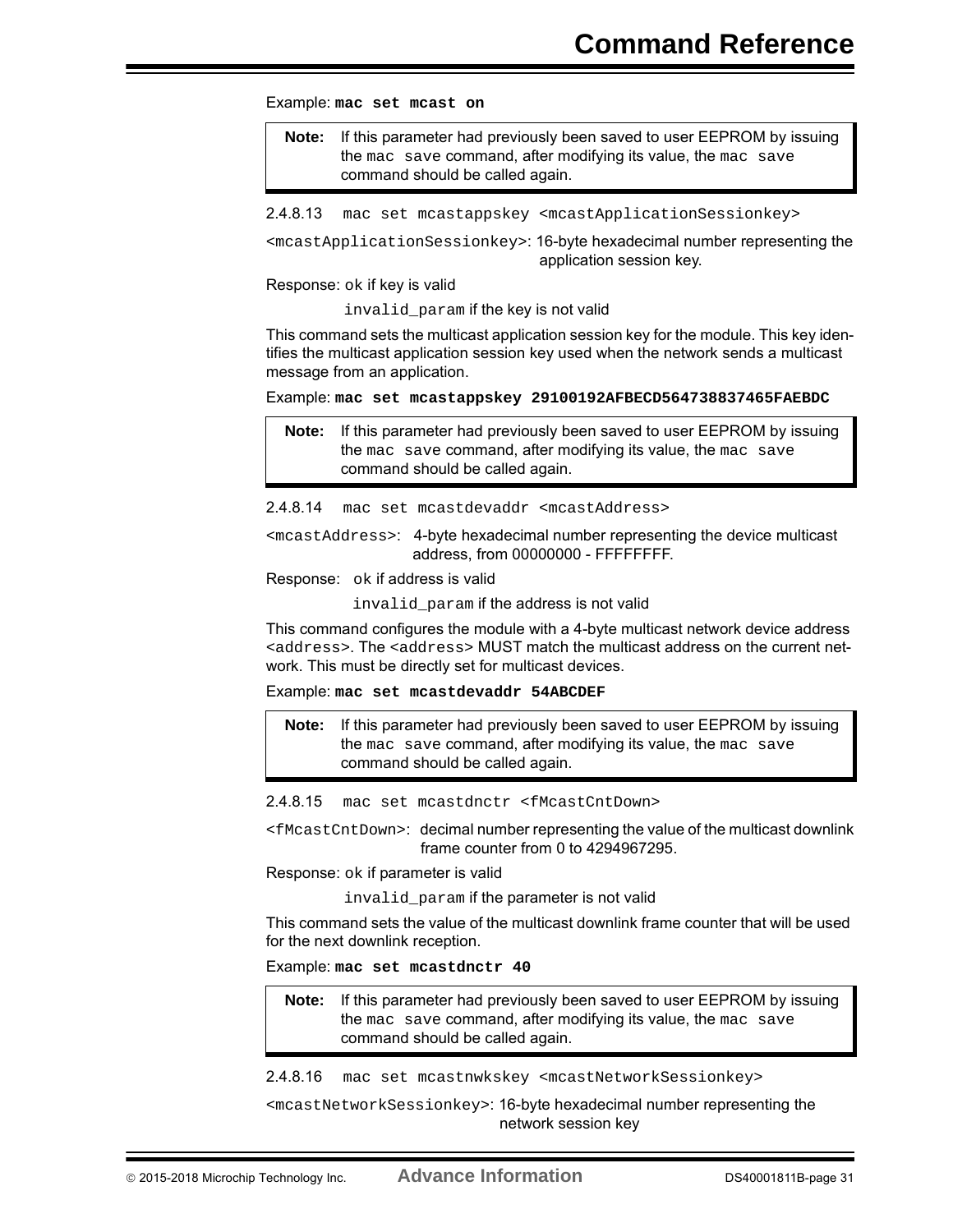Example: **`mac set mcast on`**

> **Note:** If this parameter had previously been saved to user EEPROM by issuing the `mac save` command, after modifying its value, the `mac save` command should be called again.

#### 2.4.8.13 `mac set mcastappskey <mcastApplicationSessionkey>`

`<mcastApplicationSessionkey>`: 16-byte hexadecimal number representing the application session key.

Response: `ok` if key is valid

`invalid_param` if the key is not valid

This command sets the multicast application session key for the module. This key identifies the multicast application session key used when the network sends a multicast message from an application.

Example: **`mac set mcastappskey 29100192AFBECD564738837465FAEBDC`**

> **Note:** If this parameter had previously been saved to user EEPROM by issuing the `mac save` command, after modifying its value, the `mac save` command should be called again.

#### 2.4.8.14 `mac set mcastdevaddr <mcastAddress>`

`<mcastAddress>`: 4-byte hexadecimal number representing the device multicast address, from 00000000 - FFFFFFFF.

Response: `ok` if address is valid

`invalid_param` if the address is not valid

This command configures the module with a 4-byte multicast network device address `<address>`. The `<address>` MUST match the multicast address on the current network. This must be directly set for multicast devices.

Example: **`mac set mcastdevaddr 54ABCDEF`**

> **Note:** If this parameter had previously been saved to user EEPROM by issuing the `mac save` command, after modifying its value, the `mac save` command should be called again.

#### 2.4.8.15 `mac set mcastdnctr <fMcastCntDown>`

`<fMcastCntDown>`: decimal number representing the value of the multicast downlink frame counter from 0 to 4294967295.

Response: `ok` if parameter is valid

`invalid_param` if the parameter is not valid

This command sets the value of the multicast downlink frame counter that will be used for the next downlink reception.

Example: **`mac set mcastdnctr 40`**

> **Note:** If this parameter had previously been saved to user EEPROM by issuing the `mac save` command, after modifying its value, the `mac save` command should be called again.

#### 2.4.8.16 `mac set mcastnwkskey <mcastNetworkSessionkey>`

`<mcastNetworkSessionkey>`: 16-byte hexadecimal number representing the network session key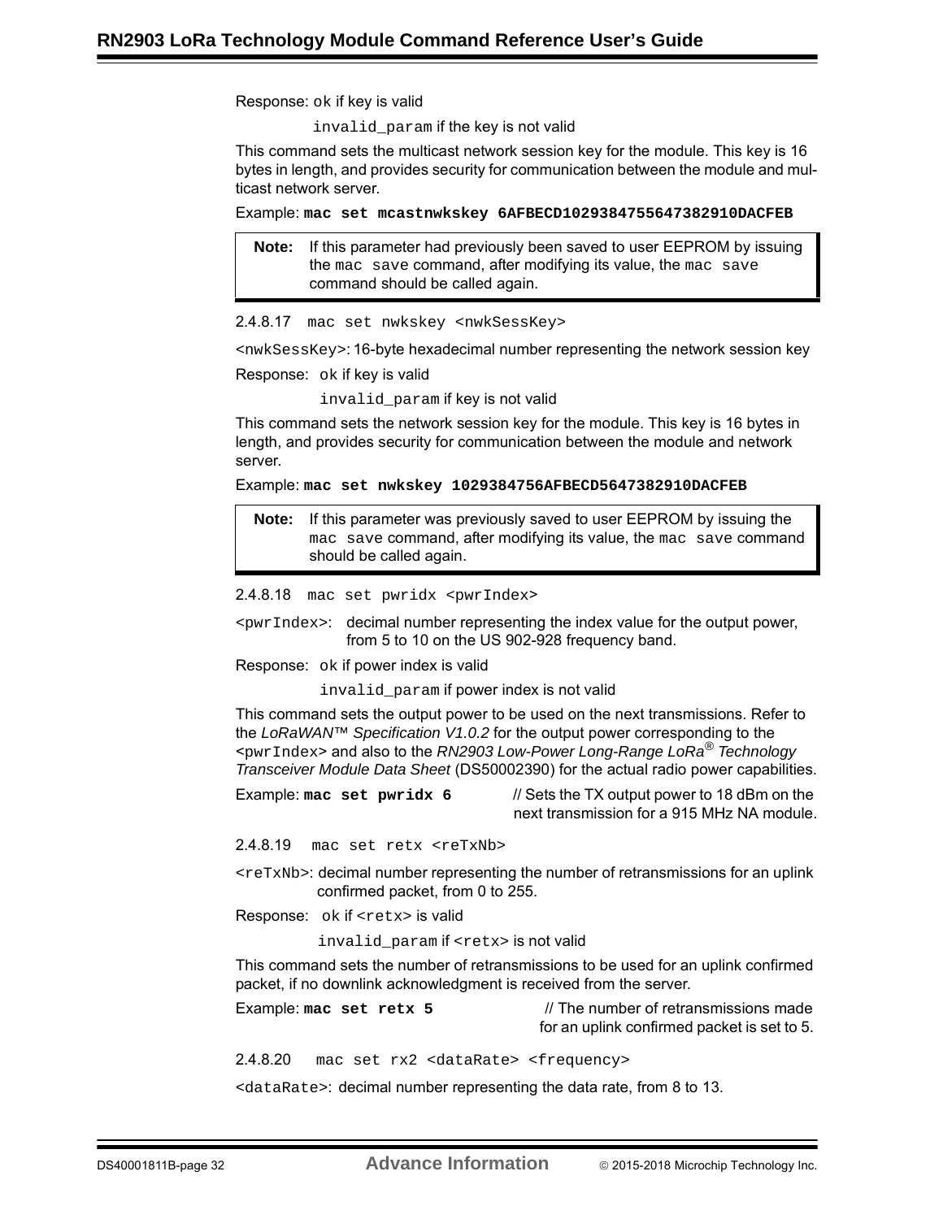Response: `ok` if key is valid

`invalid_param` if the key is not valid

This command sets the multicast network session key for the module. This key is 16 bytes in length, and provides security for communication between the module and multicast network server.

Example: **`mac set mcastnwkskey 6AFBECD1029384755647382910DACFEB`**

> **Note:** If this parameter had previously been saved to user EEPROM by issuing the `mac save` command, after modifying its value, the `mac save` command should be called again.

#### 2.4.8.17 `mac set nwkskey <nwkSessKey>`

`<nwkSessKey>`: 16-byte hexadecimal number representing the network session key

Response: `ok` if key is valid

`invalid_param` if key is not valid

This command sets the network session key for the module. This key is 16 bytes in length, and provides security for communication between the module and network server.

Example: **`mac set nwkskey 1029384756AFBECD5647382910DACFEB`**

> **Note:** If this parameter was previously saved to user EEPROM by issuing the `mac save` command, after modifying its value, the `mac save` command should be called again.

#### 2.4.8.18 `mac set pwridx <pwrIndex>`

`<pwrIndex>`: decimal number representing the index value for the output power, from 5 to 10 on the US 902-928 frequency band.

Response: `ok` if power index is valid

`invalid_param` if power index is not valid

This command sets the output power to be used on the next transmissions. Refer to the *LoRaWAN™ Specification V1.0.2* for the output power corresponding to the `<pwrIndex>` and also to the *RN2903 Low-Power Long-Range LoRa® Technology Transceiver Module Data Sheet* (DS50002390) for the actual radio power capabilities.

Example: **`mac set pwridx 6`** // Sets the TX output power to 18 dBm on the next transmission for a 915 MHz NA module.

#### 2.4.8.19 `mac set retx <reTxNb>`

`<reTxNb>`: decimal number representing the number of retransmissions for an uplink confirmed packet, from 0 to 255.

Response: `ok` if `<retx>` is valid

`invalid_param` if `<retx>` is not valid

This command sets the number of retransmissions to be used for an uplink confirmed packet, if no downlink acknowledgment is received from the server.

Example: **`mac set retx 5`** // The number of retransmissions made for an uplink confirmed packet is set to 5.

#### 2.4.8.20 `mac set rx2 <dataRate> <frequency>`

`<dataRate>`: decimal number representing the data rate, from 8 to 13.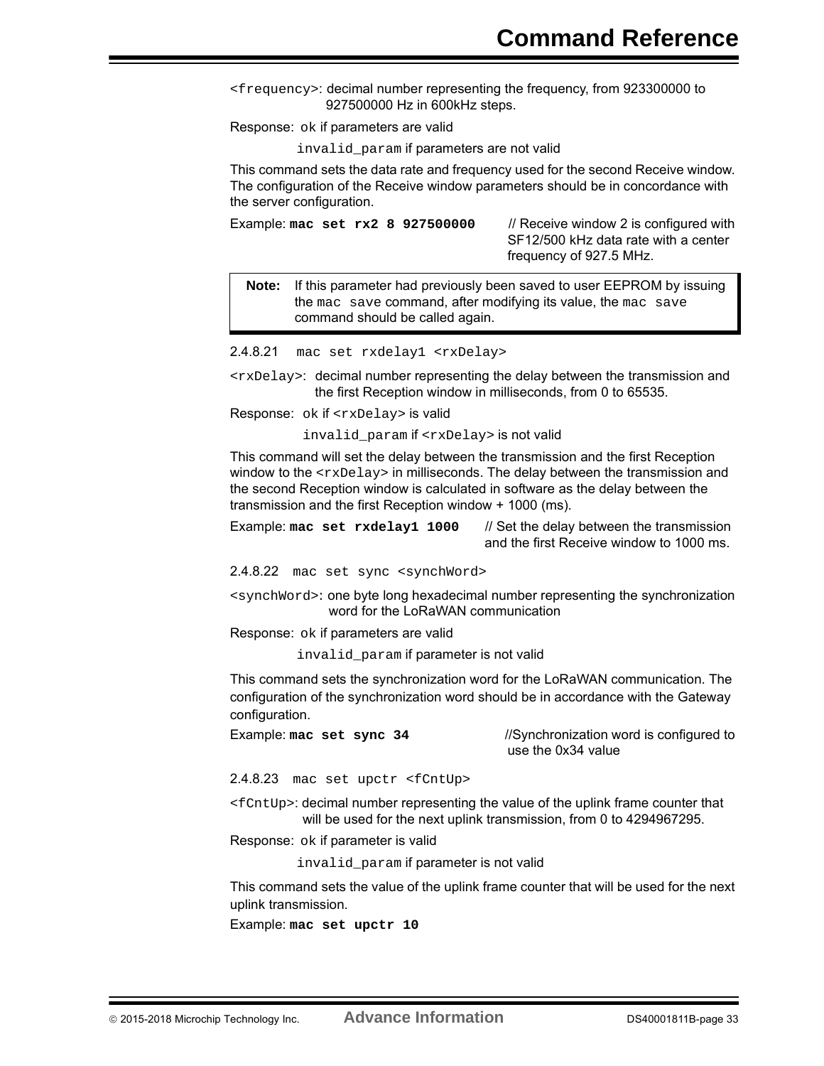`<frequency>`: decimal number representing the frequency, from 923300000 to 927500000 Hz in 600kHz steps.

Response: `ok` if parameters are valid

`invalid_param` if parameters are not valid

This command sets the data rate and frequency used for the second Receive window. The configuration of the Receive window parameters should be in concordance with the server configuration.

Example: **`mac set rx2 8 927500000`** // Receive window 2 is configured with SF12/500 kHz data rate with a center frequency of 927.5 MHz.

> **Note:** If this parameter had previously been saved to user EEPROM by issuing the `mac save` command, after modifying its value, the `mac save` command should be called again.

#### 2.4.8.21 `mac set rxdelay1 <rxDelay>`

`<rxDelay>`: decimal number representing the delay between the transmission and the first Reception window in milliseconds, from 0 to 65535.

Response: `ok` if `<rxDelay>` is valid

`invalid_param` if `<rxDelay>` is not valid

This command will set the delay between the transmission and the first Reception window to the `<rxDelay>` in milliseconds. The delay between the transmission and the second Reception window is calculated in software as the delay between the transmission and the first Reception window + 1000 (ms).

Example: **`mac set rxdelay1 1000`** // Set the delay between the transmission and the first Receive window to 1000 ms.

#### 2.4.8.22 `mac set sync <synchWord>`

`<synchWord>`: one byte long hexadecimal number representing the synchronization word for the LoRaWAN communication

Response: `ok` if parameters are valid

`invalid_param` if parameter is not valid

This command sets the synchronization word for the LoRaWAN communication. The configuration of the synchronization word should be in accordance with the Gateway configuration.

Example: **`mac set sync 34`** //Synchronization word is configured to use the 0x34 value

#### 2.4.8.23 `mac set upctr <fCntUp>`

`<fCntUp>`: decimal number representing the value of the uplink frame counter that will be used for the next uplink transmission, from 0 to 4294967295.

Response: `ok` if parameter is valid

`invalid_param` if parameter is not valid

This command sets the value of the uplink frame counter that will be used for the next uplink transmission.

Example: **`mac set upctr 10`**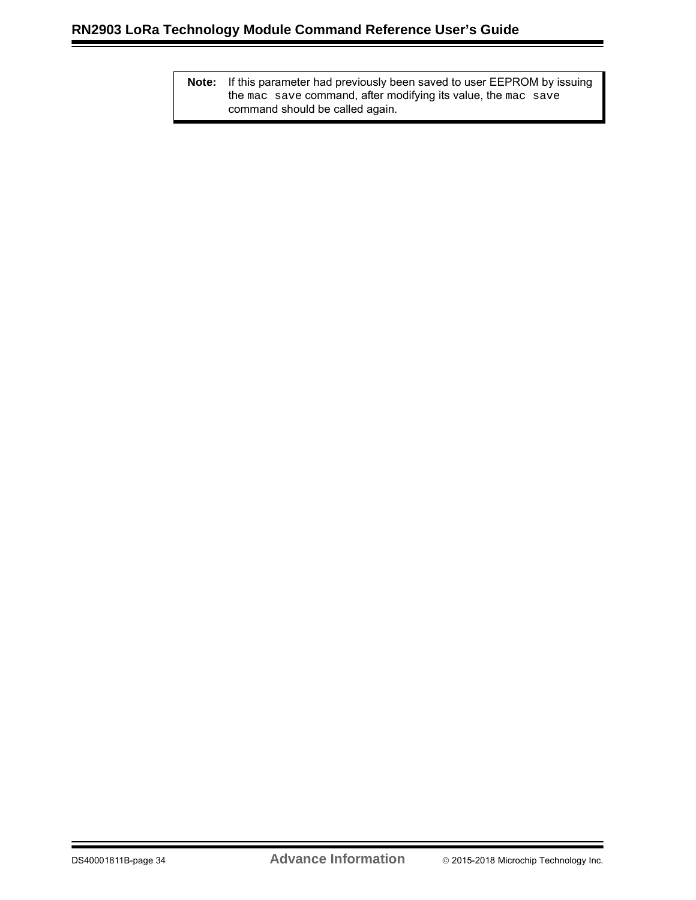> **Note:** If this parameter had previously been saved to user EEPROM by issuing the `mac save` command, after modifying its value, the `mac save` command should be called again.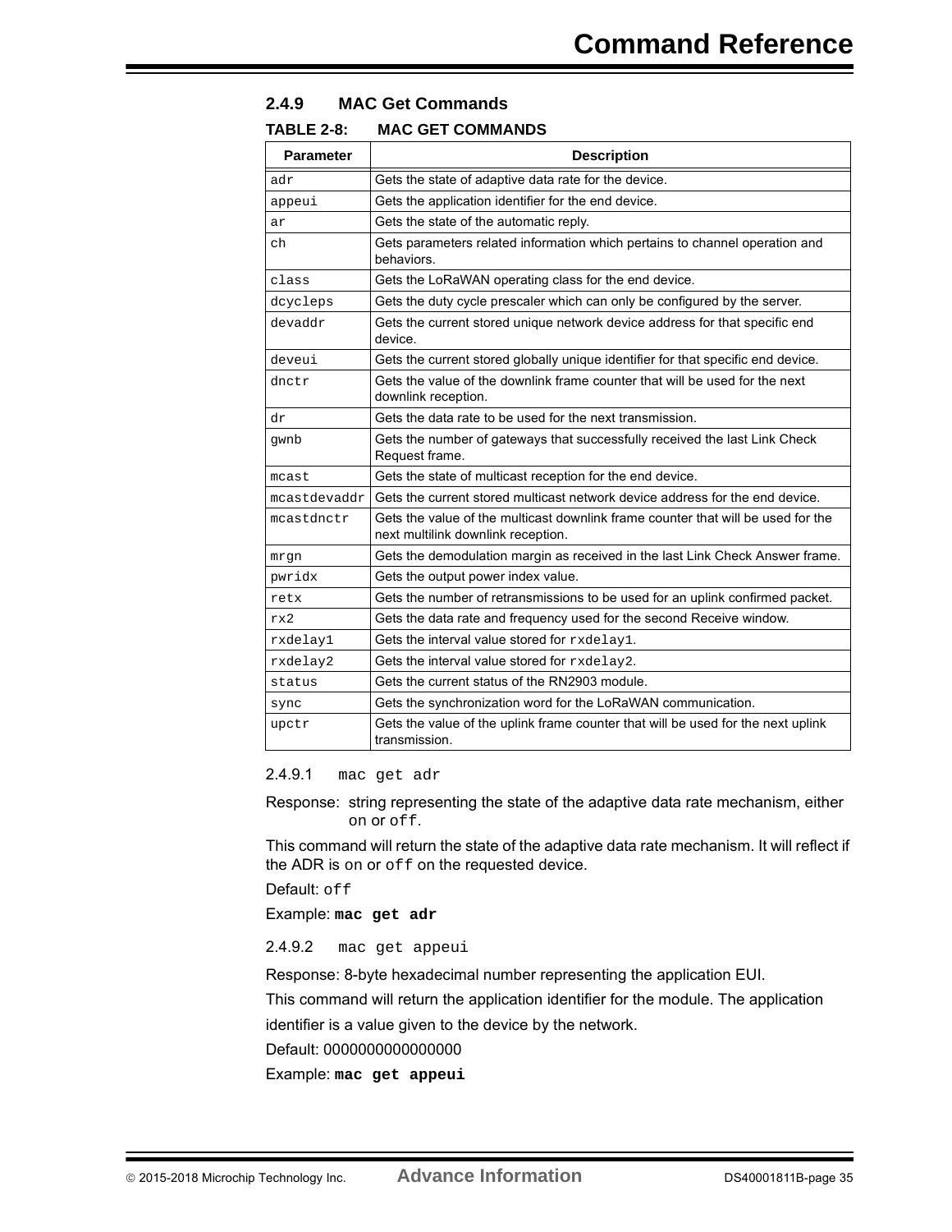### 2.4.9 MAC Get Commands

**TABLE 2-8: MAC GET COMMANDS**

| Parameter | Description |
|---|---|
| `adr` | Gets the state of adaptive data rate for the device. |
| `appeui` | Gets the application identifier for the end device. |
| `ar` | Gets the state of the automatic reply. |
| `ch` | Gets parameters related information which pertains to channel operation and behaviors. |
| `class` | Gets the LoRaWAN operating class for the end device. |
| `dcycleps` | Gets the duty cycle prescaler which can only be configured by the server. |
| `devaddr` | Gets the current stored unique network device address for that specific end device. |
| `deveui` | Gets the current stored globally unique identifier for that specific end device. |
| `dnctr` | Gets the value of the downlink frame counter that will be used for the next downlink reception. |
| `dr` | Gets the data rate to be used for the next transmission. |
| `gwnb` | Gets the number of gateways that successfully received the last Link Check Request frame. |
| `mcast` | Gets the state of multicast reception for the end device. |
| `mcastdevaddr` | Gets the current stored multicast network device address for the end device. |
| `mcastdnctr` | Gets the value of the multicast downlink frame counter that will be used for the next multilink downlink reception. |
| `mrgn` | Gets the demodulation margin as received in the last Link Check Answer frame. |
| `pwridx` | Gets the output power index value. |
| `retx` | Gets the number of retransmissions to be used for an uplink confirmed packet. |
| `rx2` | Gets the data rate and frequency used for the second Receive window. |
| `rxdelay1` | Gets the interval value stored for `rxdelay1`. |
| `rxdelay2` | Gets the interval value stored for `rxdelay2`. |
| `status` | Gets the current status of the RN2903 module. |
| `sync` | Gets the synchronization word for the LoRaWAN communication. |
| `upctr` | Gets the value of the uplink frame counter that will be used for the next uplink transmission. |

#### 2.4.9.1 `mac get adr`

Response: string representing the state of the adaptive data rate mechanism, either on or `off`.

This command will return the state of the adaptive data rate mechanism. It will reflect if the ADR is on or `off` on the requested device.

Default: `off`

Example: **`mac get adr`**

#### 2.4.9.2 `mac get appeui`

Response: 8-byte hexadecimal number representing the application EUI.

This command will return the application identifier for the module. The application identifier is a value given to the device by the network.

Default: 0000000000000000

Example: **`mac get appeui`**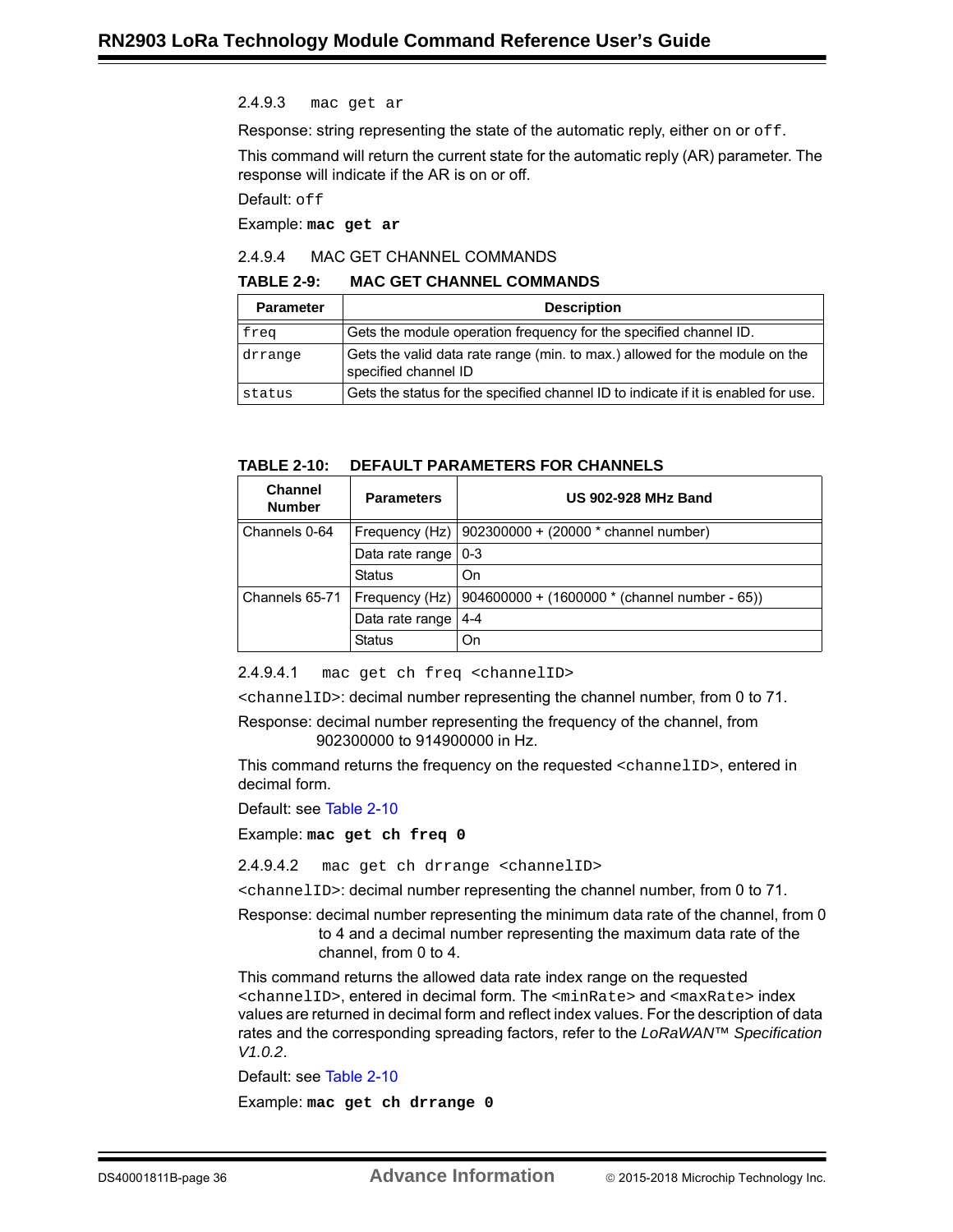#### 2.4.9.3 mac get ar

Response: string representing the state of the automatic reply, either `on` or `off`.

This command will return the current state for the automatic reply (AR) parameter. The response will indicate if the AR is on or off.

Default: `off`

Example: **`mac get ar`**

#### 2.4.9.4 MAC GET CHANNEL COMMANDS

**TABLE 2-9: MAC GET CHANNEL COMMANDS**

| Parameter | Description |
|---|---|
| `freq` | Gets the module operation frequency for the specified channel ID. |
| `drrange` | Gets the valid data rate range (min. to max.) allowed for the module on the specified channel ID |
| `status` | Gets the status for the specified channel ID to indicate if it is enabled for use. |

**TABLE 2-10: DEFAULT PARAMETERS FOR CHANNELS**

| Channel Number | Parameters | US 902-928 MHz Band |
|---|---|---|
| Channels 0-64 | Frequency (Hz) | 902300000 + (20000 * channel number) |
| | Data rate range | 0-3 |
| | Status | On |
| Channels 65-71 | Frequency (Hz) | 904600000 + (1600000 * (channel number - 65)) |
| | Data rate range | 4-4 |
| | Status | On |

##### 2.4.9.4.1 mac get ch freq <channelID>

`<channelID>`: decimal number representing the channel number, from 0 to 71.

Response: decimal number representing the frequency of the channel, from 902300000 to 914900000 in Hz.

This command returns the frequency on the requested `<channelID>`, entered in decimal form.

Default: see Table 2-10

Example: **`mac get ch freq 0`**

##### 2.4.9.4.2 mac get ch drrange <channelID>

`<channelID>`: decimal number representing the channel number, from 0 to 71.

Response: decimal number representing the minimum data rate of the channel, from 0 to 4 and a decimal number representing the maximum data rate of the channel, from 0 to 4.

This command returns the allowed data rate index range on the requested `<channelID>`, entered in decimal form. The `<minRate>` and `<maxRate>` index values are returned in decimal form and reflect index values. For the description of data rates and the corresponding spreading factors, refer to the *LoRaWAN™ Specification V1.0.2*.

Default: see Table 2-10

Example: **`mac get ch drrange 0`**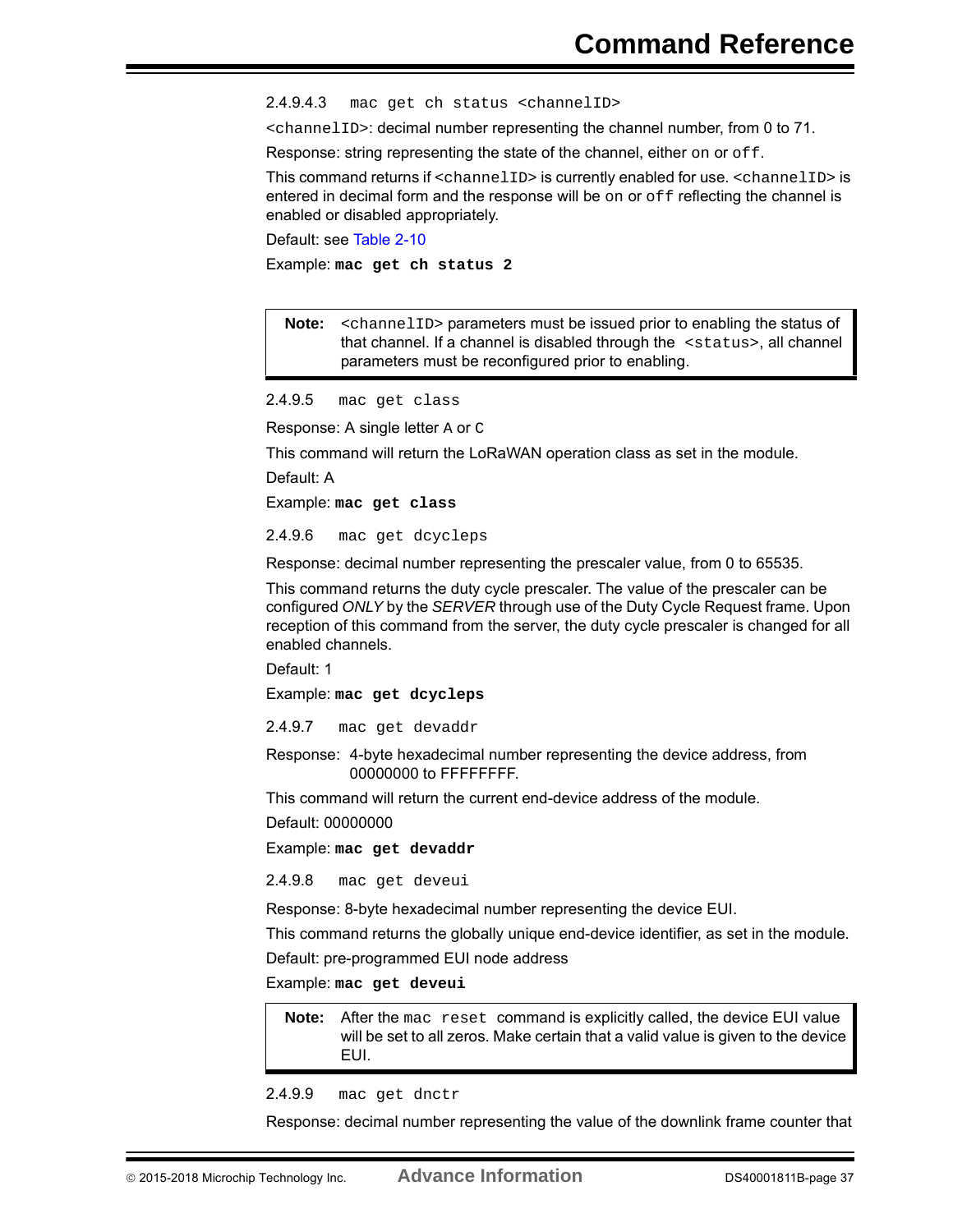#### 2.4.9.4.3 `mac get ch status <channelID>`

`<channelID>`: decimal number representing the channel number, from 0 to 71.

Response: string representing the state of the channel, either on or `off`.

This command returns if `<channelID>` is currently enabled for use. `<channelID>` is entered in decimal form and the response will be on or `off` reflecting the channel is enabled or disabled appropriately.

Default: see Table 2-10

Example: **`mac get ch status 2`**

> **Note:** `<channelID>` parameters must be issued prior to enabling the status of that channel. If a channel is disabled through the `<status>`, all channel parameters must be reconfigured prior to enabling.

### 2.4.9.5 `mac get class`

Response: A single letter `A` or `C`

This command will return the LoRaWAN operation class as set in the module.

Default: A

Example: **`mac get class`**

### 2.4.9.6 `mac get dcycleps`

Response: decimal number representing the prescaler value, from 0 to 65535.

This command returns the duty cycle prescaler. The value of the prescaler can be configured *ONLY* by the *SERVER* through use of the Duty Cycle Request frame. Upon reception of this command from the server, the duty cycle prescaler is changed for all enabled channels.

Default: 1

Example: **`mac get dcycleps`**

### 2.4.9.7 `mac get devaddr`

Response: 4-byte hexadecimal number representing the device address, from 00000000 to FFFFFFFF.

This command will return the current end-device address of the module.

Default: 00000000

Example: **`mac get devaddr`**

### 2.4.9.8 `mac get deveui`

Response: 8-byte hexadecimal number representing the device EUI.

This command returns the globally unique end-device identifier, as set in the module.

Default: pre-programmed EUI node address

Example: **`mac get deveui`**

> **Note:** After the `mac reset` command is explicitly called, the device EUI value will be set to all zeros. Make certain that a valid value is given to the device EUI.

### 2.4.9.9 `mac get dnctr`

Response: decimal number representing the value of the downlink frame counter that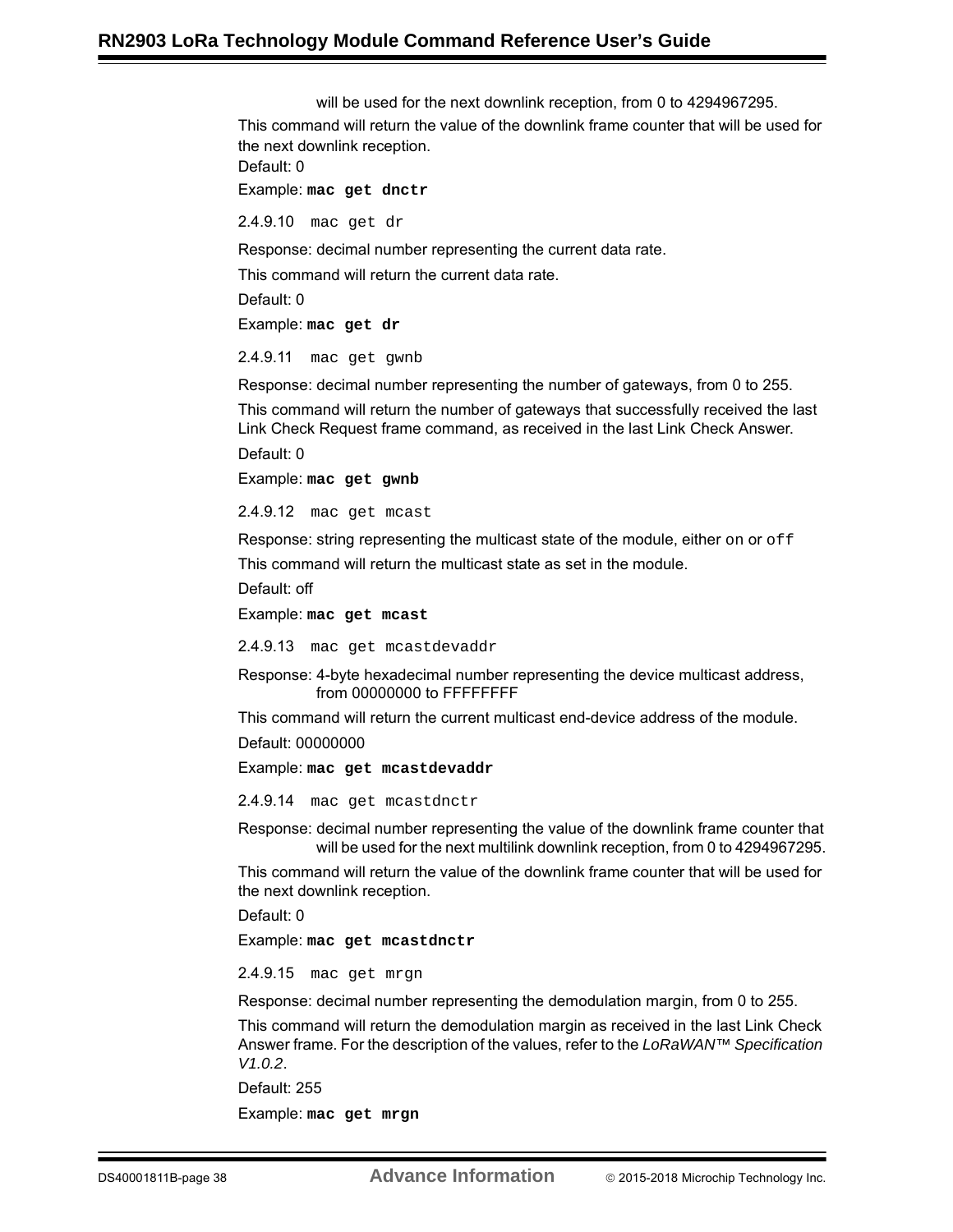will be used for the next downlink reception, from 0 to 4294967295.

This command will return the value of the downlink frame counter that will be used for the next downlink reception.

Default: 0

Example: **`mac get dnctr`**

#### 2.4.9.10 `mac get dr`

Response: decimal number representing the current data rate.

This command will return the current data rate.

Default: 0

Example: **`mac get dr`**

#### 2.4.9.11 `mac get gwnb`

Response: decimal number representing the number of gateways, from 0 to 255.

This command will return the number of gateways that successfully received the last Link Check Request frame command, as received in the last Link Check Answer.

Default: 0

Example: **`mac get gwnb`**

#### 2.4.9.12 `mac get mcast`

Response: string representing the multicast state of the module, either `on` or `off`

This command will return the multicast state as set in the module.

Default: off

Example: **`mac get mcast`**

#### 2.4.9.13 `mac get mcastdevaddr`

Response: 4-byte hexadecimal number representing the device multicast address, from 00000000 to FFFFFFFF

This command will return the current multicast end-device address of the module.

Default: 00000000

Example: **`mac get mcastdevaddr`**

#### 2.4.9.14 `mac get mcastdnctr`

Response: decimal number representing the value of the downlink frame counter that will be used for the next multilink downlink reception, from 0 to 4294967295.

This command will return the value of the downlink frame counter that will be used for the next downlink reception.

Default: 0

Example: **`mac get mcastdnctr`**

#### 2.4.9.15 `mac get mrgn`

Response: decimal number representing the demodulation margin, from 0 to 255.

This command will return the demodulation margin as received in the last Link Check Answer frame. For the description of the values, refer to the *LoRaWAN™ Specification V1.0.2*.

Default: 255

Example: **`mac get mrgn`**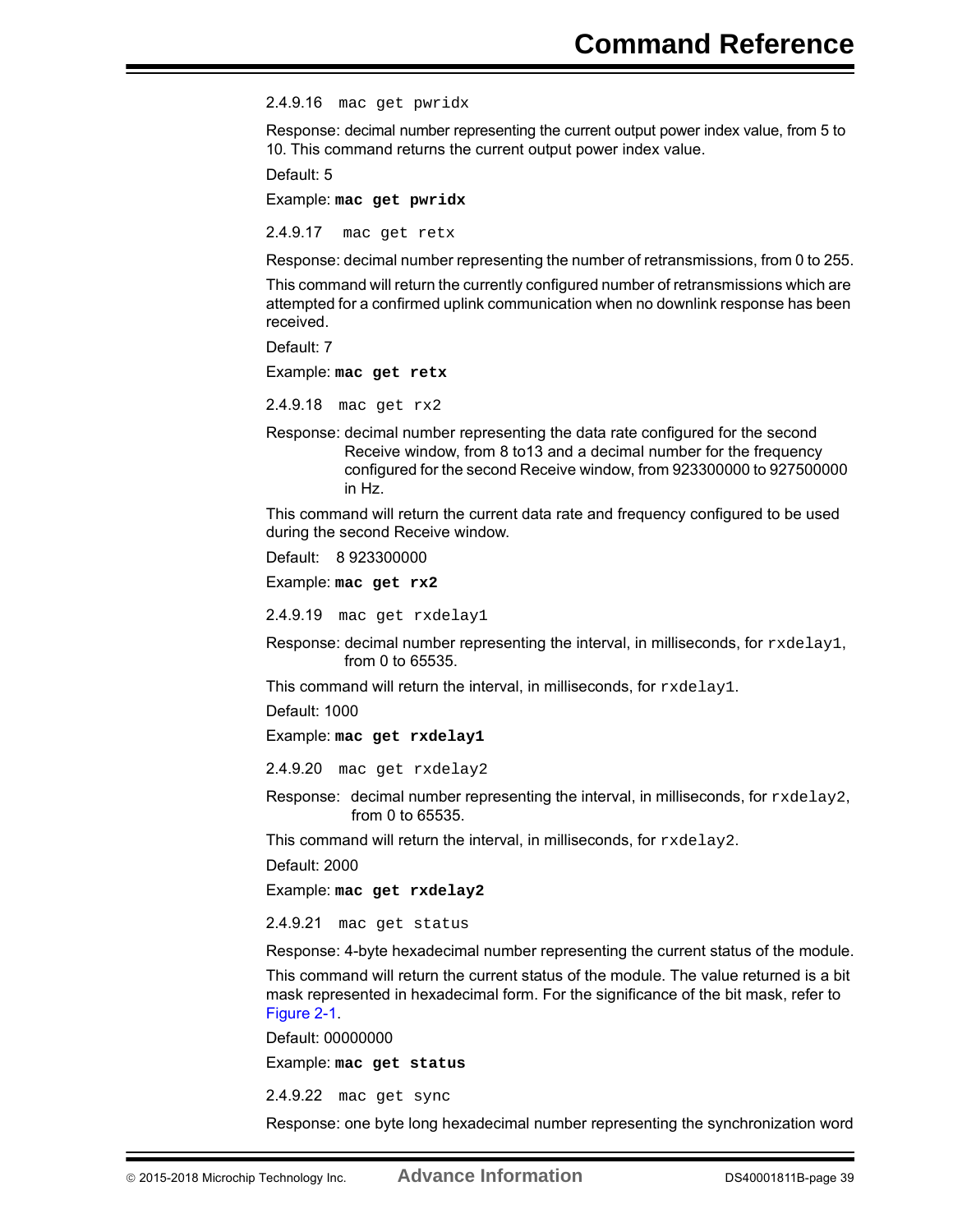#### 2.4.9.16 `mac get pwridx`

Response: decimal number representing the current output power index value, from 5 to 10. This command returns the current output power index value.

Default: 5

Example: **`mac get pwridx`**

#### 2.4.9.17 `mac get retx`

Response: decimal number representing the number of retransmissions, from 0 to 255.

This command will return the currently configured number of retransmissions which are attempted for a confirmed uplink communication when no downlink response has been received.

Default: 7

Example: **`mac get retx`**

#### 2.4.9.18 `mac get rx2`

Response: decimal number representing the data rate configured for the second Receive window, from 8 to13 and a decimal number for the frequency configured for the second Receive window, from 923300000 to 927500000 in Hz.

This command will return the current data rate and frequency configured to be used during the second Receive window.

Default: 8 923300000

Example: **`mac get rx2`**

#### 2.4.9.19 `mac get rxdelay1`

Response: decimal number representing the interval, in milliseconds, for `rxdelay1`, from 0 to 65535.

This command will return the interval, in milliseconds, for `rxdelay1`.

Default: 1000

Example: **`mac get rxdelay1`**

#### 2.4.9.20 `mac get rxdelay2`

Response: decimal number representing the interval, in milliseconds, for `rxdelay2`, from 0 to 65535.

This command will return the interval, in milliseconds, for `rxdelay2`.

Default: 2000

Example: **`mac get rxdelay2`**

#### 2.4.9.21 `mac get status`

Response: 4-byte hexadecimal number representing the current status of the module.

This command will return the current status of the module. The value returned is a bit mask represented in hexadecimal form. For the significance of the bit mask, refer to Figure 2-1.

Default: 00000000

Example: **`mac get status`**

#### 2.4.9.22 `mac get sync`

Response: one byte long hexadecimal number representing the synchronization word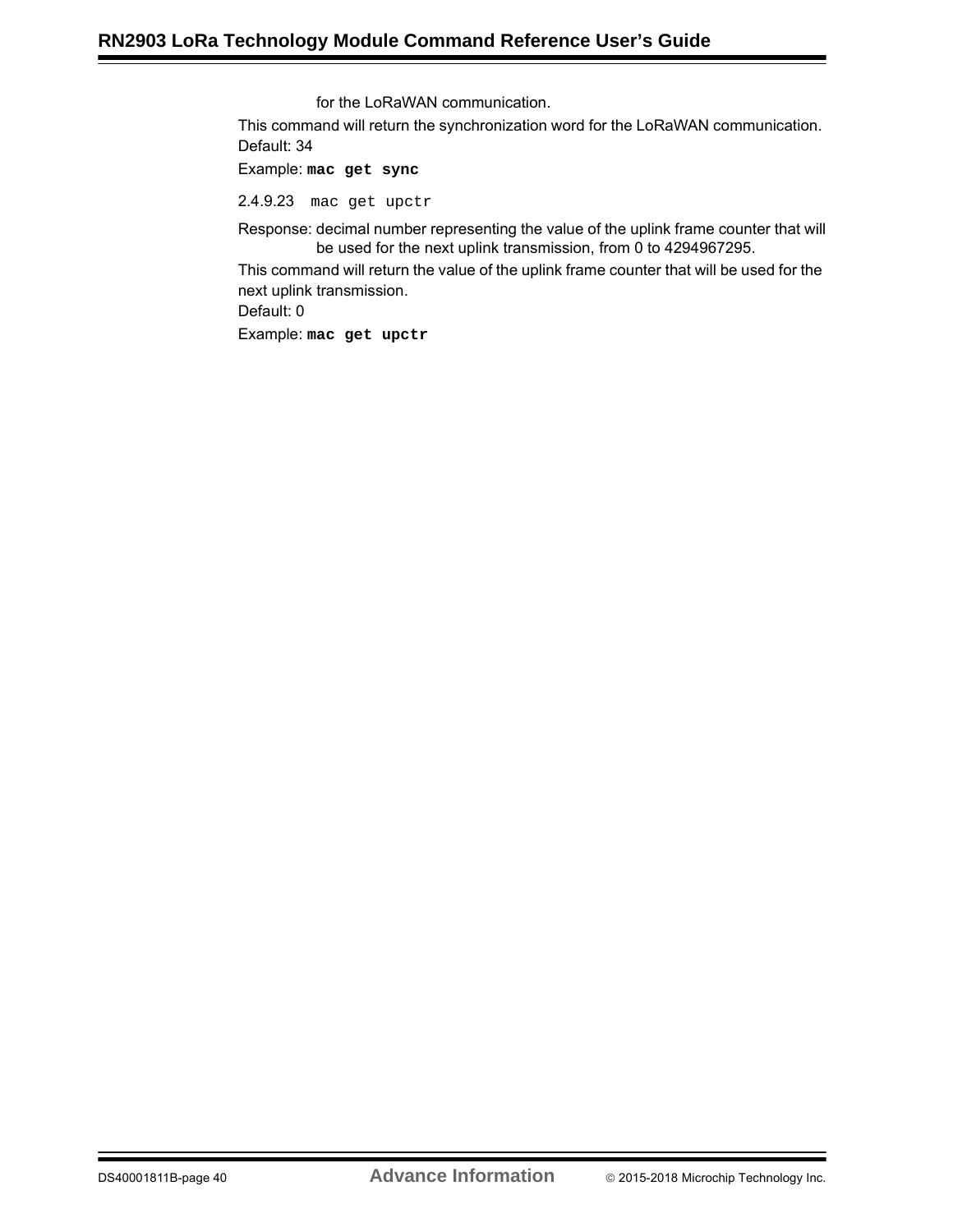for the LoRaWAN communication.

This command will return the synchronization word for the LoRaWAN communication.

Default: 34

Example: **`mac get sync`**

#### 2.4.9.23 `mac get upctr`

Response: decimal number representing the value of the uplink frame counter that will be used for the next uplink transmission, from 0 to 4294967295.

This command will return the value of the uplink frame counter that will be used for the next uplink transmission.

Default: 0

Example: **`mac get upctr`**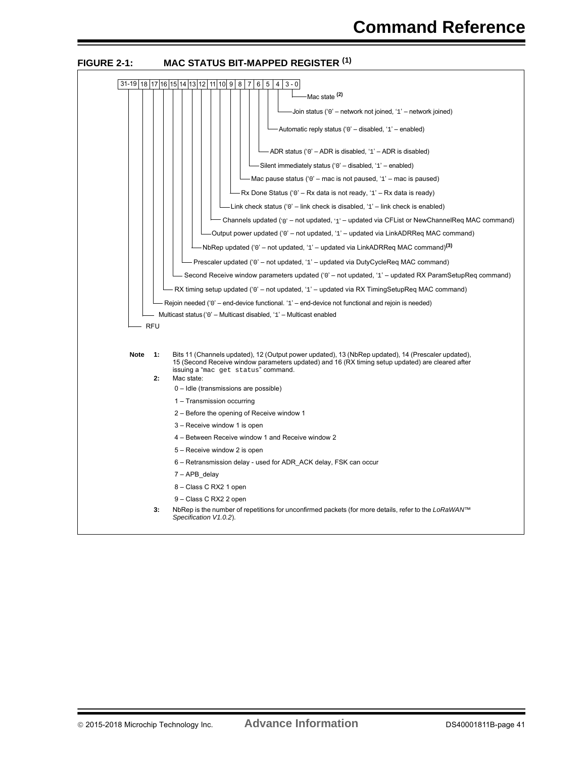## FIGURE 2-1: MAC STATUS BIT-MAPPED REGISTER (1)

| Bit(s) | Description |
|---|---|
| 3 - 0 | Mac state (2) |
| 4 | Join status ('0' – network not joined, '1' – network joined) |
| 5 | Automatic reply status ('0' – disabled, '1' – enabled) |
| 6 | ADR status ('0' – ADR is disabled, '1' – ADR is disabled) |
| 7 | Silent immediately status ('0' – disabled, '1' – enabled) |
| 8 | Mac pause status ('0' – mac is not paused, '1' – mac is paused) |
| 9 | Rx Done Status ('0' – Rx data is not ready, '1' – Rx data is ready) |
| 10 | Link check status ('0' – link check is disabled, '1' – link check is enabled) |
| 11 | Channels updated ('0' – not updated, '1' – updated via CFList or NewChannelReq MAC command) |
| 12 | Output power updated ('0' – not updated, '1' – updated via LinkADRReq MAC command) |
| 13 | NbRep updated ('0' – not updated, '1' – updated via LinkADRReq MAC command)(3) |
| 14 | Prescaler updated ('0' – not updated, '1' – updated via DutyCycleReq MAC command) |
| 15 | Second Receive window parameters updated ('0' – not updated, '1' – updated RX ParamSetupReq command) |
| 16 | RX timing setup updated ('0' – not updated, '1' – updated via RX TimingSetupReq MAC command) |
| 17 | Rejoin needed ('0' – end-device functional. '1' – end-device not functional and rejoin is needed) |
| 18 | Multicast status ('0' – Multicast disabled, '1' – Multicast enabled |
| 31-19 | RFU |

**Note 1:** Bits 11 (Channels updated), 12 (Output power updated), 13 (NbRep updated), 14 (Prescaler updated), 15 (Second Receive window parameters updated) and 16 (RX timing setup updated) are cleared after issuing a "`mac get status`" command.

**2:** Mac state:

- 0 – Idle (transmissions are possible)
- 1 – Transmission occurring
- 2 – Before the opening of Receive window 1
- 3 – Receive window 1 is open
- 4 – Between Receive window 1 and Receive window 2
- 5 – Receive window 2 is open
- 6 – Retransmission delay - used for ADR_ACK delay, FSK can occur
- 7 – APB_delay
- 8 – Class C RX2 1 open
- 9 – Class C RX2 2 open

**3:** NbRep is the number of repetitions for unconfirmed packets (for more details, refer to the *LoRaWAN™ Specification V1.0.2*).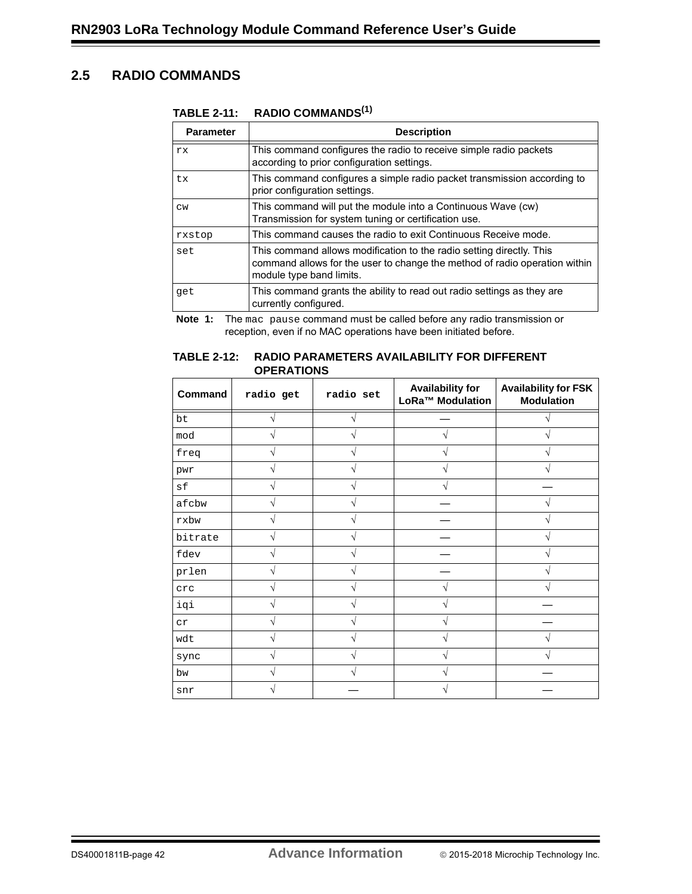## 2.5 RADIO COMMANDS

**TABLE 2-11: RADIO COMMANDS[1]**

| Parameter | Description |
|---|---|
| `rx` | This command configures the radio to receive simple radio packets according to prior configuration settings. |
| `tx` | This command configures a simple radio packet transmission according to prior configuration settings. |
| `cw` | This command will put the module into a Continuous Wave (cw) Transmission for system tuning or certification use. |
| `rxstop` | This command causes the radio to exit Continuous Receive mode. |
| `set` | This command allows modification to the radio setting directly. This command allows for the user to change the method of radio operation within module type band limits. |
| `get` | This command grants the ability to read out radio settings as they are currently configured. |

**Note 1:** The `mac pause` command must be called before any radio transmission or reception, even if no MAC operations have been initiated before.

**TABLE 2-12: RADIO PARAMETERS AVAILABILITY FOR DIFFERENT OPERATIONS**

| Command | `radio get` | `radio set` | Availability for LoRa™ Modulation | Availability for FSK Modulation |
|---|---|---|---|---|
| `bt` | √ | √ | — | √ |
| `mod` | √ | √ | √ | √ |
| `freq` | √ | √ | √ | √ |
| `pwr` | √ | √ | √ | √ |
| `sf` | √ | √ | √ | — |
| `afcbw` | √ | √ | — | √ |
| `rxbw` | √ | √ | — | √ |
| `bitrate` | √ | √ | — | √ |
| `fdev` | √ | √ | — | √ |
| `prlen` | √ | √ | — | √ |
| `crc` | √ | √ | √ | √ |
| `iqi` | √ | √ | √ | — |
| `cr` | √ | √ | √ | — |
| `wdt` | √ | √ | √ | √ |
| `sync` | √ | √ | √ | √ |
| `bw` | √ | √ | √ | — |
| `snr` | √ | — | √ | — |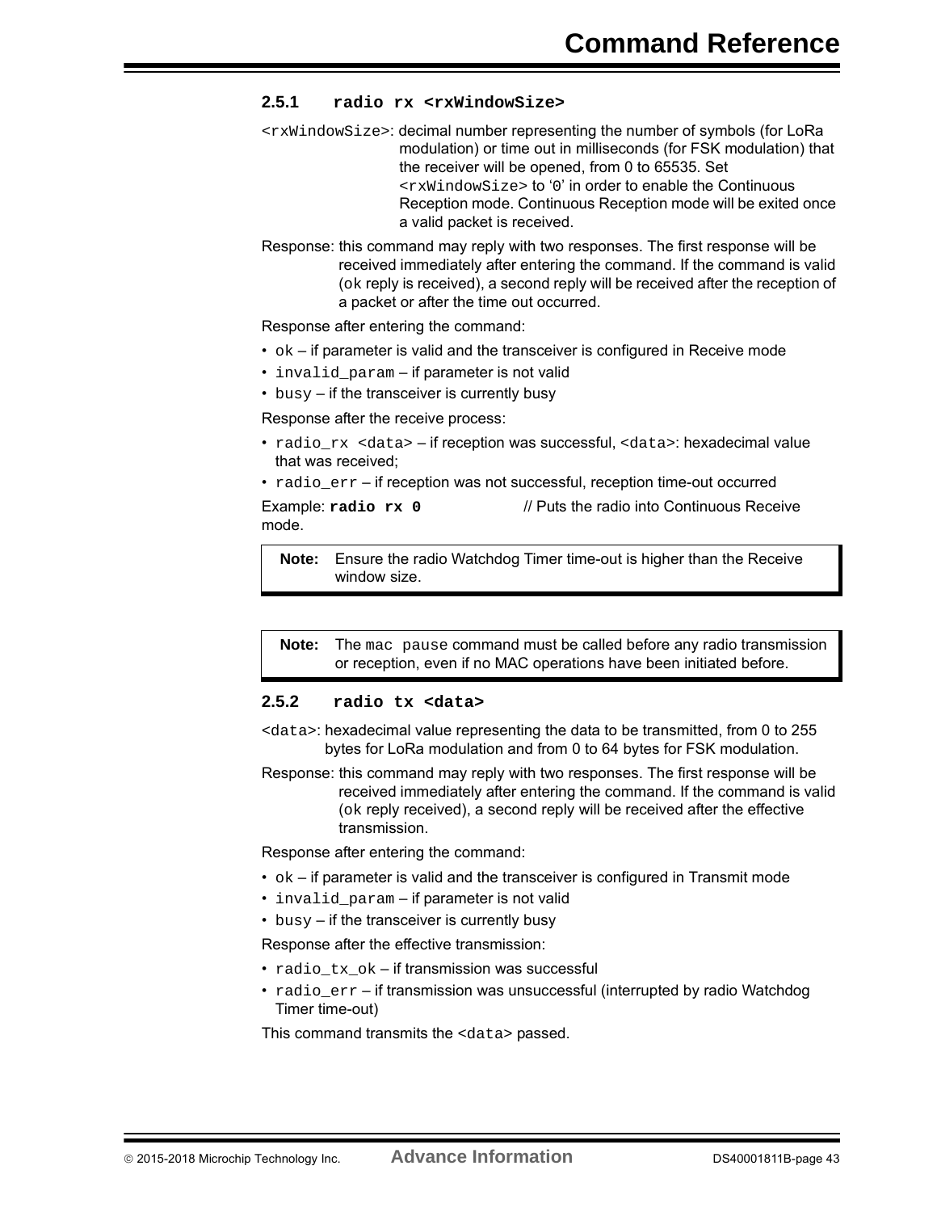### 2.5.1 radio rx <rxWindowSize>

<rxWindowSize>: decimal number representing the number of symbols (for LoRa modulation) or time out in milliseconds (for FSK modulation) that the receiver will be opened, from 0 to 65535. Set <rxWindowSize> to '0' in order to enable the Continuous Reception mode. Continuous Reception mode will be exited once a valid packet is received.

Response: this command may reply with two responses. The first response will be received immediately after entering the command. If the command is valid (ok reply is received), a second reply will be received after the reception of a packet or after the time out occurred.

Response after entering the command:

- ok – if parameter is valid and the transceiver is configured in Receive mode
- invalid_param – if parameter is not valid
- busy – if the transceiver is currently busy

Response after the receive process:

- radio_rx <data> – if reception was successful, <data>: hexadecimal value that was received;
- radio_err – if reception was not successful, reception time-out occurred

Example: **radio rx 0** // Puts the radio into Continuous Receive mode.

> **Note:** Ensure the radio Watchdog Timer time-out is higher than the Receive window size.

> **Note:** The mac pause command must be called before any radio transmission or reception, even if no MAC operations have been initiated before.

### 2.5.2 radio tx <data>

<data>: hexadecimal value representing the data to be transmitted, from 0 to 255 bytes for LoRa modulation and from 0 to 64 bytes for FSK modulation.

Response: this command may reply with two responses. The first response will be received immediately after entering the command. If the command is valid (ok reply received), a second reply will be received after the effective transmission.

Response after entering the command:

- ok – if parameter is valid and the transceiver is configured in Transmit mode
- invalid_param – if parameter is not valid
- busy – if the transceiver is currently busy

Response after the effective transmission:

- radio_tx_ok – if transmission was successful
- radio_err – if transmission was unsuccessful (interrupted by radio Watchdog Timer time-out)

This command transmits the <data> passed.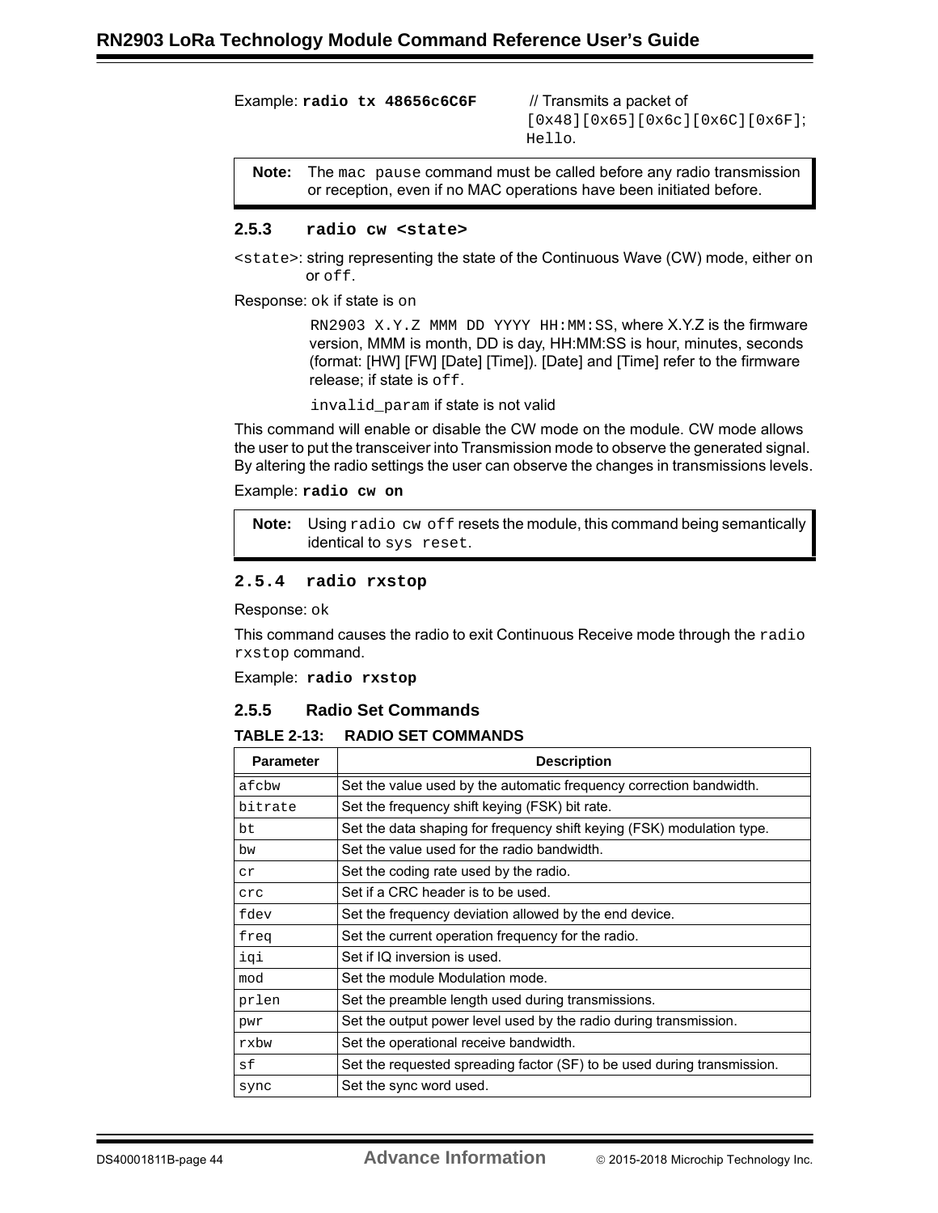Example: **`radio tx 48656c6C6F`** // Transmits a packet of `[0x48][0x65][0x6c][0x6C][0x6F]`; `Hello`.

> **Note:** The `mac pause` command must be called before any radio transmission or reception, even if no MAC operations have been initiated before.

### 2.5.3 `radio cw <state>`

`<state>`: string representing the state of the Continuous Wave (CW) mode, either `on` or `off`.

Response: `ok` if state is `on`

`RN2903 X.Y.Z MMM DD YYYY HH:MM:SS`, where X.Y.Z is the firmware version, MMM is month, DD is day, HH:MM:SS is hour, minutes, seconds (format: [HW] [FW] [Date] [Time]). [Date] and [Time] refer to the firmware release; if state is `off`.

`invalid_param` if state is not valid

This command will enable or disable the CW mode on the module. CW mode allows the user to put the transceiver into Transmission mode to observe the generated signal. By altering the radio settings the user can observe the changes in transmissions levels.

Example: **`radio cw on`**

> **Note:** Using `radio cw off` resets the module, this command being semantically identical to `sys reset`.

### 2.5.4 `radio rxstop`

Response: `ok`

This command causes the radio to exit Continuous Receive mode through the `radio rxstop` command.

Example: **`radio rxstop`**

### 2.5.5 Radio Set Commands

**TABLE 2-13: RADIO SET COMMANDS**

| Parameter | Description |
|---|---|
| `afcbw` | Set the value used by the automatic frequency correction bandwidth. |
| `bitrate` | Set the frequency shift keying (FSK) bit rate. |
| `bt` | Set the data shaping for frequency shift keying (FSK) modulation type. |
| `bw` | Set the value used for the radio bandwidth. |
| `cr` | Set the coding rate used by the radio. |
| `crc` | Set if a CRC header is to be used. |
| `fdev` | Set the frequency deviation allowed by the end device. |
| `freq` | Set the current operation frequency for the radio. |
| `iqi` | Set if IQ inversion is used. |
| `mod` | Set the module Modulation mode. |
| `prlen` | Set the preamble length used during transmissions. |
| `pwr` | Set the output power level used by the radio during transmission. |
| `rxbw` | Set the operational receive bandwidth. |
| `sf` | Set the requested spreading factor (SF) to be used during transmission. |
| `sync` | Set the sync word used. |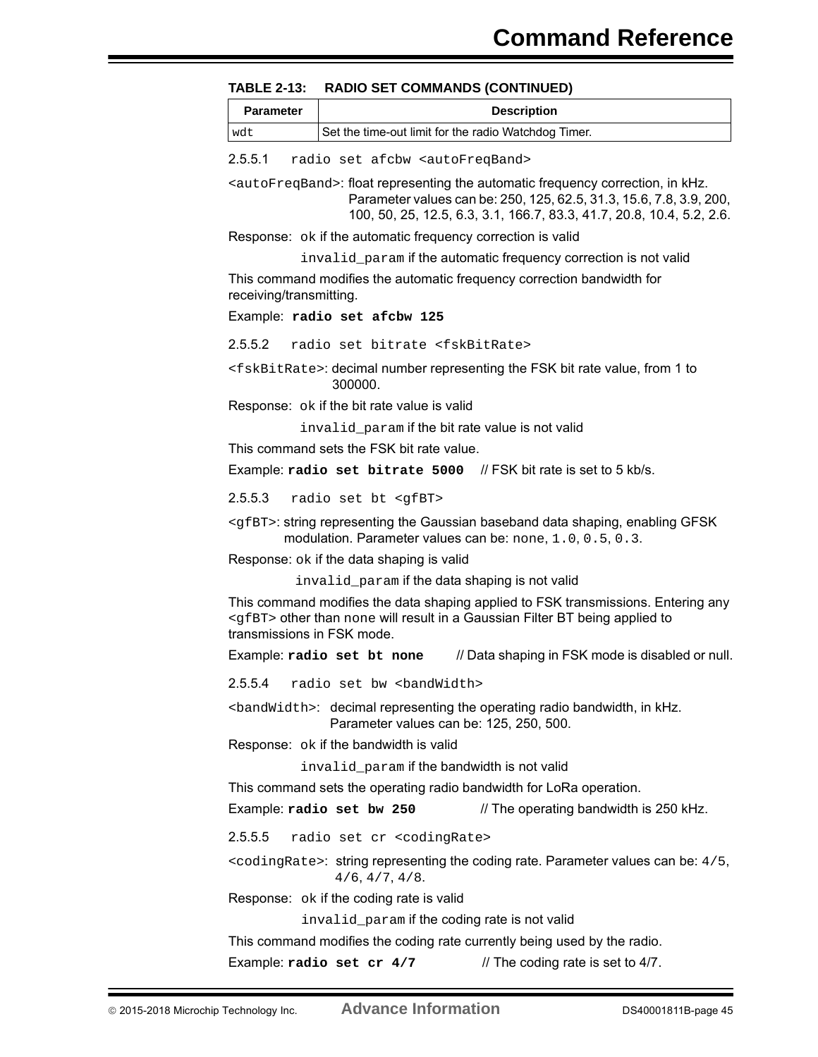**TABLE 2-13: RADIO SET COMMANDS (CONTINUED)**

| Parameter | Description |
|---|---|
| `wdt` | Set the time-out limit for the radio Watchdog Timer. |

#### 2.5.5.1 `radio set afcbw <autoFreqBand>`

`<autoFreqBand>`: float representing the automatic frequency correction, in kHz. Parameter values can be: 250, 125, 62.5, 31.3, 15.6, 7.8, 3.9, 200, 100, 50, 25, 12.5, 6.3, 3.1, 166.7, 83.3, 41.7, 20.8, 10.4, 5.2, 2.6.

Response: `ok` if the automatic frequency correction is valid

`invalid_param` if the automatic frequency correction is not valid

This command modifies the automatic frequency correction bandwidth for receiving/transmitting.

Example: **`radio set afcbw 125`**

#### 2.5.5.2 `radio set bitrate <fskBitRate>`

`<fskBitRate>`: decimal number representing the FSK bit rate value, from 1 to 300000.

Response: `ok` if the bit rate value is valid

`invalid_param` if the bit rate value is not valid

This command sets the FSK bit rate value.

Example: **`radio set bitrate 5000`** // FSK bit rate is set to 5 kb/s.

#### 2.5.5.3 `radio set bt <gfBT>`

`<gfBT>`: string representing the Gaussian baseband data shaping, enabling GFSK modulation. Parameter values can be: `none`, `1.0`, `0.5`, `0.3`.

Response: `ok` if the data shaping is valid

`invalid_param` if the data shaping is not valid

This command modifies the data shaping applied to FSK transmissions. Entering any `<gfBT>` other than `none` will result in a Gaussian Filter BT being applied to transmissions in FSK mode.

Example: **`radio set bt none`** // Data shaping in FSK mode is disabled or null.

#### 2.5.5.4 `radio set bw <bandWidth>`

`<bandWidth>`: decimal representing the operating radio bandwidth, in kHz. Parameter values can be: 125, 250, 500.

Response: `ok` if the bandwidth is valid

`invalid_param` if the bandwidth is not valid

This command sets the operating radio bandwidth for LoRa operation.

Example: **`radio set bw 250`** // The operating bandwidth is 250 kHz.

#### 2.5.5.5 `radio set cr <codingRate>`

`<codingRate>`: string representing the coding rate. Parameter values can be: `4/5`, `4/6`, `4/7`, `4/8`.

Response: `ok` if the coding rate is valid

`invalid_param` if the coding rate is not valid

This command modifies the coding rate currently being used by the radio.

Example: **`radio set cr 4/7`** // The coding rate is set to 4/7.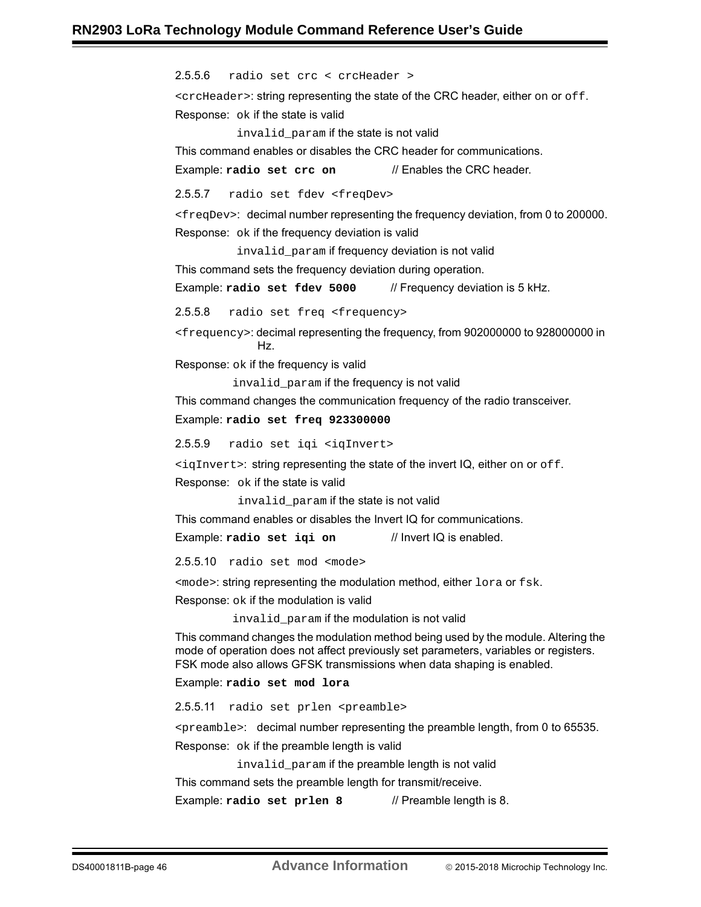#### 2.5.5.6 radio set crc < crcHeader >

`<crcHeader>`: string representing the state of the CRC header, either `on` or `off`.

Response: `ok` if the state is valid

`invalid_param` if the state is not valid

This command enables or disables the CRC header for communications.

Example: **`radio set crc on`** // Enables the CRC header.

#### 2.5.5.7 radio set fdev <freqDev>

`<freqDev>`: decimal number representing the frequency deviation, from 0 to 200000.

Response: `ok` if the frequency deviation is valid

`invalid_param` if frequency deviation is not valid

This command sets the frequency deviation during operation.

Example: **`radio set fdev 5000`** // Frequency deviation is 5 kHz.

#### 2.5.5.8 radio set freq <frequency>

`<frequency>`: decimal representing the frequency, from 902000000 to 928000000 in Hz.

Response: `ok` if the frequency is valid

`invalid_param` if the frequency is not valid

This command changes the communication frequency of the radio transceiver.

Example: **`radio set freq 923300000`**

#### 2.5.5.9 radio set iqi <iqInvert>

`<iqInvert>`: string representing the state of the invert IQ, either `on` or `off`.

Response: `ok` if the state is valid

`invalid_param` if the state is not valid

This command enables or disables the Invert IQ for communications.

Example: **`radio set iqi on`** // Invert IQ is enabled.

#### 2.5.5.10 radio set mod <mode>

`<mode>`: string representing the modulation method, either `lora` or `fsk`.

Response: `ok` if the modulation is valid

`invalid_param` if the modulation is not valid

This command changes the modulation method being used by the module. Altering the mode of operation does not affect previously set parameters, variables or registers. FSK mode also allows GFSK transmissions when data shaping is enabled.

Example: **`radio set mod lora`**

#### 2.5.5.11 radio set prlen <preamble>

`<preamble>`: decimal number representing the preamble length, from 0 to 65535.

Response: `ok` if the preamble length is valid

`invalid_param` if the preamble length is not valid

This command sets the preamble length for transmit/receive.

Example: **`radio set prlen 8`** // Preamble length is 8.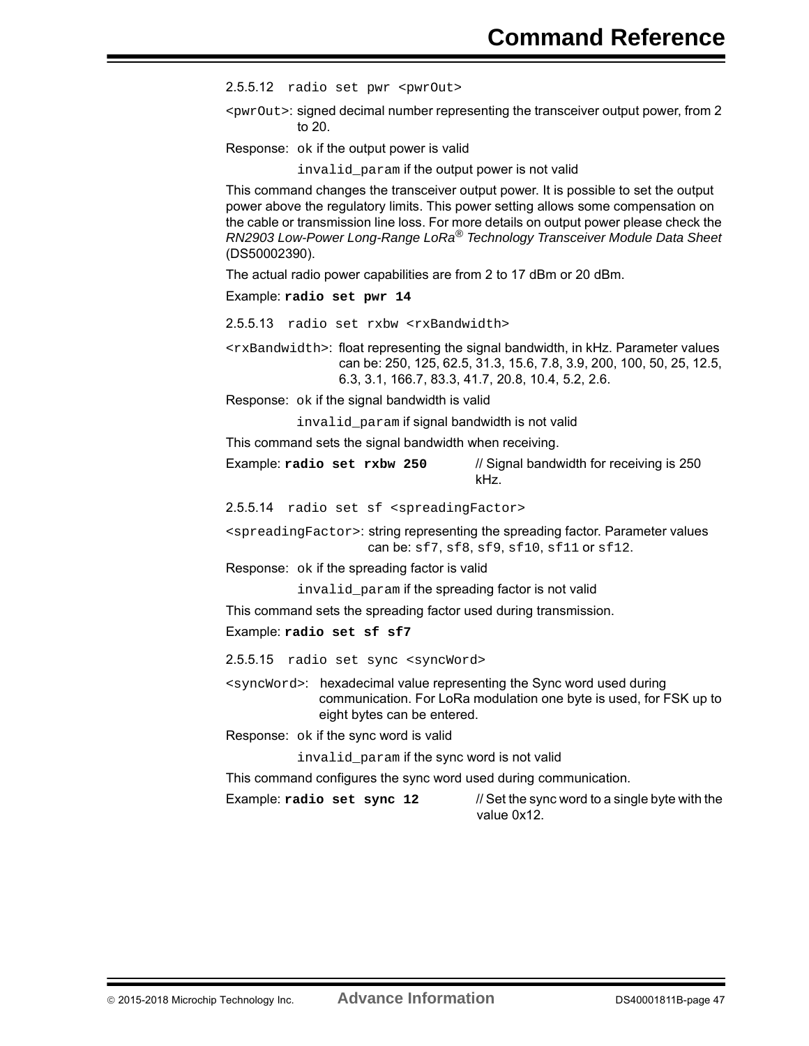#### 2.5.5.12 `radio set pwr <pwrOut>`

`<pwrOut>`: signed decimal number representing the transceiver output power, from 2 to 20.

Response: `ok` if the output power is valid

`invalid_param` if the output power is not valid

This command changes the transceiver output power. It is possible to set the output power above the regulatory limits. This power setting allows some compensation on the cable or transmission line loss. For more details on output power please check the *RN2903 Low-Power Long-Range LoRa® Technology Transceiver Module Data Sheet* (DS50002390).

The actual radio power capabilities are from 2 to 17 dBm or 20 dBm.

Example: **`radio set pwr 14`**

#### 2.5.5.13 `radio set rxbw <rxBandwidth>`

`<rxBandwidth>`: float representing the signal bandwidth, in kHz. Parameter values can be: 250, 125, 62.5, 31.3, 15.6, 7.8, 3.9, 200, 100, 50, 25, 12.5, 6.3, 3.1, 166.7, 83.3, 41.7, 20.8, 10.4, 5.2, 2.6.

Response: `ok` if the signal bandwidth is valid

`invalid_param` if signal bandwidth is not valid

This command sets the signal bandwidth when receiving.

Example: **`radio set rxbw 250`** // Signal bandwidth for receiving is 250 kHz.

#### 2.5.5.14 `radio set sf <spreadingFactor>`

`<spreadingFactor>`: string representing the spreading factor. Parameter values can be: `sf7`, `sf8`, `sf9`, `sf10`, `sf11` or `sf12`.

Response: `ok` if the spreading factor is valid

`invalid_param` if the spreading factor is not valid

This command sets the spreading factor used during transmission.

Example: **`radio set sf sf7`**

#### 2.5.5.15 `radio set sync <syncWord>`

`<syncWord>`: hexadecimal value representing the Sync word used during communication. For LoRa modulation one byte is used, for FSK up to eight bytes can be entered.

Response: `ok` if the sync word is valid

`invalid_param` if the sync word is not valid

This command configures the sync word used during communication.

Example: **`radio set sync 12`** // Set the sync word to a single byte with the value 0x12.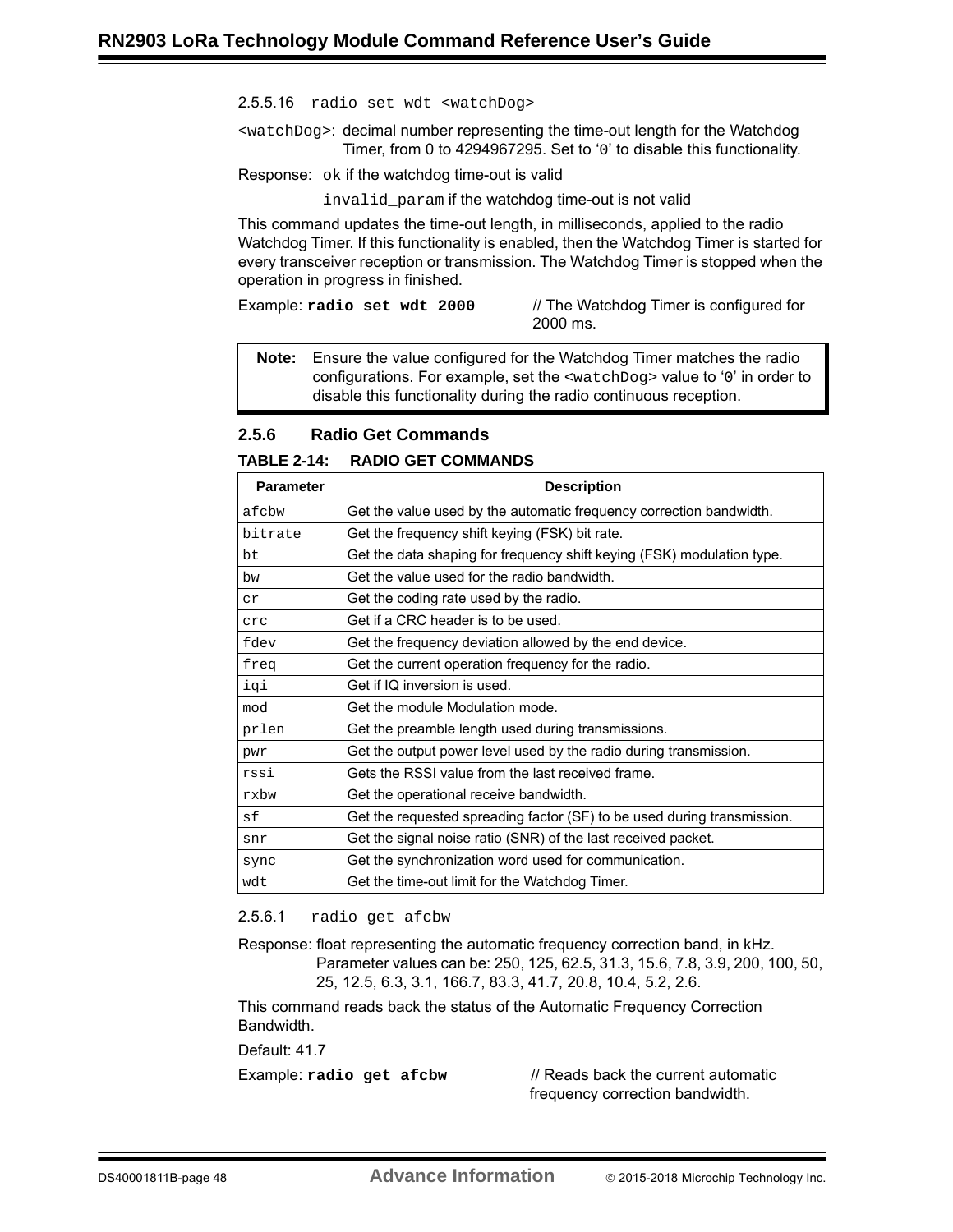#### 2.5.5.16 `radio set wdt <watchDog>`

`<watchDog>`: decimal number representing the time-out length for the Watchdog Timer, from 0 to 4294967295. Set to '`0`' to disable this functionality.

Response: `ok` if the watchdog time-out is valid

`invalid_param` if the watchdog time-out is not valid

This command updates the time-out length, in milliseconds, applied to the radio Watchdog Timer. If this functionality is enabled, then the Watchdog Timer is started for every transceiver reception or transmission. The Watchdog Timer is stopped when the operation in progress in finished.

Example: **`radio set wdt 2000`** // The Watchdog Timer is configured for 2000 ms.

> **Note:** Ensure the value configured for the Watchdog Timer matches the radio configurations. For example, set the `<watchDog>` value to '`0`' in order to disable this functionality during the radio continuous reception.

### 2.5.6 Radio Get Commands

**TABLE 2-14: RADIO GET COMMANDS**

| Parameter | Description |
|---|---|
| `afcbw` | Get the value used by the automatic frequency correction bandwidth. |
| `bitrate` | Get the frequency shift keying (FSK) bit rate. |
| `bt` | Get the data shaping for frequency shift keying (FSK) modulation type. |
| `bw` | Get the value used for the radio bandwidth. |
| `cr` | Get the coding rate used by the radio. |
| `crc` | Get if a CRC header is to be used. |
| `fdev` | Get the frequency deviation allowed by the end device. |
| `freq` | Get the current operation frequency for the radio. |
| `iqi` | Get if IQ inversion is used. |
| `mod` | Get the module Modulation mode. |
| `prlen` | Get the preamble length used during transmissions. |
| `pwr` | Get the output power level used by the radio during transmission. |
| `rssi` | Gets the RSSI value from the last received frame. |
| `rxbw` | Get the operational receive bandwidth. |
| `sf` | Get the requested spreading factor (SF) to be used during transmission. |
| `snr` | Get the signal noise ratio (SNR) of the last received packet. |
| `sync` | Get the synchronization word used for communication. |
| `wdt` | Get the time-out limit for the Watchdog Timer. |

#### 2.5.6.1 `radio get afcbw`

Response: float representing the automatic frequency correction band, in kHz. Parameter values can be: 250, 125, 62.5, 31.3, 15.6, 7.8, 3.9, 200, 100, 50, 25, 12.5, 6.3, 3.1, 166.7, 83.3, 41.7, 20.8, 10.4, 5.2, 2.6.

This command reads back the status of the Automatic Frequency Correction Bandwidth.

Default: 41.7

Example: **`radio get afcbw`** // Reads back the current automatic frequency correction bandwidth.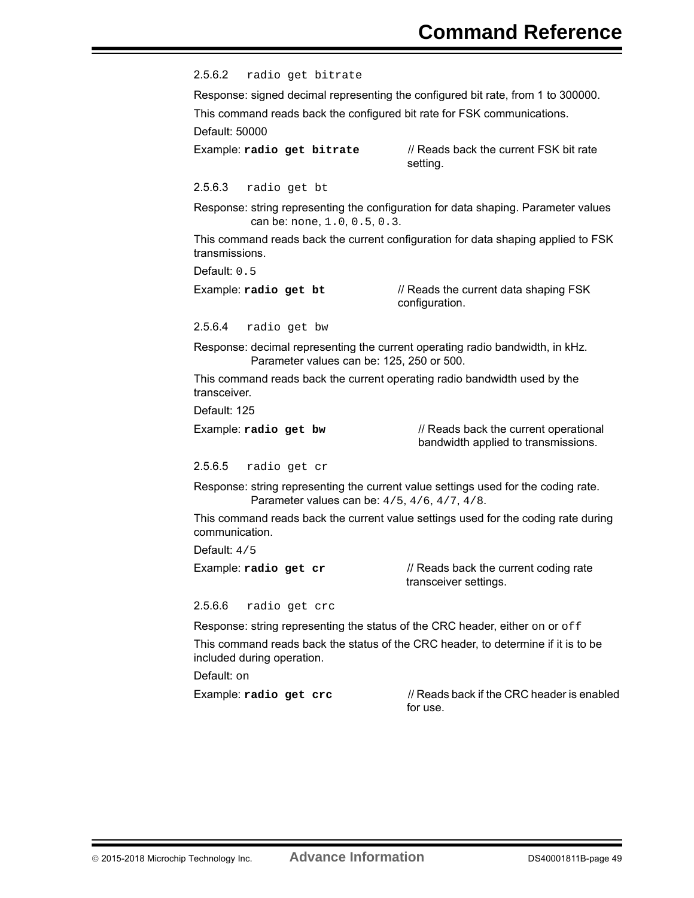#### 2.5.6.2 `radio get bitrate`

Response: signed decimal representing the configured bit rate, from 1 to 300000.

This command reads back the configured bit rate for FSK communications.

Default: 50000

Example: **`radio get bitrate`** // Reads back the current FSK bit rate setting.

#### 2.5.6.3 `radio get bt`

Response: string representing the configuration for data shaping. Parameter values can be: `none`, `1.0`, `0.5`, `0.3`.

This command reads back the current configuration for data shaping applied to FSK transmissions.

Default: `0.5`

Example: **`radio get bt`** // Reads the current data shaping FSK configuration.

#### 2.5.6.4 `radio get bw`

Response: decimal representing the current operating radio bandwidth, in kHz. Parameter values can be: 125, 250 or 500.

This command reads back the current operating radio bandwidth used by the transceiver.

Default: 125

Example: **`radio get bw`** // Reads back the current operational bandwidth applied to transmissions.

#### 2.5.6.5 `radio get cr`

Response: string representing the current value settings used for the coding rate. Parameter values can be: `4/5`, `4/6`, `4/7`, `4/8`.

This command reads back the current value settings used for the coding rate during communication.

Default: `4/5`

Example: **`radio get cr`** // Reads back the current coding rate transceiver settings.

#### 2.5.6.6 `radio get crc`

Response: string representing the status of the CRC header, either on or `off`

This command reads back the status of the CRC header, to determine if it is to be included during operation.

Default: on

Example: **`radio get crc`** // Reads back if the CRC header is enabled for use.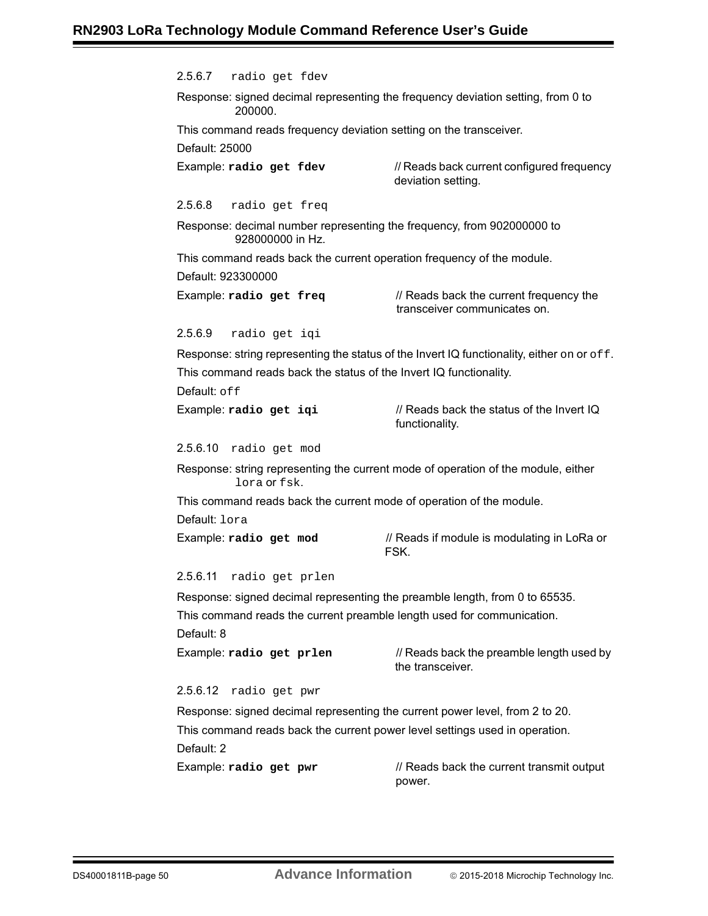#### 2.5.6.7 `radio get fdev`

Response: signed decimal representing the frequency deviation setting, from 0 to 200000.

This command reads frequency deviation setting on the transceiver.

Default: 25000

Example: **`radio get fdev`** // Reads back current configured frequency deviation setting.

#### 2.5.6.8 `radio get freq`

Response: decimal number representing the frequency, from 902000000 to 928000000 in Hz.

This command reads back the current operation frequency of the module.

Default: 923300000

Example: **`radio get freq`** // Reads back the current frequency the transceiver communicates on.

#### 2.5.6.9 `radio get iqi`

Response: string representing the status of the Invert IQ functionality, either `on` or `off`.

This command reads back the status of the Invert IQ functionality.

Default: `off`

Example: **`radio get iqi`** // Reads back the status of the Invert IQ functionality.

#### 2.5.6.10 `radio get mod`

Response: string representing the current mode of operation of the module, either `lora` or `fsk`.

This command reads back the current mode of operation of the module.

Default: `lora`

Example: **`radio get mod`** // Reads if module is modulating in LoRa or FSK.

#### 2.5.6.11 `radio get prlen`

Response: signed decimal representing the preamble length, from 0 to 65535.

This command reads the current preamble length used for communication.

Default: 8

Example: **`radio get prlen`** // Reads back the preamble length used by the transceiver.

#### 2.5.6.12 `radio get pwr`

Response: signed decimal representing the current power level, from 2 to 20.

This command reads back the current power level settings used in operation.

Default: 2

Example: **`radio get pwr`** // Reads back the current transmit output power.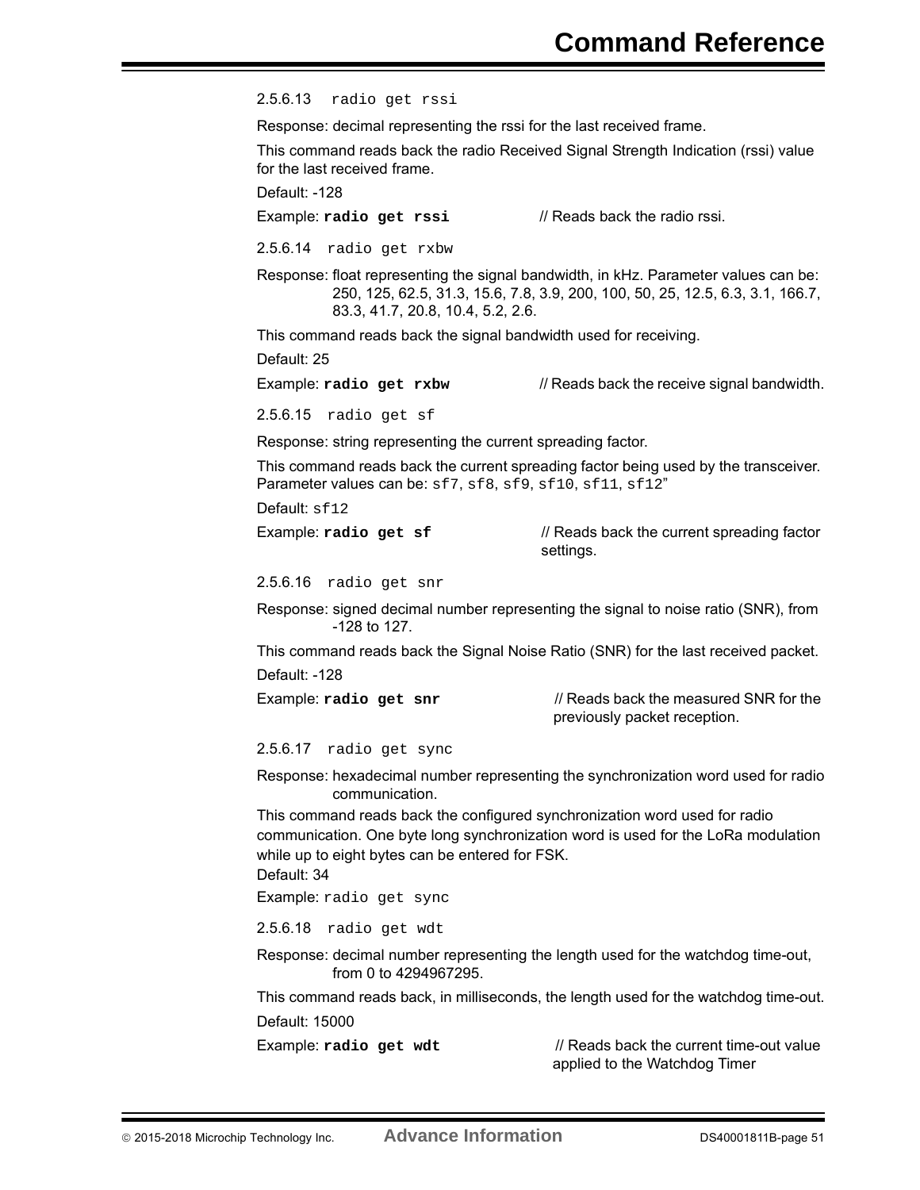#### 2.5.6.13 `radio get rssi`

Response: decimal representing the rssi for the last received frame.

This command reads back the radio Received Signal Strength Indication (rssi) value for the last received frame.

Default: -128

Example: **`radio get rssi`** // Reads back the radio rssi.

#### 2.5.6.14 `radio get rxbw`

Response: float representing the signal bandwidth, in kHz. Parameter values can be: 250, 125, 62.5, 31.3, 15.6, 7.8, 3.9, 200, 100, 50, 25, 12.5, 6.3, 3.1, 166.7, 83.3, 41.7, 20.8, 10.4, 5.2, 2.6.

This command reads back the signal bandwidth used for receiving.

Default: 25

Example: **`radio get rxbw`** // Reads back the receive signal bandwidth.

#### 2.5.6.15 `radio get sf`

Response: string representing the current spreading factor.

This command reads back the current spreading factor being used by the transceiver. Parameter values can be: `sf7`, `sf8`, `sf9`, `sf10`, `sf11`, `sf12`”

Default: `sf12`

Example: **`radio get sf`** // Reads back the current spreading factor settings.

#### 2.5.6.16 `radio get snr`

Response: signed decimal number representing the signal to noise ratio (SNR), from -128 to 127.

This command reads back the Signal Noise Ratio (SNR) for the last received packet.

Default: -128

Example: **`radio get snr`** // Reads back the measured SNR for the previously packet reception.

#### 2.5.6.17 `radio get sync`

Response: hexadecimal number representing the synchronization word used for radio communication.

This command reads back the configured synchronization word used for radio communication. One byte long synchronization word is used for the LoRa modulation while up to eight bytes can be entered for FSK.

Default: 34

Example: `radio get sync`

#### 2.5.6.18 `radio get wdt`

Response: decimal number representing the length used for the watchdog time-out, from 0 to 4294967295.

This command reads back, in milliseconds, the length used for the watchdog time-out.

Default: 15000

Example: **`radio get wdt`** // Reads back the current time-out value applied to the Watchdog Timer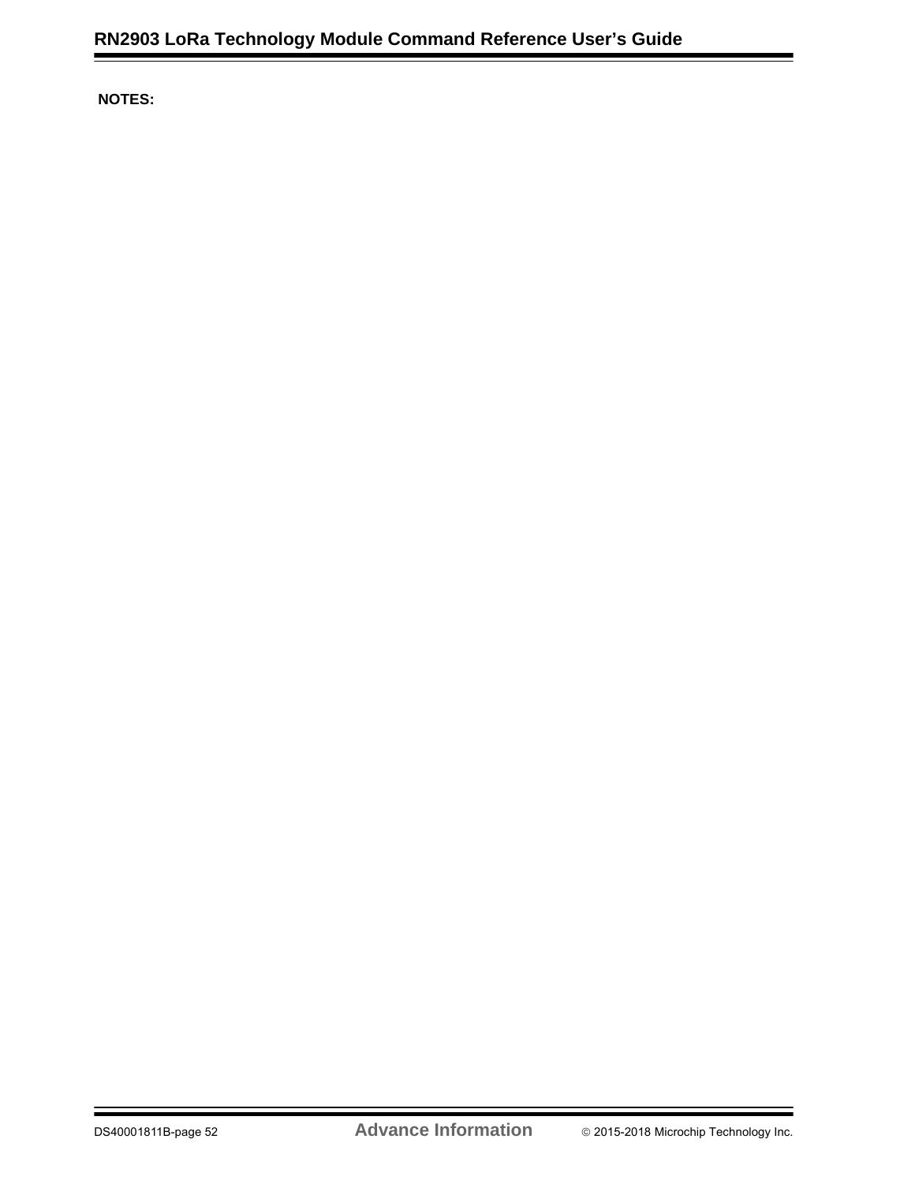**NOTES:**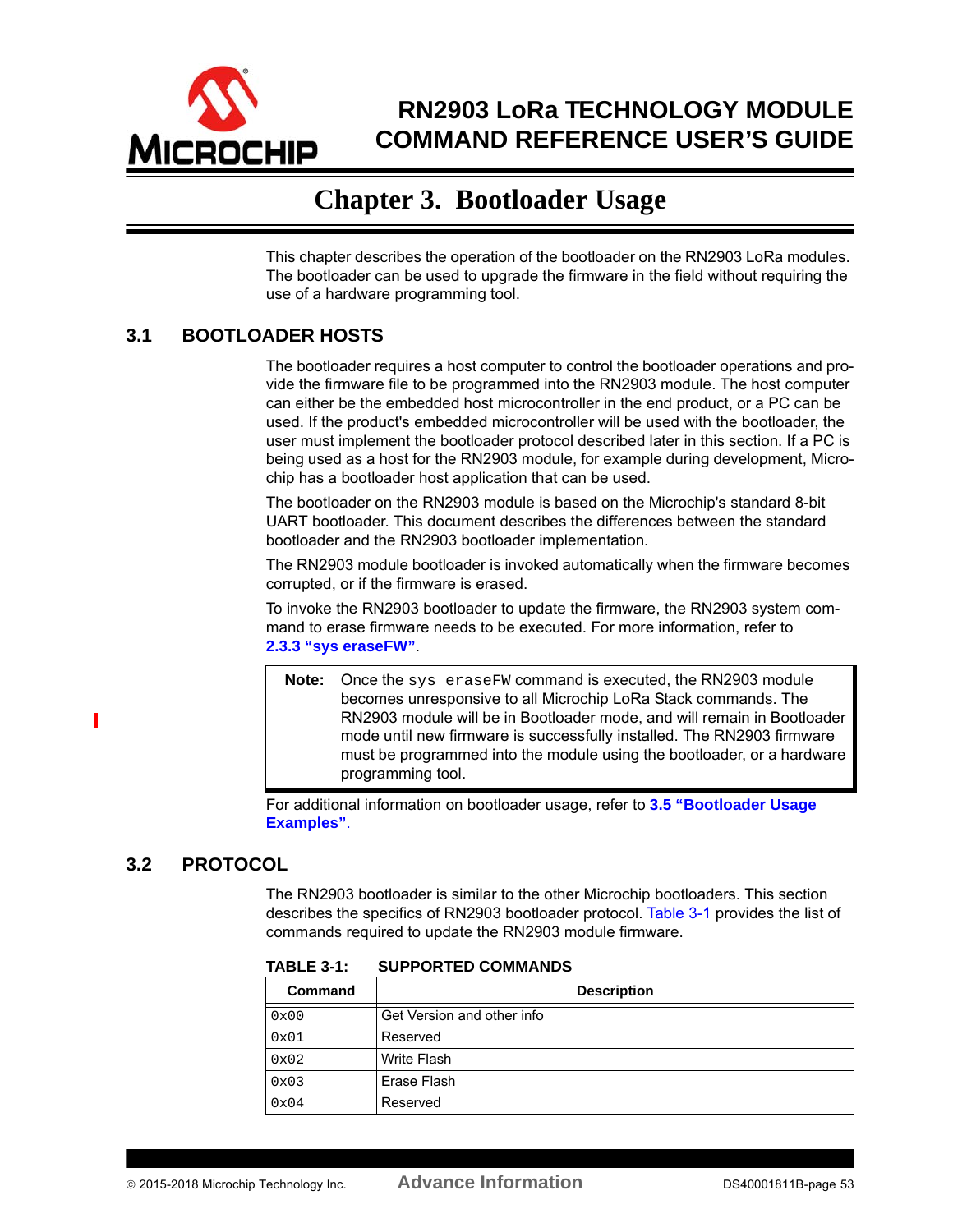# Chapter 3. Bootloader Usage

This chapter describes the operation of the bootloader on the RN2903 LoRa modules. The bootloader can be used to upgrade the firmware in the field without requiring the use of a hardware programming tool.

## 3.1 BOOTLOADER HOSTS

The bootloader requires a host computer to control the bootloader operations and provide the firmware file to be programmed into the RN2903 module. The host computer can either be the embedded host microcontroller in the end product, or a PC can be used. If the product's embedded microcontroller will be used with the bootloader, the user must implement the bootloader protocol described later in this section. If a PC is being used as a host for the RN2903 module, for example during development, Microchip has a bootloader host application that can be used.

The bootloader on the RN2903 module is based on the Microchip's standard 8-bit UART bootloader. This document describes the differences between the standard bootloader and the RN2903 bootloader implementation.

The RN2903 module bootloader is invoked automatically when the firmware becomes corrupted, or if the firmware is erased.

To invoke the RN2903 bootloader to update the firmware, the RN2903 system command to erase firmware needs to be executed. For more information, refer to **2.3.3 "sys eraseFW"**.

> **Note:** Once the `sys eraseFW` command is executed, the RN2903 module becomes unresponsive to all Microchip LoRa Stack commands. The RN2903 module will be in Bootloader mode, and will remain in Bootloader mode until new firmware is successfully installed. The RN2903 firmware must be programmed into the module using the bootloader, or a hardware programming tool.

For additional information on bootloader usage, refer to **3.5 "Bootloader Usage Examples"**.

## 3.2 PROTOCOL

The RN2903 bootloader is similar to the other Microchip bootloaders. This section describes the specifics of RN2903 bootloader protocol. Table 3-1 provides the list of commands required to update the RN2903 module firmware.

**TABLE 3-1: SUPPORTED COMMANDS**

| Command | Description |
|---|---|
| `0x00` | Get Version and other info |
| `0x01` | Reserved |
| `0x02` | Write Flash |
| `0x03` | Erase Flash |
| `0x04` | Reserved |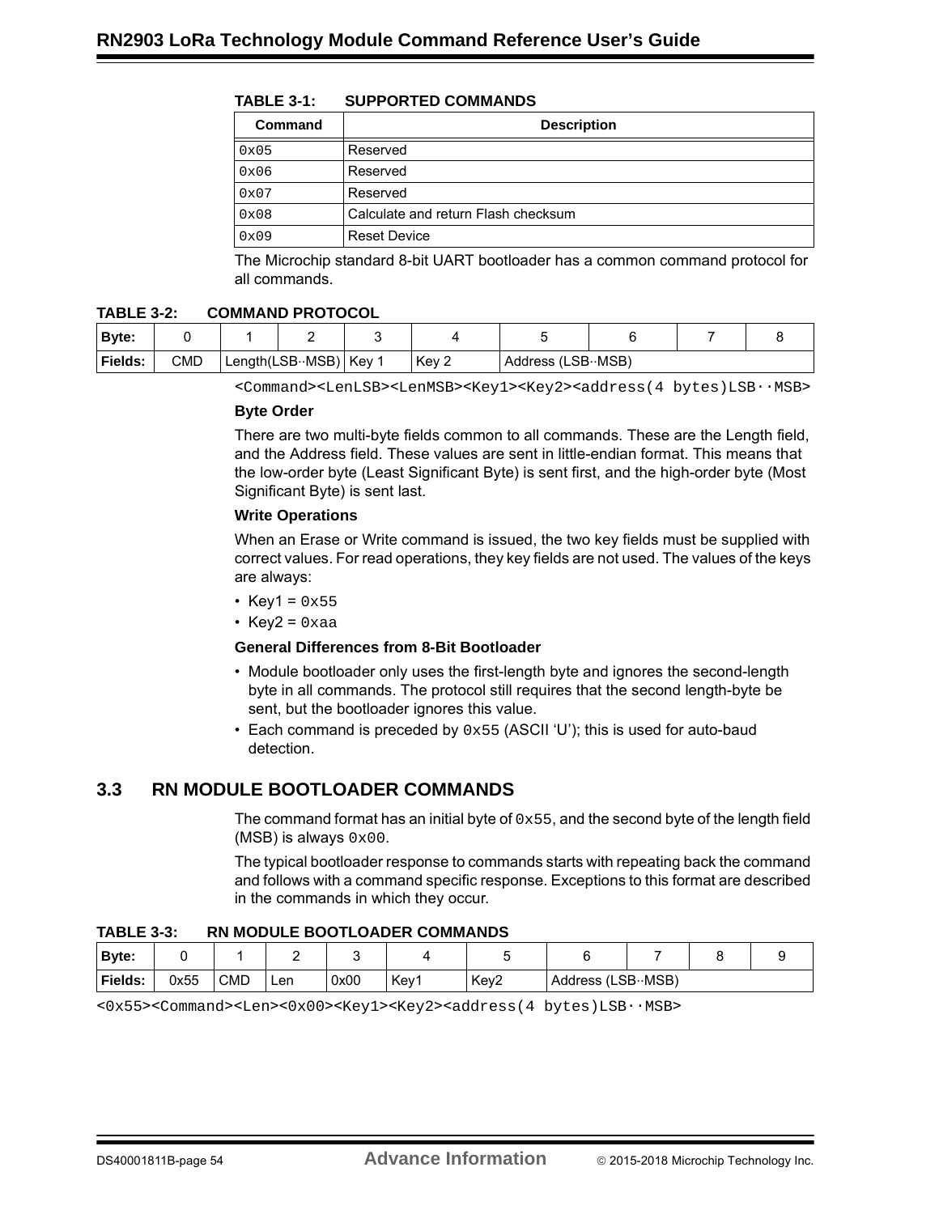**TABLE 3-1: SUPPORTED COMMANDS**

| Command | Description |
|---|---|
| 0x05 | Reserved |
| 0x06 | Reserved |
| 0x07 | Reserved |
| 0x08 | Calculate and return Flash checksum |
| 0x09 | Reset Device |

The Microchip standard 8-bit UART bootloader has a common command protocol for all commands.

**TABLE 3-2: COMMAND PROTOCOL**

| Byte: | 0 | 1 | 2 | 3 | 4 | 5 | 6 | 7 | 8 |
|---|---|---|---|---|---|---|---|---|---|
| Fields: | CMD | Length(LSB··MSB) | | Key 1 | Key 2 | Address (LSB··MSB) | | | |

```
<Command><LenLSB><LenMSB><Key1><Key2><address(4 bytes)LSB··MSB>
```

**Byte Order**

There are two multi-byte fields common to all commands. These are the Length field, and the Address field. These values are sent in little-endian format. This means that the low-order byte (Least Significant Byte) is sent first, and the high-order byte (Most Significant Byte) is sent last.

**Write Operations**

When an Erase or Write command is issued, the two key fields must be supplied with correct values. For read operations, they key fields are not used. The values of the keys are always:

- Key1 = 0x55
- Key2 = 0xaa

**General Differences from 8-Bit Bootloader**

- Module bootloader only uses the first-length byte and ignores the second-length byte in all commands. The protocol still requires that the second length-byte be sent, but the bootloader ignores this value.
- Each command is preceded by 0x55 (ASCII 'U'); this is used for auto-baud detection.

## 3.3 RN MODULE BOOTLOADER COMMANDS

The command format has an initial byte of 0x55, and the second byte of the length field (MSB) is always 0x00.

The typical bootloader response to commands starts with repeating back the command and follows with a command specific response. Exceptions to this format are described in the commands in which they occur.

**TABLE 3-3: RN MODULE BOOTLOADER COMMANDS**

| Byte: | 0 | 1 | 2 | 3 | 4 | 5 | 6 | 7 | 8 | 9 |
|---|---|---|---|---|---|---|---|---|---|---|
| Fields: | 0x55 | CMD | Len | 0x00 | Key1 | Key2 | Address (LSB··MSB) | | | |

```
<0x55><Command><Len><0x00><Key1><Key2><address(4 bytes)LSB··MSB>
```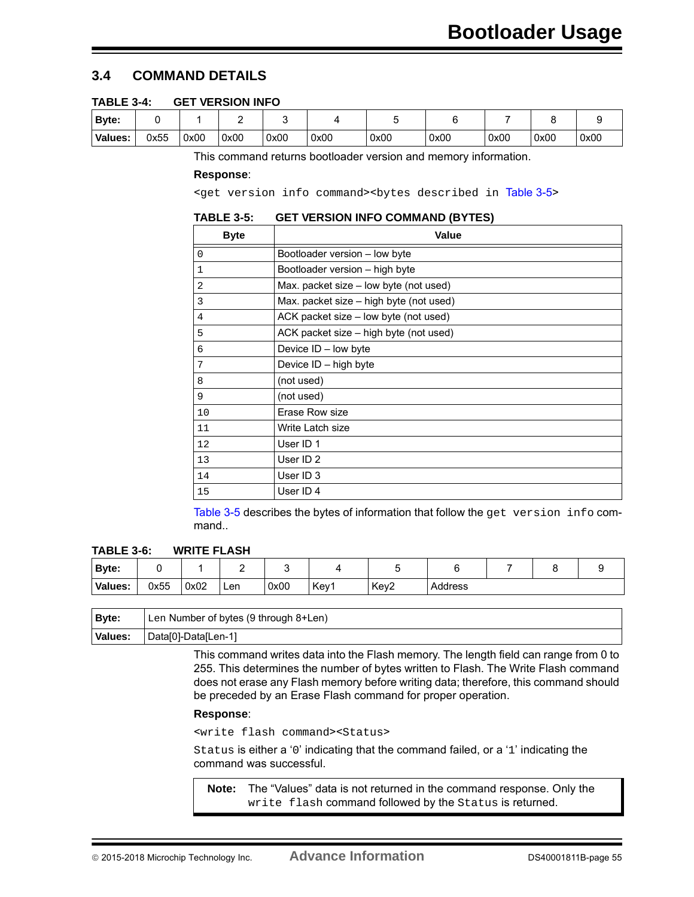## 3.4 COMMAND DETAILS

**TABLE 3-4: GET VERSION INFO**

| Byte: | 0 | 1 | 2 | 3 | 4 | 5 | 6 | 7 | 8 | 9 |
|---|---|---|---|---|---|---|---|---|---|---|
| Values: | 0x55 | 0x00 | 0x00 | 0x00 | 0x00 | 0x00 | 0x00 | 0x00 | 0x00 | 0x00 |

This command returns bootloader version and memory information.

**Response**:

`<get version info command><bytes described in Table 3-5>`

**TABLE 3-5: GET VERSION INFO COMMAND (BYTES)**

| Byte | Value |
|---|---|
| 0 | Bootloader version – low byte |
| 1 | Bootloader version – high byte |
| 2 | Max. packet size – low byte (not used) |
| 3 | Max. packet size – high byte (not used) |
| 4 | ACK packet size – low byte (not used) |
| 5 | ACK packet size – high byte (not used) |
| 6 | Device ID – low byte |
| 7 | Device ID – high byte |
| 8 | (not used) |
| 9 | (not used) |
| 10 | Erase Row size |
| 11 | Write Latch size |
| 12 | User ID 1 |
| 13 | User ID 2 |
| 14 | User ID 3 |
| 15 | User ID 4 |

Table 3-5 describes the bytes of information that follow the `get version info` command..

**TABLE 3-6: WRITE FLASH**

| Byte: | 0 | 1 | 2 | 3 | 4 | 5 | 6 | 7 | 8 | 9 |
|---|---|---|---|---|---|---|---|---|---|---|
| Values: | 0x55 | 0x02 | Len | 0x00 | Key1 | Key2 | Address | | | |

| Byte: | Len Number of bytes (9 through 8+Len) |
|---|---|
| Values: | Data[0]-Data[Len-1] |

This command writes data into the Flash memory. The length field can range from 0 to 255. This determines the number of bytes written to Flash. The Write Flash command does not erase any Flash memory before writing data; therefore, this command should be preceded by an Erase Flash command for proper operation.

**Response**:

`<write flash command><Status>`

`Status` is either a '`0`' indicating that the command failed, or a '`1`' indicating the command was successful.

> **Note:** The "Values" data is not returned in the command response. Only the `write flash` command followed by the `Status` is returned.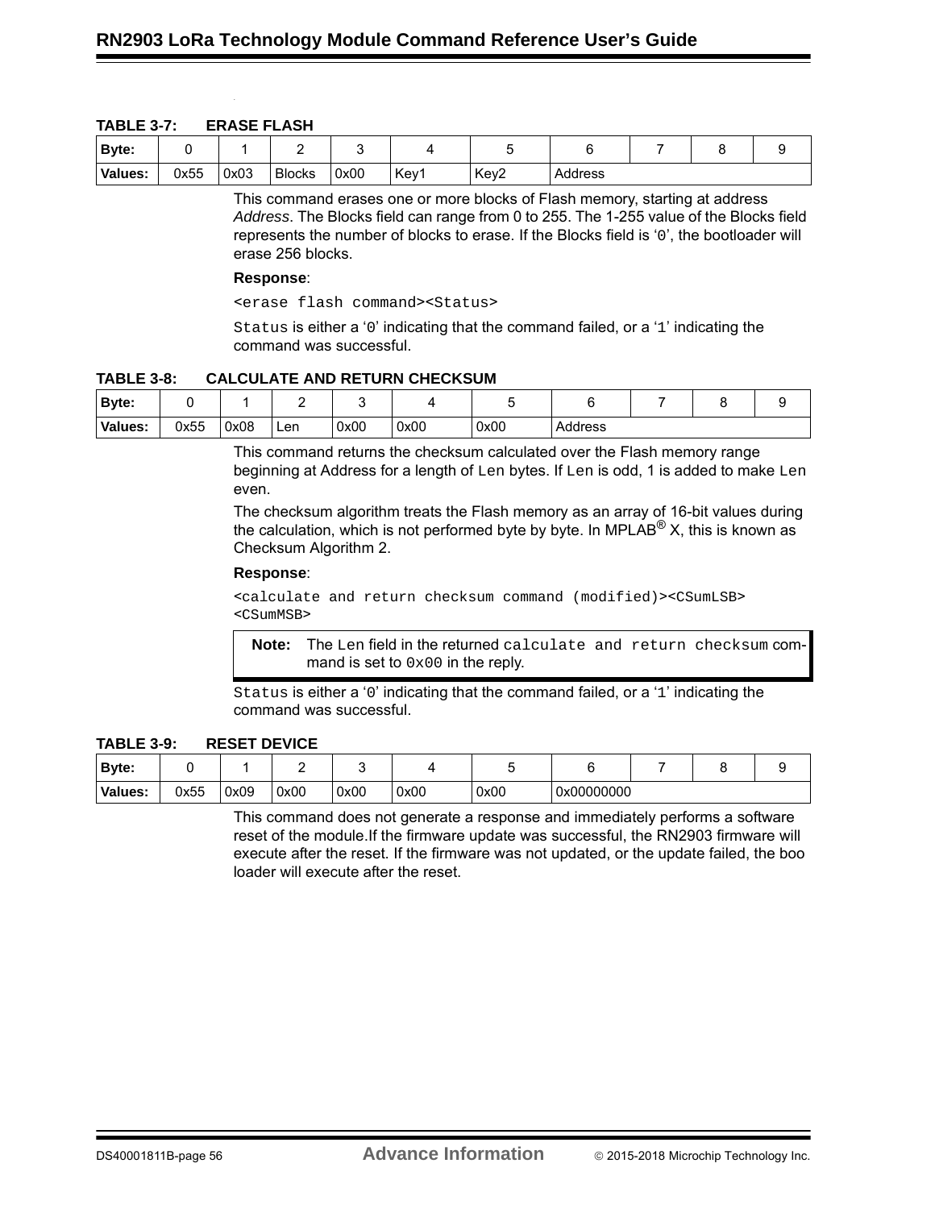**TABLE 3-7: ERASE FLASH**

| Byte: | 0 | 1 | 2 | 3 | 4 | 5 | 6 | 7 | 8 | 9 |
|---|---|---|---|---|---|---|---|---|---|---|
| Values: | 0x55 | 0x03 | Blocks | 0x00 | Key1 | Key2 | Address | | | |

This command erases one or more blocks of Flash memory, starting at address *Address*. The Blocks field can range from 0 to 255. The 1-255 value of the Blocks field represents the number of blocks to erase. If the Blocks field is '`0`', the bootloader will erase 256 blocks.

**Response**:

`<erase flash command><Status>`

`Status` is either a '`0`' indicating that the command failed, or a '`1`' indicating the command was successful.

**TABLE 3-8: CALCULATE AND RETURN CHECKSUM**

| Byte: | 0 | 1 | 2 | 3 | 4 | 5 | 6 | 7 | 8 | 9 |
|---|---|---|---|---|---|---|---|---|---|---|
| Values: | 0x55 | 0x08 | Len | 0x00 | 0x00 | 0x00 | Address | | | |

This command returns the checksum calculated over the Flash memory range beginning at Address for a length of `Len` bytes. If `Len` is odd, 1 is added to make `Len` even.

The checksum algorithm treats the Flash memory as an array of 16-bit values during the calculation, which is not performed byte by byte. In MPLAB® X, this is known as Checksum Algorithm 2.

**Response**:

`<calculate and return checksum command (modified)><CSumLSB><CSumMSB>`

> **Note:** The `Len` field in the returned `calculate and return checksum` command is set to `0x00` in the reply.

`Status` is either a '`0`' indicating that the command failed, or a '`1`' indicating the command was successful.

**TABLE 3-9: RESET DEVICE**

| Byte: | 0 | 1 | 2 | 3 | 4 | 5 | 6 | 7 | 8 | 9 |
|---|---|---|---|---|---|---|---|---|---|---|
| Values: | 0x55 | 0x09 | 0x00 | 0x00 | 0x00 | 0x00 | 0x00000000 | | | |

This command does not generate a response and immediately performs a software reset of the module.If the firmware update was successful, the RN2903 firmware will execute after the reset. If the firmware was not updated, or the update failed, the boo loader will execute after the reset.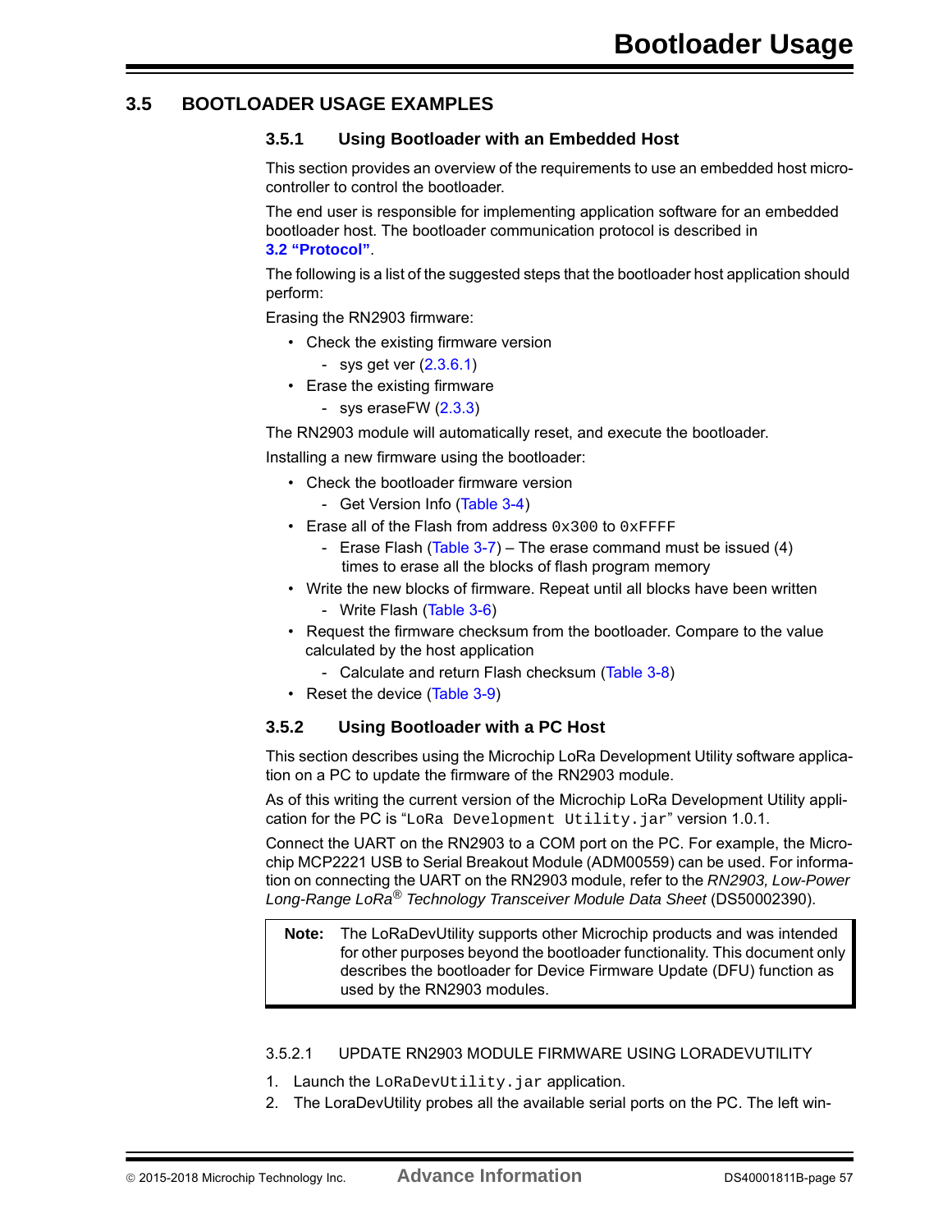## 3.5 BOOTLOADER USAGE EXAMPLES

### 3.5.1 Using Bootloader with an Embedded Host

This section provides an overview of the requirements to use an embedded host microcontroller to control the bootloader.

The end user is responsible for implementing application software for an embedded bootloader host. The bootloader communication protocol is described in **3.2 "Protocol"**.

The following is a list of the suggested steps that the bootloader host application should perform:

Erasing the RN2903 firmware:

- Check the existing firmware version
  - sys get ver (2.3.6.1)
- Erase the existing firmware
  - sys eraseFW (2.3.3)

The RN2903 module will automatically reset, and execute the bootloader.

Installing a new firmware using the bootloader:

- Check the bootloader firmware version
  - Get Version Info (Table 3-4)
- Erase all of the Flash from address `0x300` to `0xFFFF`
  - Erase Flash (Table 3-7) – The erase command must be issued (4) times to erase all the blocks of flash program memory
- Write the new blocks of firmware. Repeat until all blocks have been written
  - Write Flash (Table 3-6)
- Request the firmware checksum from the bootloader. Compare to the value calculated by the host application
  - Calculate and return Flash checksum (Table 3-8)
- Reset the device (Table 3-9)

### 3.5.2 Using Bootloader with a PC Host

This section describes using the Microchip LoRa Development Utility software application on a PC to update the firmware of the RN2903 module.

As of this writing the current version of the Microchip LoRa Development Utility application for the PC is "`LoRa Development Utility.jar`" version 1.0.1.

Connect the UART on the RN2903 to a COM port on the PC. For example, the Microchip MCP2221 USB to Serial Breakout Module (ADM00559) can be used. For information on connecting the UART on the RN2903 module, refer to the *RN2903, Low-Power Long-Range LoRa® Technology Transceiver Module Data Sheet* (DS50002390).

> **Note:** The LoRaDevUtility supports other Microchip products and was intended for other purposes beyond the bootloader functionality. This document only describes the bootloader for Device Firmware Update (DFU) function as used by the RN2903 modules.

#### 3.5.2.1 UPDATE RN2903 MODULE FIRMWARE USING LORADEVUTILITY

1. Launch the `LoRaDevUtility.jar` application.
2. The LoraDevUtility probes all the available serial ports on the PC. The left win-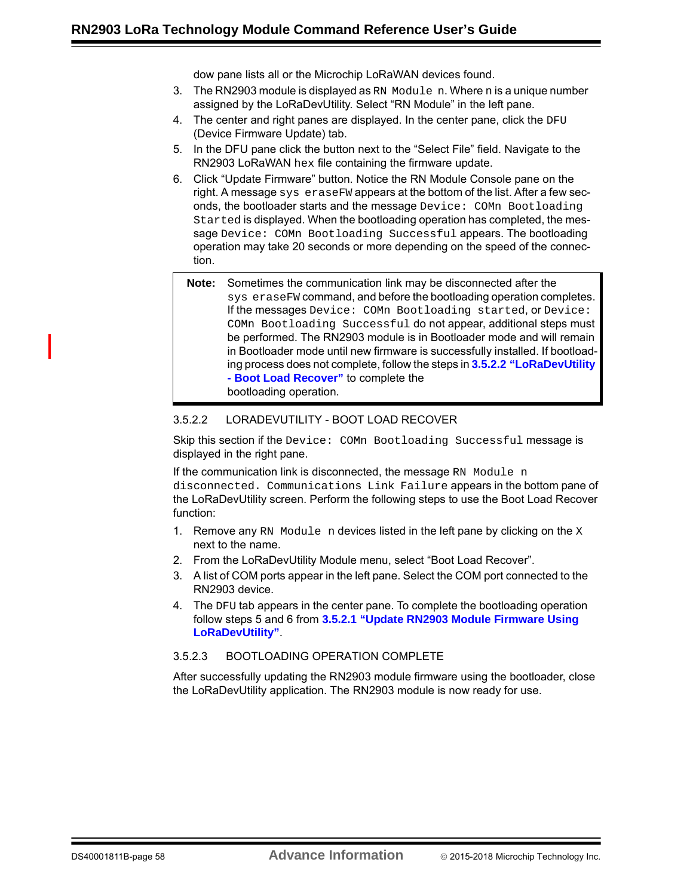dow pane lists all or the Microchip LoRaWAN devices found.

3. The RN2903 module is displayed as `RN Module n`. Where n is a unique number assigned by the LoRaDevUtility. Select "RN Module" in the left pane.
4. The center and right panes are displayed. In the center pane, click the `DFU` (Device Firmware Update) tab.
5. In the DFU pane click the button next to the "Select File" field. Navigate to the RN2903 LoRaWAN `hex` file containing the firmware update.
6. Click "Update Firmware" button. Notice the RN Module Console pane on the right. A message `sys eraseFW` appears at the bottom of the list. After a few seconds, the bootloader starts and the message `Device: COMn Bootloading Started` is displayed. When the bootloading operation has completed, the message `Device: COMn Bootloading Successful` appears. The bootloading operation may take 20 seconds or more depending on the speed of the connection.

> **Note:** Sometimes the communication link may be disconnected after the `sys eraseFW` command, and before the bootloading operation completes. If the messages `Device: COMn Bootloading started`, or `Device: COMn Bootloading Successful` do not appear, additional steps must be performed. The RN2903 module is in Bootloader mode and will remain in Bootloader mode until new firmware is successfully installed. If bootloading process does not complete, follow the steps in **3.5.2.2 "LoRaDevUtility - Boot Load Recover"** to complete the bootloading operation.

#### 3.5.2.2 LORADEVUTILITY - BOOT LOAD RECOVER

Skip this section if the `Device: COMn Bootloading Successful` message is displayed in the right pane.

If the communication link is disconnected, the message `RN Module n disconnected. Communications Link Failure` appears in the bottom pane of the LoRaDevUtility screen. Perform the following steps to use the Boot Load Recover function:

1. Remove any `RN Module n` devices listed in the left pane by clicking on the `X` next to the name.
2. From the LoRaDevUtility Module menu, select "Boot Load Recover".
3. A list of COM ports appear in the left pane. Select the COM port connected to the RN2903 device.
4. The `DFU` tab appears in the center pane. To complete the bootloading operation follow steps 5 and 6 from **3.5.2.1 "Update RN2903 Module Firmware Using LoRaDevUtility"**.

#### 3.5.2.3 BOOTLOADING OPERATION COMPLETE

After successfully updating the RN2903 module firmware using the bootloader, close the LoRaDevUtility application. The RN2903 module is now ready for use.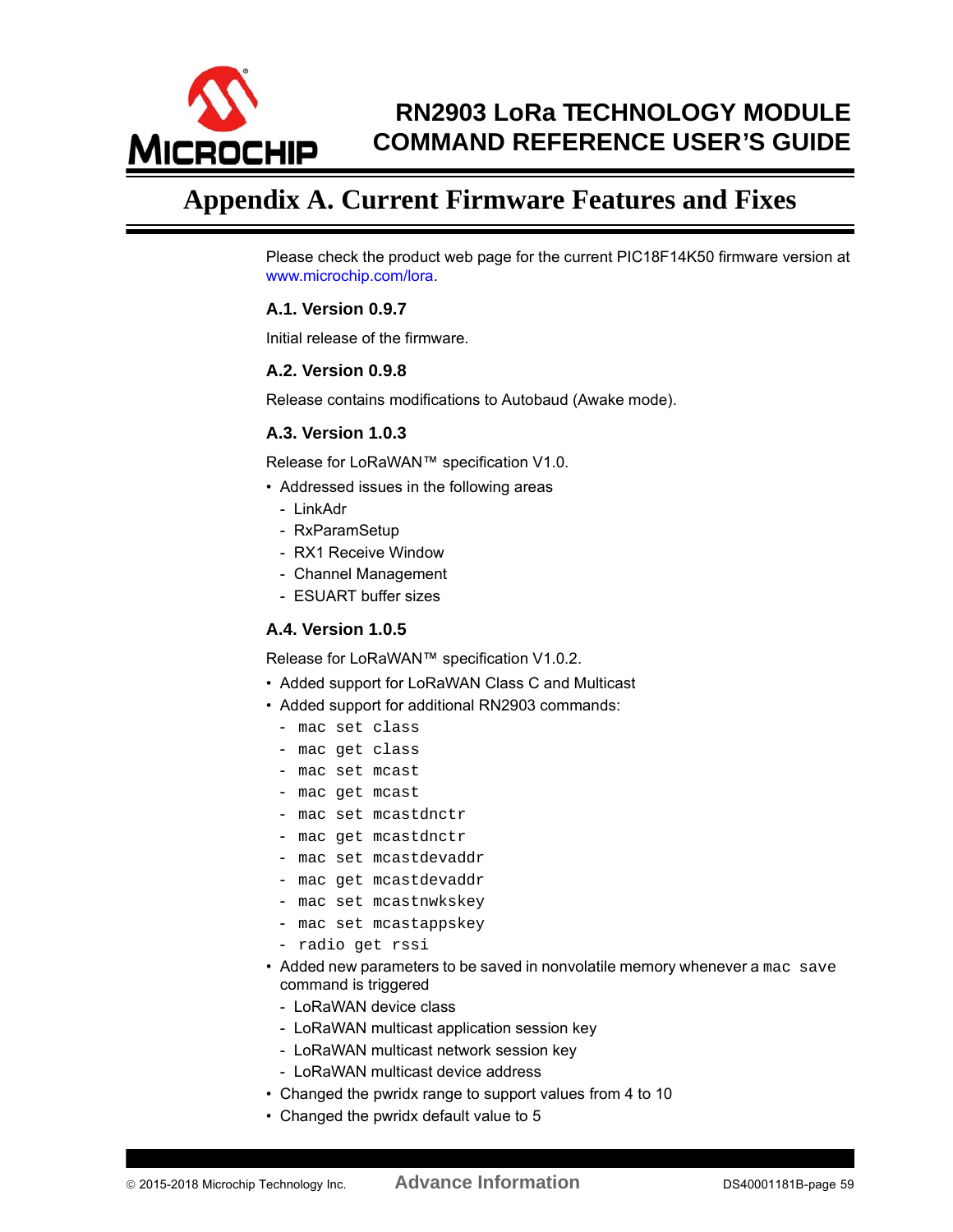# Appendix A. Current Firmware Features and Fixes

Please check the product web page for the current PIC18F14K50 firmware version at www.microchip.com/lora.

## A.1. Version 0.9.7

Initial release of the firmware.

## A.2. Version 0.9.8

Release contains modifications to Autobaud (Awake mode).

## A.3. Version 1.0.3

Release for LoRaWAN™ specification V1.0.

- Addressed issues in the following areas
  - LinkAdr
  - RxParamSetup
  - RX1 Receive Window
  - Channel Management
  - ESUART buffer sizes

## A.4. Version 1.0.5

Release for LoRaWAN™ specification V1.0.2.

- Added support for LoRaWAN Class C and Multicast
- Added support for additional RN2903 commands:
  - `mac set class`
  - `mac get class`
  - `mac set mcast`
  - `mac get mcast`
  - `mac set mcastdnctr`
  - `mac get mcastdnctr`
  - `mac set mcastdevaddr`
  - `mac get mcastdevaddr`
  - `mac set mcastnwkskey`
  - `mac set mcastappskey`
  - `radio get rssi`
- Added new parameters to be saved in nonvolatile memory whenever a `mac save` command is triggered
  - LoRaWAN device class
  - LoRaWAN multicast application session key
  - LoRaWAN multicast network session key
  - LoRaWAN multicast device address
- Changed the pwridx range to support values from 4 to 10
- Changed the pwridx default value to 5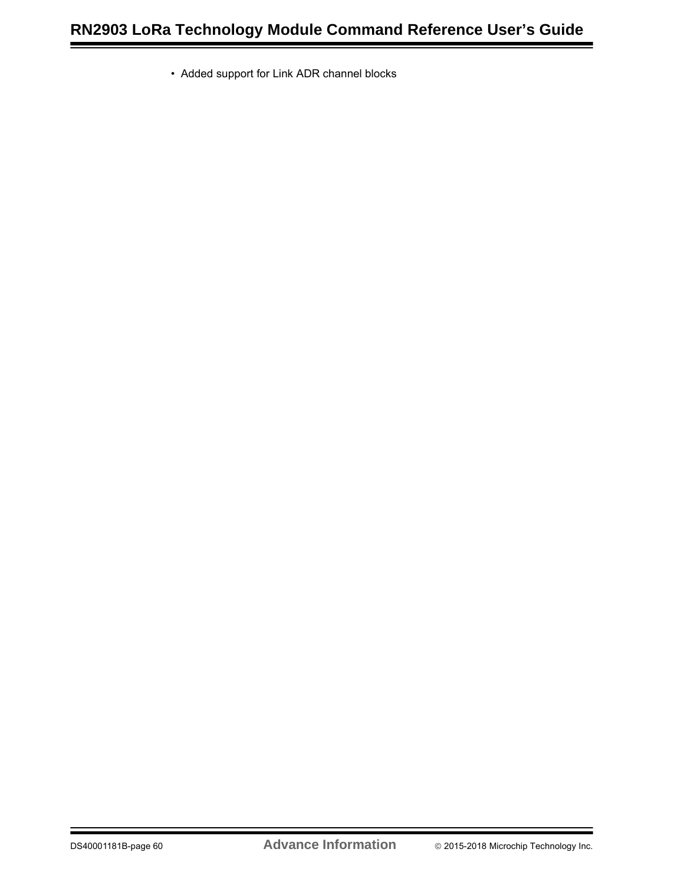- Added support for Link ADR channel blocks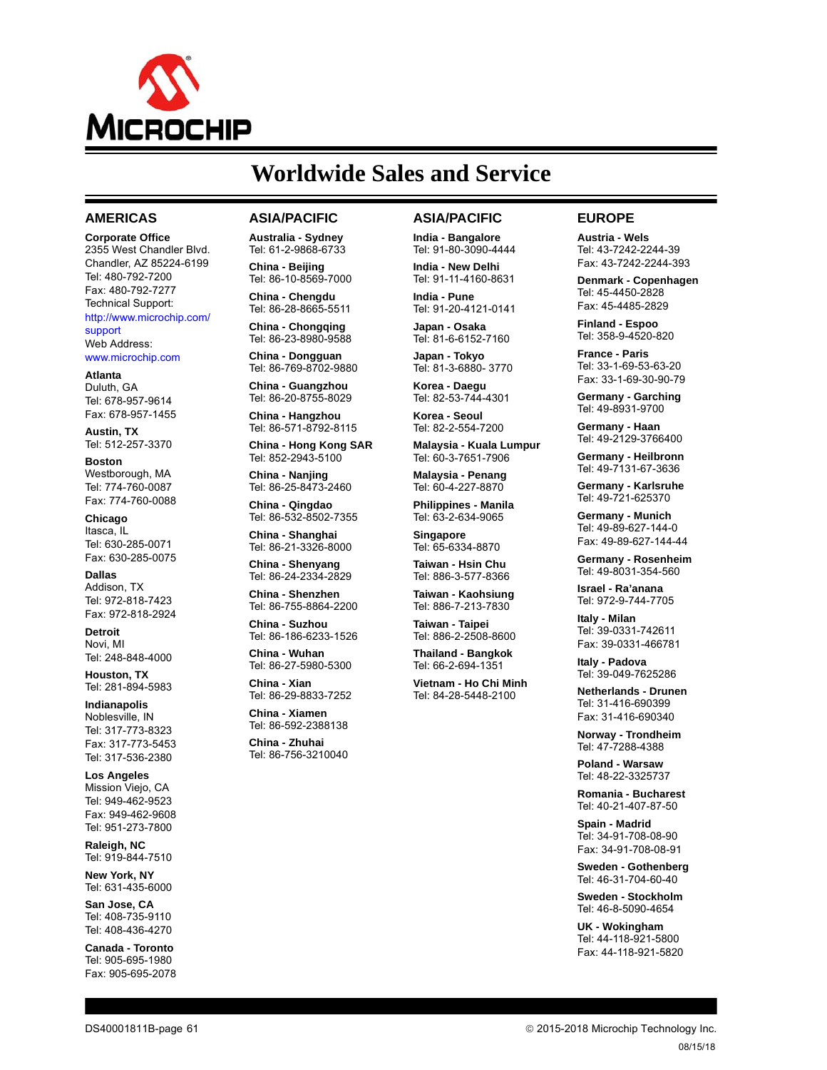# Worldwide Sales and Service

## AMERICAS

**Corporate Office**
2355 West Chandler Blvd.
Chandler, AZ 85224-6199
Tel: 480-792-7200
Fax: 480-792-7277
Technical Support:
http://www.microchip.com/support
Web Address:
www.microchip.com

**Atlanta**
Duluth, GA
Tel: 678-957-9614
Fax: 678-957-1455

**Austin, TX**
Tel: 512-257-3370

**Boston**
Westborough, MA
Tel: 774-760-0087
Fax: 774-760-0088

**Chicago**
Itasca, IL
Tel: 630-285-0071
Fax: 630-285-0075

**Dallas**
Addison, TX
Tel: 972-818-7423
Fax: 972-818-2924

**Detroit**
Novi, MI
Tel: 248-848-4000

**Houston, TX**
Tel: 281-894-5983

**Indianapolis**
Noblesville, IN
Tel: 317-773-8323
Fax: 317-773-5453
Tel: 317-536-2380

**Los Angeles**
Mission Viejo, CA
Tel: 949-462-9523
Fax: 949-462-9608
Tel: 951-273-7800

**Raleigh, NC**
Tel: 919-844-7510

**New York, NY**
Tel: 631-435-6000

**San Jose, CA**
Tel: 408-735-9110
Tel: 408-436-4270

**Canada - Toronto**
Tel: 905-695-1980
Fax: 905-695-2078

## ASIA/PACIFIC

**Australia - Sydney**
Tel: 61-2-9868-6733

**China - Beijing**
Tel: 86-10-8569-7000

**China - Chengdu**
Tel: 86-28-8665-5511

**China - Chongqing**
Tel: 86-23-8980-9588

**China - Dongguan**
Tel: 86-769-8702-9880

**China - Guangzhou**
Tel: 86-20-8755-8029

**China - Hangzhou**
Tel: 86-571-8792-8115

**China - Hong Kong SAR**
Tel: 852-2943-5100

**China - Nanjing**
Tel: 86-25-8473-2460

**China - Qingdao**
Tel: 86-532-8502-7355

**China - Shanghai**
Tel: 86-21-3326-8000

**China - Shenyang**
Tel: 86-24-2334-2829

**China - Shenzhen**
Tel: 86-755-8864-2200

**China - Suzhou**
Tel: 86-186-6233-1526

**China - Wuhan**
Tel: 86-27-5980-5300

**China - Xian**
Tel: 86-29-8833-7252

**China - Xiamen**
Tel: 86-592-2388138

**China - Zhuhai**
Tel: 86-756-3210040

## ASIA/PACIFIC

**India - Bangalore**
Tel: 91-80-3090-4444

**India - New Delhi**
Tel: 91-11-4160-8631

**India - Pune**
Tel: 91-20-4121-0141

**Japan - Osaka**
Tel: 81-6-6152-7160

**Japan - Tokyo**
Tel: 81-3-6880- 3770

**Korea - Daegu**
Tel: 82-53-744-4301

**Korea - Seoul**
Tel: 82-2-554-7200

**Malaysia - Kuala Lumpur**
Tel: 60-3-7651-7906

**Malaysia - Penang**
Tel: 60-4-227-8870

**Philippines - Manila**
Tel: 63-2-634-9065

**Singapore**
Tel: 65-6334-8870

**Taiwan - Hsin Chu**
Tel: 886-3-577-8366

**Taiwan - Kaohsiung**
Tel: 886-7-213-7830

**Taiwan - Taipei**
Tel: 886-2-2508-8600

**Thailand - Bangkok**
Tel: 66-2-694-1351

**Vietnam - Ho Chi Minh**
Tel: 84-28-5448-2100

## EUROPE

**Austria - Wels**
Tel: 43-7242-2244-39
Fax: 43-7242-2244-393

**Denmark - Copenhagen**
Tel: 45-4450-2828
Fax: 45-4485-2829

**Finland - Espoo**
Tel: 358-9-4520-820

**France - Paris**
Tel: 33-1-69-53-63-20
Fax: 33-1-69-30-90-79

**Germany - Garching**
Tel: 49-8931-9700

**Germany - Haan**
Tel: 49-2129-3766400

**Germany - Heilbronn**
Tel: 49-7131-67-3636

**Germany - Karlsruhe**
Tel: 49-721-625370

**Germany - Munich**
Tel: 49-89-627-144-0
Fax: 49-89-627-144-44

**Germany - Rosenheim**
Tel: 49-8031-354-560

**Israel - Ra'anana**
Tel: 972-9-744-7705

**Italy - Milan**
Tel: 39-0331-742611
Fax: 39-0331-466781

**Italy - Padova**
Tel: 39-049-7625286

**Netherlands - Drunen**
Tel: 31-416-690399
Fax: 31-416-690340

**Norway - Trondheim**
Tel: 47-7288-4388

**Poland - Warsaw**
Tel: 48-22-3325737

**Romania - Bucharest**
Tel: 40-21-407-87-50

**Spain - Madrid**
Tel: 34-91-708-08-90
Fax: 34-91-708-08-91

**Sweden - Gothenberg**
Tel: 46-31-704-60-40

**Sweden - Stockholm**
Tel: 46-8-5090-4654

**UK - Wokingham**
Tel: 44-118-921-5800
Fax: 44-118-921-5820

08/15/18